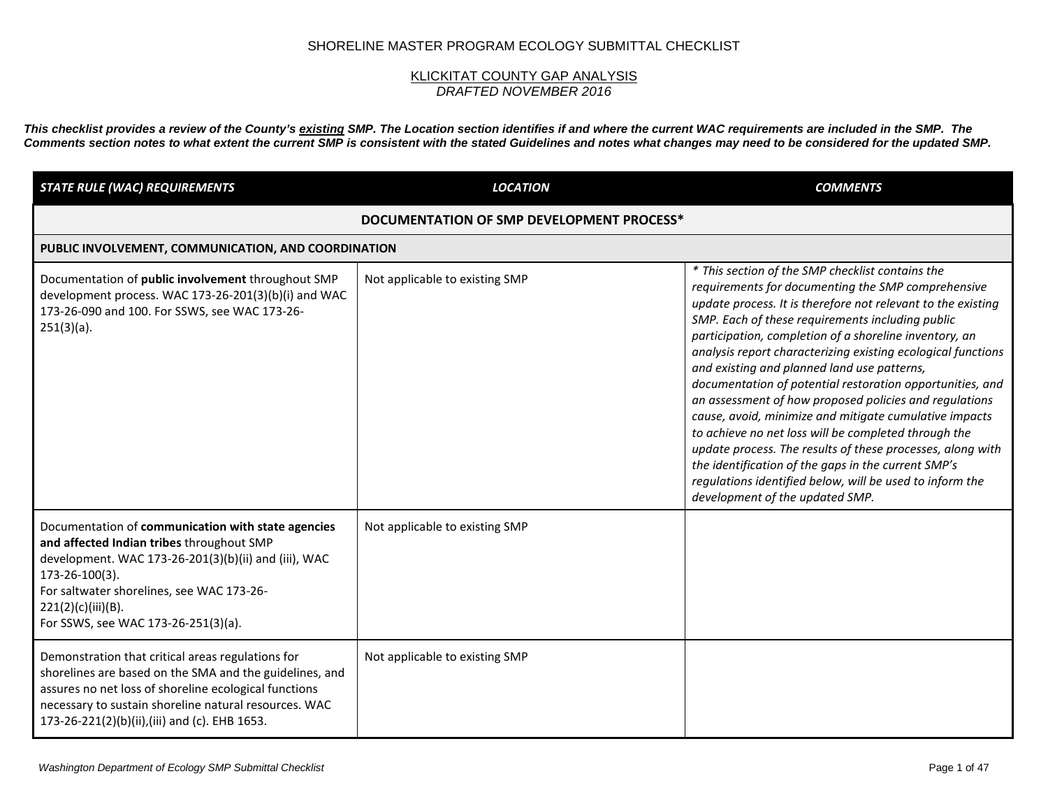SHORELINE MASTER PROGRAM ECOLOGY SUBMITTAL CHECKLIST

KLICKITAT COUNTY GAP ANALYSIS

*DRAFTED NOVEMBER 2016*

***This checklist provides a review of the County's existing SMP. The Location section identifies if and where the current WAC requirements are included in the SMP. The Comments section notes to what extent the current SMP is consistent with the stated Guidelines and notes what changes may need to be considered for the updated SMP.***

| *STATE RULE (WAC) REQUIREMENTS* | *LOCATION* | *COMMENTS* |
|---|---|---|
| **DOCUMENTATION OF SMP DEVELOPMENT PROCESS*** | | |
| **PUBLIC INVOLVEMENT, COMMUNICATION, AND COORDINATION** | | |
| Documentation of **public involvement** throughout SMP development process. WAC 173-26-201(3)(b)(i) and WAC 173-26-090 and 100. For SSWS, see WAC 173-26-251(3)(a). | Not applicable to existing SMP | *\* This section of the SMP checklist contains the requirements for documenting the SMP comprehensive update process. It is therefore not relevant to the existing SMP. Each of these requirements including public participation, completion of a shoreline inventory, an analysis report characterizing existing ecological functions and existing and planned land use patterns, documentation of potential restoration opportunities, and an assessment of how proposed policies and regulations cause, avoid, minimize and mitigate cumulative impacts to achieve no net loss will be completed through the update process. The results of these processes, along with the identification of the gaps in the current SMP's regulations identified below, will be used to inform the development of the updated SMP.* |
| Documentation of **communication with state agencies and affected Indian tribes** throughout SMP development. WAC 173-26-201(3)(b)(ii) and (iii), WAC 173-26-100(3).<br>For saltwater shorelines, see WAC 173-26-221(2)(c)(iii)(B).<br>For SSWS, see WAC 173-26-251(3)(a). | Not applicable to existing SMP | |
| Demonstration that critical areas regulations for shorelines are based on the SMA and the guidelines, and assures no net loss of shoreline ecological functions necessary to sustain shoreline natural resources. WAC 173-26-221(2)(b)(ii),(iii) and (c). EHB 1653. | Not applicable to existing SMP | |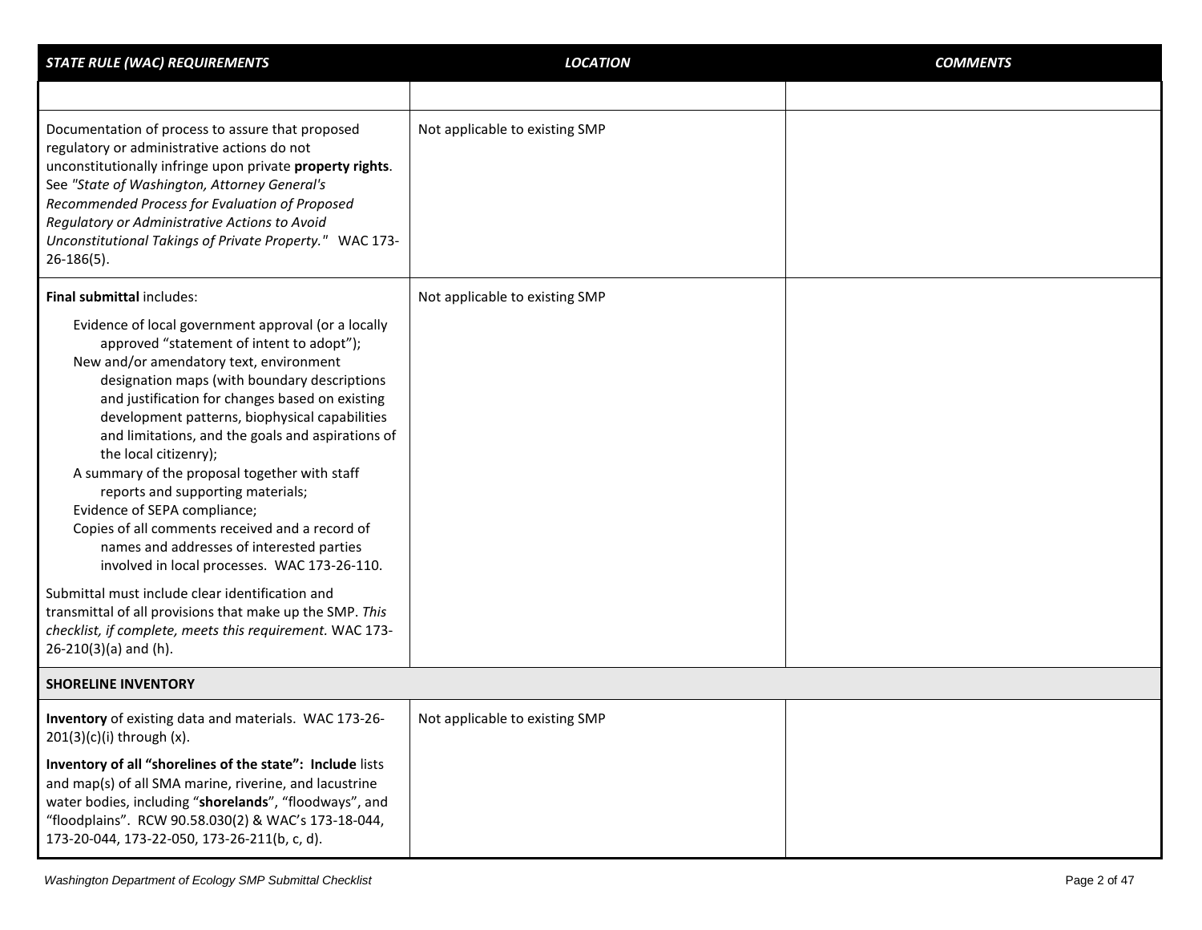| *STATE RULE (WAC) REQUIREMENTS* | *LOCATION* | *COMMENTS* |
|---|---|---|
| | | |
| Documentation of process to assure that proposed regulatory or administrative actions do not unconstitutionally infringe upon private **property rights**. See *"State of Washington, Attorney General's Recommended Process for Evaluation of Proposed Regulatory or Administrative Actions to Avoid Unconstitutional Takings of Private Property."* WAC 173-26-186(5). | Not applicable to existing SMP | |
| **Final submittal** includes:<br><br>Evidence of local government approval (or a locally approved "statement of intent to adopt");<br>New and/or amendatory text, environment designation maps (with boundary descriptions and justification for changes based on existing development patterns, biophysical capabilities and limitations, and the goals and aspirations of the local citizenry);<br>A summary of the proposal together with staff reports and supporting materials;<br>Evidence of SEPA compliance;<br>Copies of all comments received and a record of names and addresses of interested parties involved in local processes. WAC 173-26-110.<br><br>Submittal must include clear identification and transmittal of all provisions that make up the SMP. *This checklist, if complete, meets this requirement.* WAC 173-26-210(3)(a) and (h). | Not applicable to existing SMP | |
| **SHORELINE INVENTORY** | | |
| **Inventory** of existing data and materials. WAC 173-26-201(3)(c)(i) through (x).<br><br>**Inventory of all "shorelines of the state": Include** lists and map(s) of all SMA marine, riverine, and lacustrine water bodies, including "**shorelands**", "floodways", and "floodplains". RCW 90.58.030(2) & WAC's 173-18-044, 173-20-044, 173-22-050, 173-26-211(b, c, d). | Not applicable to existing SMP | |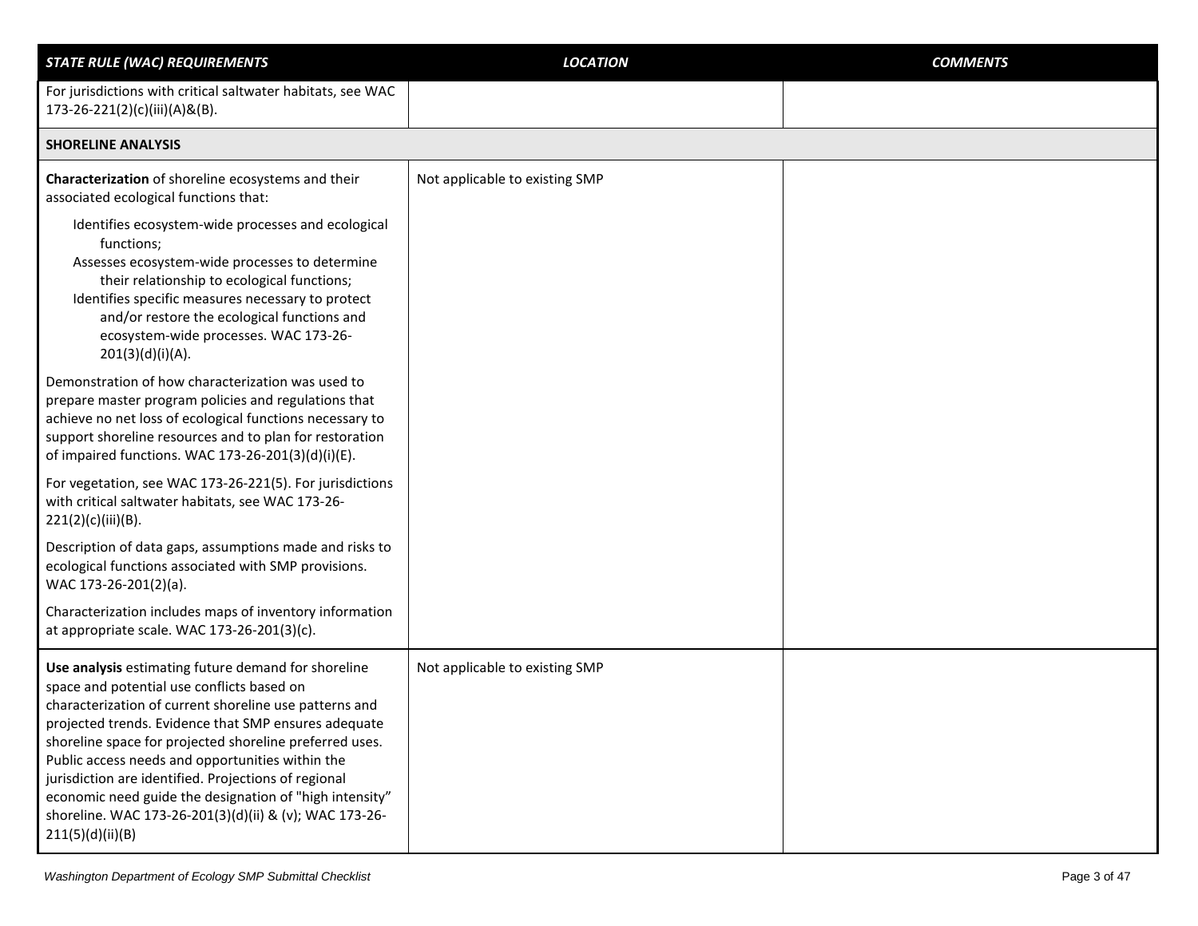| *STATE RULE (WAC) REQUIREMENTS* | *LOCATION* | *COMMENTS* |
|---|---|---|
| For jurisdictions with critical saltwater habitats, see WAC 173-26-221(2)(c)(iii)(A)&(B). | | |
| **SHORELINE ANALYSIS** | | |
| **Characterization** of shoreline ecosystems and their associated ecological functions that:<br><br>Identifies ecosystem-wide processes and ecological functions;<br>Assesses ecosystem-wide processes to determine their relationship to ecological functions;<br>Identifies specific measures necessary to protect and/or restore the ecological functions and ecosystem-wide processes. WAC 173-26-201(3)(d)(i)(A).<br><br>Demonstration of how characterization was used to prepare master program policies and regulations that achieve no net loss of ecological functions necessary to support shoreline resources and to plan for restoration of impaired functions. WAC 173-26-201(3)(d)(i)(E).<br><br>For vegetation, see WAC 173-26-221(5). For jurisdictions with critical saltwater habitats, see WAC 173-26-221(2)(c)(iii)(B).<br><br>Description of data gaps, assumptions made and risks to ecological functions associated with SMP provisions. WAC 173-26-201(2)(a).<br><br>Characterization includes maps of inventory information at appropriate scale. WAC 173-26-201(3)(c). | Not applicable to existing SMP | |
| **Use analysis** estimating future demand for shoreline space and potential use conflicts based on characterization of current shoreline use patterns and projected trends. Evidence that SMP ensures adequate shoreline space for projected shoreline preferred uses. Public access needs and opportunities within the jurisdiction are identified. Projections of regional economic need guide the designation of "high intensity" shoreline. WAC 173-26-201(3)(d)(ii) & (v); WAC 173-26-211(5)(d)(ii)(B) | Not applicable to existing SMP | |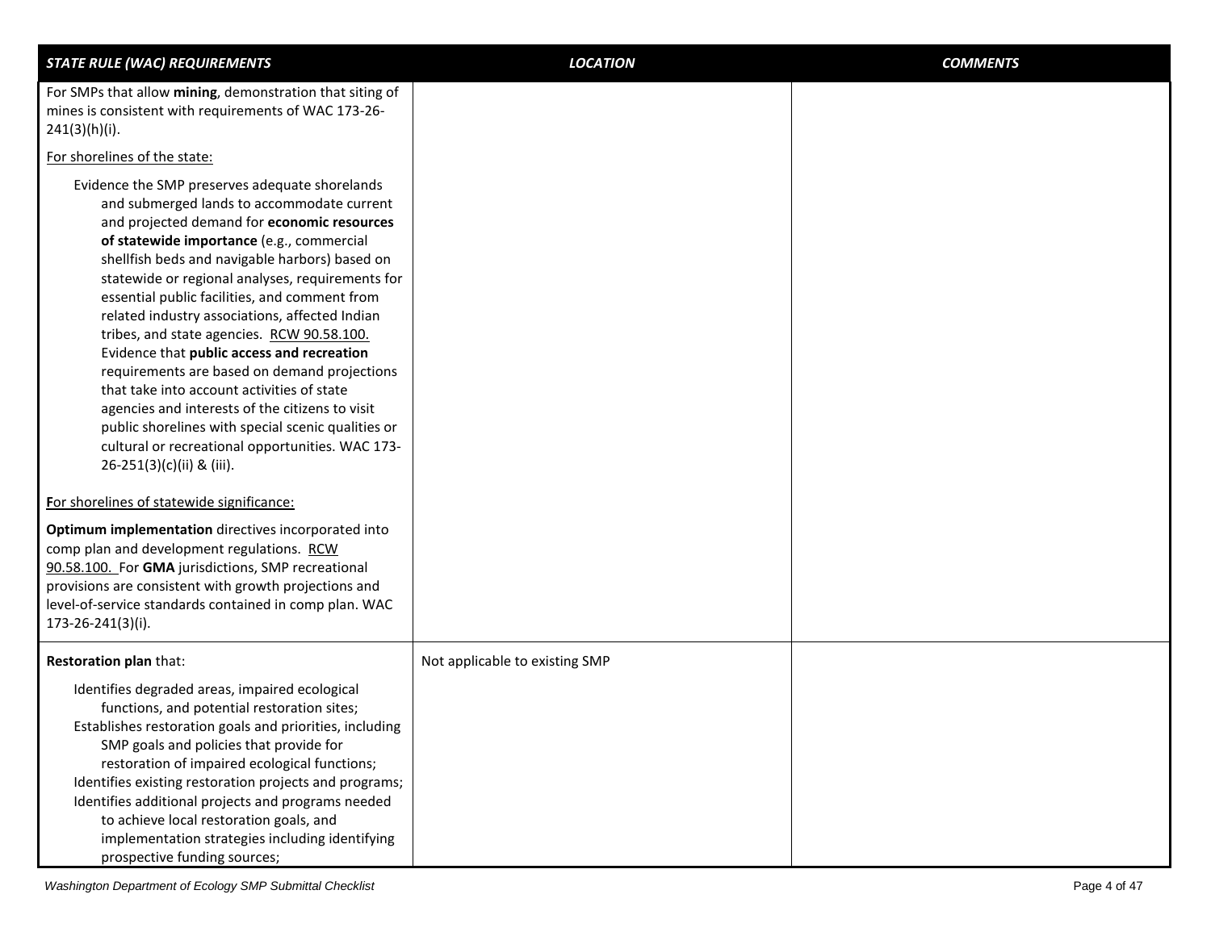| *STATE RULE (WAC) REQUIREMENTS* | *LOCATION* | *COMMENTS* |
|---|---|---|
| For SMPs that allow **mining**, demonstration that siting of mines is consistent with requirements of WAC 173-26-241(3)(h)(i).<br><br>For shorelines of the state:<br><br>Evidence the SMP preserves adequate shorelands and submerged lands to accommodate current and projected demand for **economic resources of statewide importance** (e.g., commercial shellfish beds and navigable harbors) based on statewide or regional analyses, requirements for essential public facilities, and comment from related industry associations, affected Indian tribes, and state agencies. RCW 90.58.100.<br>Evidence that **public access and recreation** requirements are based on demand projections that take into account activities of state agencies and interests of the citizens to visit public shorelines with special scenic qualities or cultural or recreational opportunities. WAC 173-26-251(3)(c)(ii) & (iii).<br><br>For shorelines of statewide significance:<br><br>**Optimum implementation** directives incorporated into comp plan and development regulations. RCW 90.58.100. For **GMA** jurisdictions, SMP recreational provisions are consistent with growth projections and level-of-service standards contained in comp plan. WAC 173-26-241(3)(i). | | |
| **Restoration plan** that:<br><br>Identifies degraded areas, impaired ecological functions, and potential restoration sites;<br>Establishes restoration goals and priorities, including SMP goals and policies that provide for restoration of impaired ecological functions;<br>Identifies existing restoration projects and programs;<br>Identifies additional projects and programs needed to achieve local restoration goals, and implementation strategies including identifying prospective funding sources; | Not applicable to existing SMP | |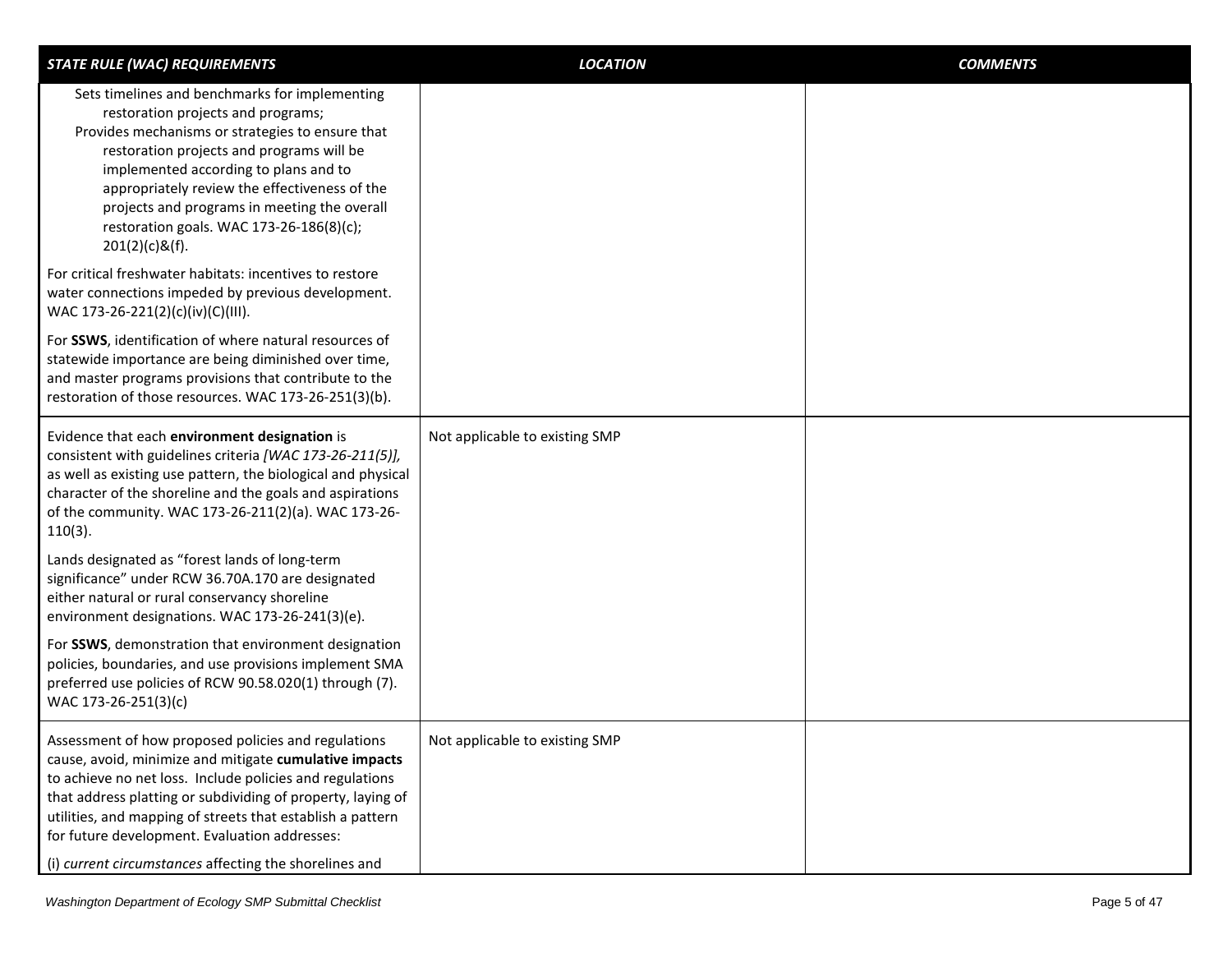| *STATE RULE (WAC) REQUIREMENTS* | *LOCATION* | *COMMENTS* |
|---|---|---|
| Sets timelines and benchmarks for implementing restoration projects and programs;<br>Provides mechanisms or strategies to ensure that restoration projects and programs will be implemented according to plans and to appropriately review the effectiveness of the projects and programs in meeting the overall restoration goals. WAC 173-26-186(8)(c); 201(2)(c)&(f).<br><br>For critical freshwater habitats: incentives to restore water connections impeded by previous development. WAC 173-26-221(2)(c)(iv)(C)(III).<br><br>For **SSWS**, identification of where natural resources of statewide importance are being diminished over time, and master programs provisions that contribute to the restoration of those resources. WAC 173-26-251(3)(b). | | |
| Evidence that each **environment designation** is consistent with guidelines criteria *[WAC 173-26-211(5)]*, as well as existing use pattern, the biological and physical character of the shoreline and the goals and aspirations of the community. WAC 173-26-211(2)(a). WAC 173-26-110(3).<br><br>Lands designated as "forest lands of long-term significance" under RCW 36.70A.170 are designated either natural or rural conservancy shoreline environment designations. WAC 173-26-241(3)(e).<br><br>For **SSWS**, demonstration that environment designation policies, boundaries, and use provisions implement SMA preferred use policies of RCW 90.58.020(1) through (7). WAC 173-26-251(3)(c) | Not applicable to existing SMP | |
| Assessment of how proposed policies and regulations cause, avoid, minimize and mitigate **cumulative impacts** to achieve no net loss. Include policies and regulations that address platting or subdividing of property, laying of utilities, and mapping of streets that establish a pattern for future development. Evaluation addresses:<br><br>(i) *current circumstances* affecting the shorelines and | Not applicable to existing SMP | |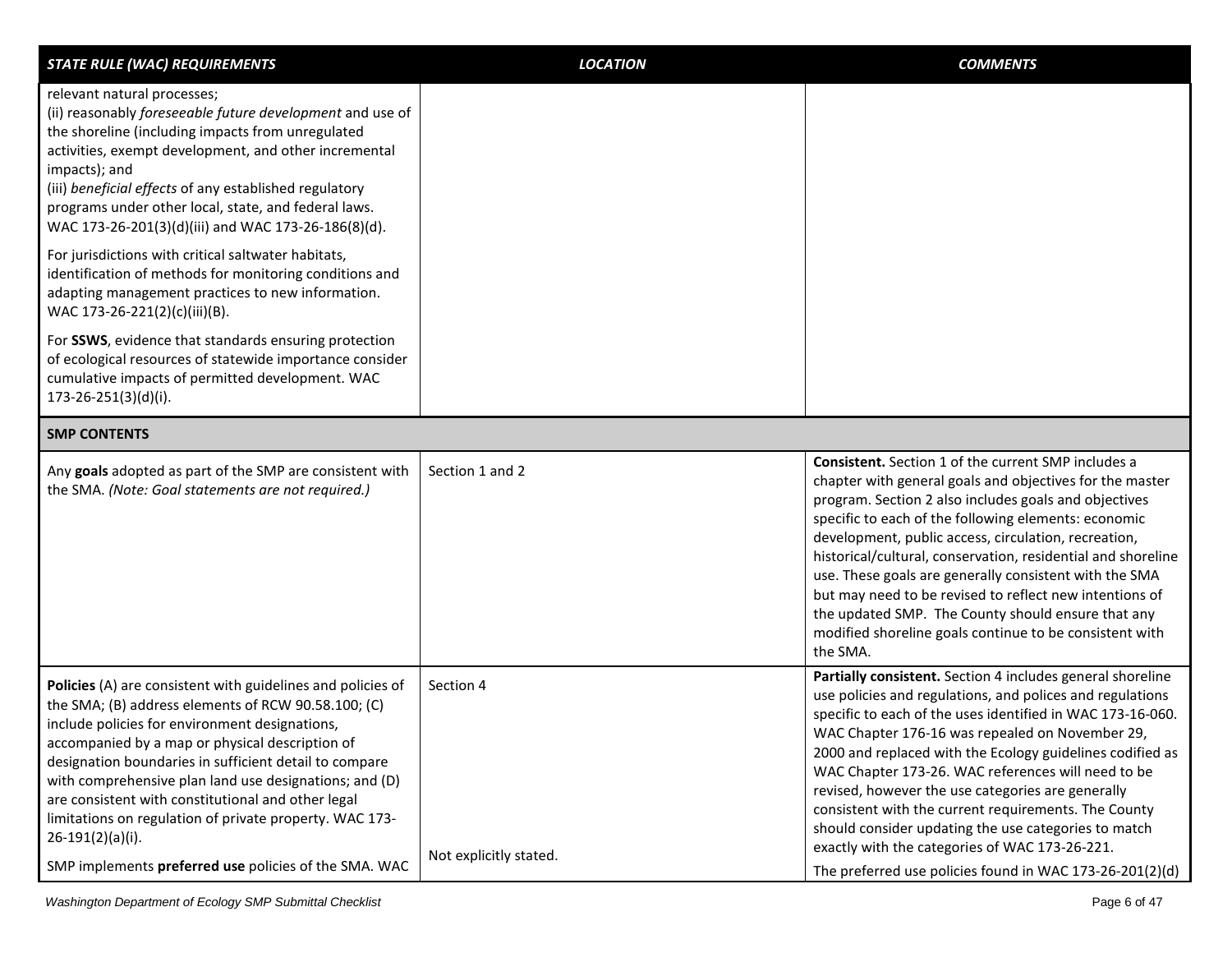| *STATE RULE (WAC) REQUIREMENTS* | *LOCATION* | *COMMENTS* |
|---|---|---|
| relevant natural processes;<br>(ii) reasonably *foreseeable future development* and use of the shoreline (including impacts from unregulated activities, exempt development, and other incremental impacts); and<br>(iii) *beneficial effects* of any established regulatory programs under other local, state, and federal laws. WAC 173-26-201(3)(d)(iii) and WAC 173-26-186(8)(d).<br><br>For jurisdictions with critical saltwater habitats, identification of methods for monitoring conditions and adapting management practices to new information. WAC 173-26-221(2)(c)(iii)(B).<br><br>For **SSWS**, evidence that standards ensuring protection of ecological resources of statewide importance consider cumulative impacts of permitted development. WAC 173-26-251(3)(d)(i). | | |
| **SMP CONTENTS** | | |
| Any **goals** adopted as part of the SMP are consistent with the SMA. *(Note: Goal statements are not required.)* | Section 1 and 2 | **Consistent.** Section 1 of the current SMP includes a chapter with general goals and objectives for the master program. Section 2 also includes goals and objectives specific to each of the following elements: economic development, public access, circulation, recreation, historical/cultural, conservation, residential and shoreline use. These goals are generally consistent with the SMA but may need to be revised to reflect new intentions of the updated SMP. The County should ensure that any modified shoreline goals continue to be consistent with the SMA. |
| **Policies** (A) are consistent with guidelines and policies of the SMA; (B) address elements of RCW 90.58.100; (C) include policies for environment designations, accompanied by a map or physical description of designation boundaries in sufficient detail to compare with comprehensive plan land use designations; and (D) are consistent with constitutional and other legal limitations on regulation of private property. WAC 173-26-191(2)(a)(i). | Section 4 | **Partially consistent.** Section 4 includes general shoreline use policies and regulations, and polices and regulations specific to each of the uses identified in WAC 173-16-060. WAC Chapter 176-16 was repealed on November 29, 2000 and replaced with the Ecology guidelines codified as WAC Chapter 173-26. WAC references will need to be revised, however the use categories are generally consistent with the current requirements. The County should consider updating the use categories to match exactly with the categories of WAC 173-26-221. |
| SMP implements **preferred use** policies of the SMA. WAC | Not explicitly stated. | The preferred use policies found in WAC 173-26-201(2)(d) |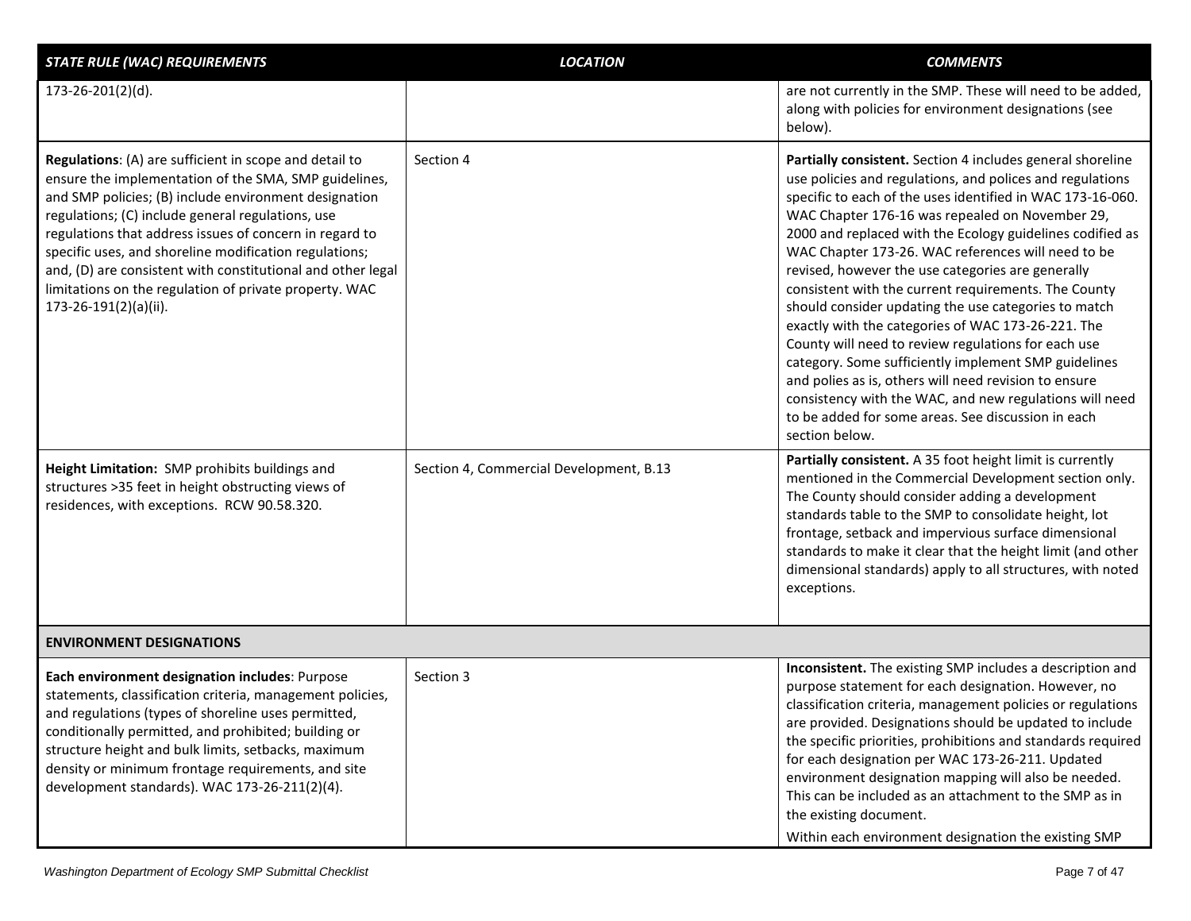| *STATE RULE (WAC) REQUIREMENTS* | *LOCATION* | *COMMENTS* |
|---|---|---|
| 173-26-201(2)(d). | | are not currently in the SMP. These will need to be added, along with policies for environment designations (see below). |
| **Regulations**: (A) are sufficient in scope and detail to ensure the implementation of the SMA, SMP guidelines, and SMP policies; (B) include environment designation regulations; (C) include general regulations, use regulations that address issues of concern in regard to specific uses, and shoreline modification regulations; and, (D) are consistent with constitutional and other legal limitations on the regulation of private property. WAC 173-26-191(2)(a)(ii). | Section 4 | **Partially consistent.** Section 4 includes general shoreline use policies and regulations, and polices and regulations specific to each of the uses identified in WAC 173-16-060. WAC Chapter 176-16 was repealed on November 29, 2000 and replaced with the Ecology guidelines codified as WAC Chapter 173-26. WAC references will need to be revised, however the use categories are generally consistent with the current requirements. The County should consider updating the use categories to match exactly with the categories of WAC 173-26-221. The County will need to review regulations for each use category. Some sufficiently implement SMP guidelines and polies as is, others will need revision to ensure consistency with the WAC, and new regulations will need to be added for some areas. See discussion in each section below. |
| **Height Limitation:** SMP prohibits buildings and structures >35 feet in height obstructing views of residences, with exceptions. RCW 90.58.320. | Section 4, Commercial Development, B.13 | **Partially consistent.** A 35 foot height limit is currently mentioned in the Commercial Development section only. The County should consider adding a development standards table to the SMP to consolidate height, lot frontage, setback and impervious surface dimensional standards to make it clear that the height limit (and other dimensional standards) apply to all structures, with noted exceptions. |
| **ENVIRONMENT DESIGNATIONS** | | |
| **Each environment designation includes**: Purpose statements, classification criteria, management policies, and regulations (types of shoreline uses permitted, conditionally permitted, and prohibited; building or structure height and bulk limits, setbacks, maximum density or minimum frontage requirements, and site development standards). WAC 173-26-211(2)(4). | Section 3 | **Inconsistent.** The existing SMP includes a description and purpose statement for each designation. However, no classification criteria, management policies or regulations are provided. Designations should be updated to include the specific priorities, prohibitions and standards required for each designation per WAC 173-26-211. Updated environment designation mapping will also be needed. This can be included as an attachment to the SMP as in the existing document.<br><br>Within each environment designation the existing SMP |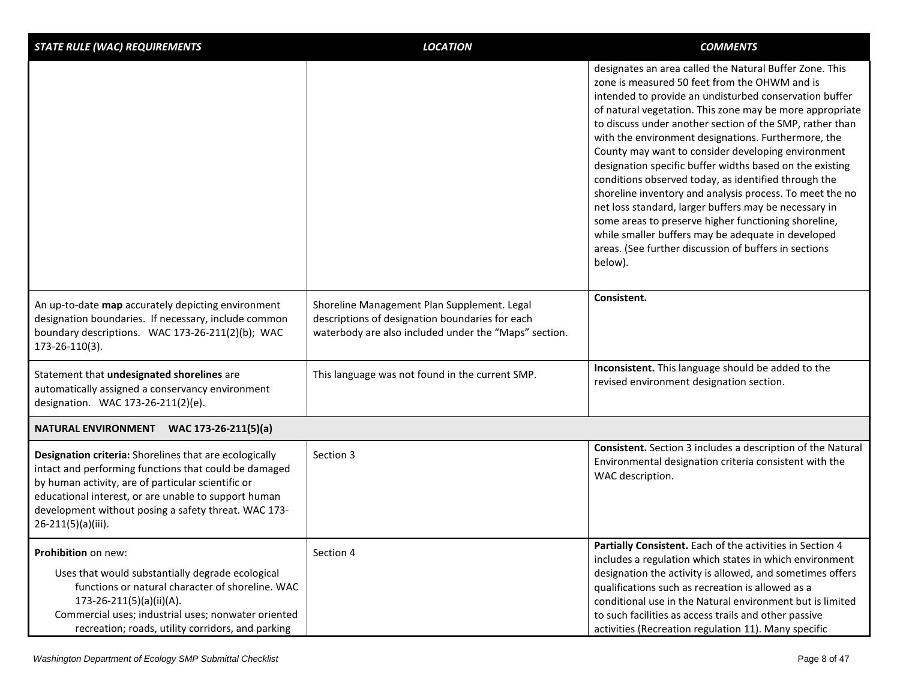| *STATE RULE (WAC) REQUIREMENTS* | *LOCATION* | *COMMENTS* |
|---|---|---|
| | | designates an area called the Natural Buffer Zone. This zone is measured 50 feet from the OHWM and is intended to provide an undisturbed conservation buffer of natural vegetation. This zone may be more appropriate to discuss under another section of the SMP, rather than with the environment designations. Furthermore, the County may want to consider developing environment designation specific buffer widths based on the existing conditions observed today, as identified through the shoreline inventory and analysis process. To meet the no net loss standard, larger buffers may be necessary in some areas to preserve higher functioning shoreline, while smaller buffers may be adequate in developed areas. (See further discussion of buffers in sections below). |
| An up-to-date **map** accurately depicting environment designation boundaries. If necessary, include common boundary descriptions. WAC 173-26-211(2)(b); WAC 173-26-110(3). | Shoreline Management Plan Supplement. Legal descriptions of designation boundaries for each waterbody are also included under the "Maps" section. | **Consistent.** |
| Statement that **undesignated shorelines** are automatically assigned a conservancy environment designation. WAC 173-26-211(2)(e). | This language was not found in the current SMP. | **Inconsistent.** This language should be added to the revised environment designation section. |
| **NATURAL ENVIRONMENT WAC 173-26-211(5)(a)** | | |
| **Designation criteria:** Shorelines that are ecologically intact and performing functions that could be damaged by human activity, are of particular scientific or educational interest, or are unable to support human development without posing a safety threat. WAC 173-26-211(5)(a)(iii). | Section 3 | **Consistent.** Section 3 includes a description of the Natural Environmental designation criteria consistent with the WAC description. |
| **Prohibition** on new:<br>Uses that would substantially degrade ecological functions or natural character of shoreline. WAC 173-26-211(5)(a)(ii)(A).<br>Commercial uses; industrial uses; nonwater oriented recreation; roads, utility corridors, and parking | Section 4 | **Partially Consistent.** Each of the activities in Section 4 includes a regulation which states in which environment designation the activity is allowed, and sometimes offers qualifications such as recreation is allowed as a conditional use in the Natural environment but is limited to such facilities as access trails and other passive activities (Recreation regulation 11). Many specific |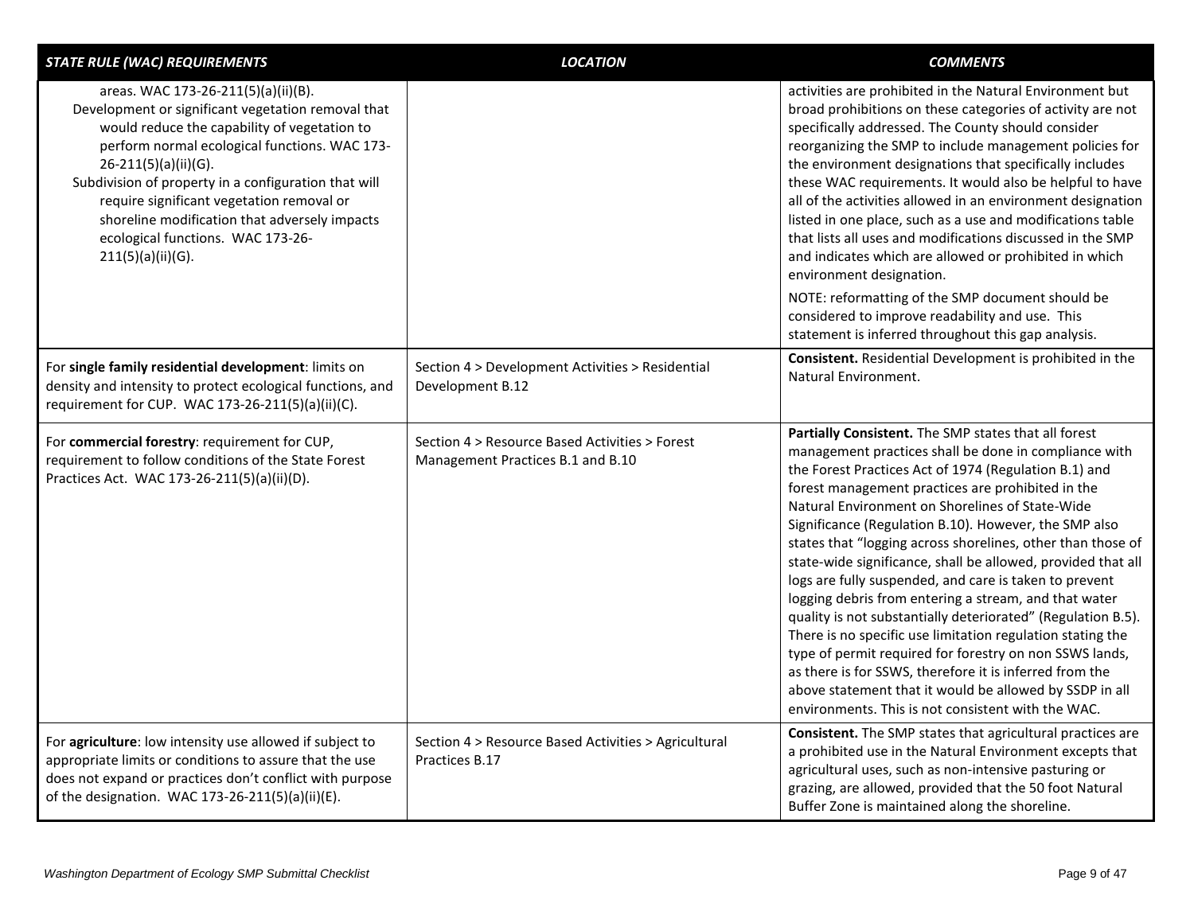| *STATE RULE (WAC) REQUIREMENTS* | *LOCATION* | *COMMENTS* |
|---|---|---|
| areas. WAC 173-26-211(5)(a)(ii)(B).<br>Development or significant vegetation removal that would reduce the capability of vegetation to perform normal ecological functions. WAC 173-26-211(5)(a)(ii)(G).<br>Subdivision of property in a configuration that will require significant vegetation removal or shoreline modification that adversely impacts ecological functions. WAC 173-26-211(5)(a)(ii)(G). | | activities are prohibited in the Natural Environment but broad prohibitions on these categories of activity are not specifically addressed. The County should consider reorganizing the SMP to include management policies for the environment designations that specifically includes these WAC requirements. It would also be helpful to have all of the activities allowed in an environment designation listed in one place, such as a use and modifications table that lists all uses and modifications discussed in the SMP and indicates which are allowed or prohibited in which environment designation.<br>NOTE: reformatting of the SMP document should be considered to improve readability and use. This statement is inferred throughout this gap analysis. |
| For **single family residential development**: limits on density and intensity to protect ecological functions, and requirement for CUP. WAC 173-26-211(5)(a)(ii)(C). | Section 4 > Development Activities > Residential Development B.12 | **Consistent.** Residential Development is prohibited in the Natural Environment. |
| For **commercial forestry**: requirement for CUP, requirement to follow conditions of the State Forest Practices Act. WAC 173-26-211(5)(a)(ii)(D). | Section 4 > Resource Based Activities > Forest Management Practices B.1 and B.10 | **Partially Consistent.** The SMP states that all forest management practices shall be done in compliance with the Forest Practices Act of 1974 (Regulation B.1) and forest management practices are prohibited in the Natural Environment on Shorelines of State-Wide Significance (Regulation B.10). However, the SMP also states that "logging across shorelines, other than those of state-wide significance, shall be allowed, provided that all logs are fully suspended, and care is taken to prevent logging debris from entering a stream, and that water quality is not substantially deteriorated" (Regulation B.5). There is no specific use limitation regulation stating the type of permit required for forestry on non SSWS lands, as there is for SSWS, therefore it is inferred from the above statement that it would be allowed by SSDP in all environments. This is not consistent with the WAC. |
| For **agriculture**: low intensity use allowed if subject to appropriate limits or conditions to assure that the use does not expand or practices don't conflict with purpose of the designation. WAC 173-26-211(5)(a)(ii)(E). | Section 4 > Resource Based Activities > Agricultural Practices B.17 | **Consistent.** The SMP states that agricultural practices are a prohibited use in the Natural Environment excepts that agricultural uses, such as non-intensive pasturing or grazing, are allowed, provided that the 50 foot Natural Buffer Zone is maintained along the shoreline. |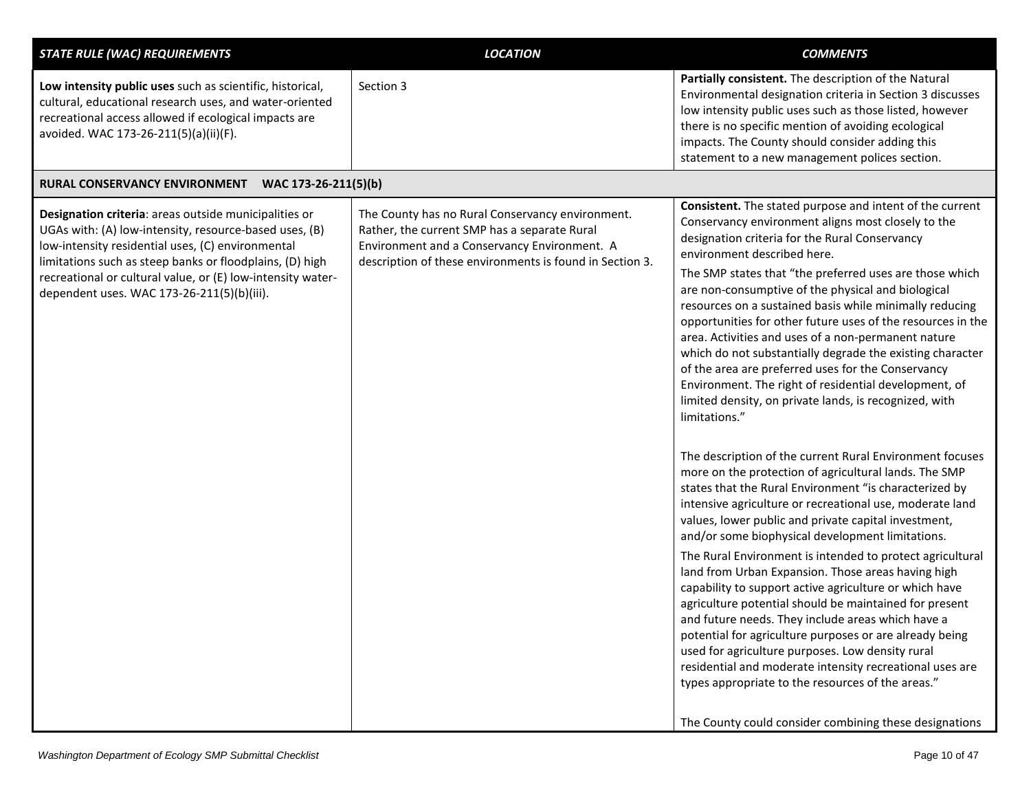| *STATE RULE (WAC) REQUIREMENTS* | *LOCATION* | *COMMENTS* |
|---|---|---|
| **Low intensity public uses** such as scientific, historical, cultural, educational research uses, and water-oriented recreational access allowed if ecological impacts are avoided. WAC 173-26-211(5)(a)(ii)(F). | Section 3 | **Partially consistent.** The description of the Natural Environmental designation criteria in Section 3 discusses low intensity public uses such as those listed, however there is no specific mention of avoiding ecological impacts. The County should consider adding this statement to a new management polices section. |
| **RURAL CONSERVANCY ENVIRONMENT WAC 173-26-211(5)(b)** | | |
| **Designation criteria**: areas outside municipalities or UGAs with: (A) low-intensity, resource-based uses, (B) low-intensity residential uses, (C) environmental limitations such as steep banks or floodplains, (D) high recreational or cultural value, or (E) low-intensity water-dependent uses. WAC 173-26-211(5)(b)(iii). | The County has no Rural Conservancy environment. Rather, the current SMP has a separate Rural Environment and a Conservancy Environment. A description of these environments is found in Section 3. | **Consistent.** The stated purpose and intent of the current Conservancy environment aligns most closely to the designation criteria for the Rural Conservancy environment described here.<br><br>The SMP states that "the preferred uses are those which are non-consumptive of the physical and biological resources on a sustained basis while minimally reducing opportunities for other future uses of the resources in the area. Activities and uses of a non-permanent nature which do not substantially degrade the existing character of the area are preferred uses for the Conservancy Environment. The right of residential development, of limited density, on private lands, is recognized, with limitations."<br><br>The description of the current Rural Environment focuses more on the protection of agricultural lands. The SMP states that the Rural Environment "is characterized by intensive agriculture or recreational use, moderate land values, lower public and private capital investment, and/or some biophysical development limitations.<br><br>The Rural Environment is intended to protect agricultural land from Urban Expansion. Those areas having high capability to support active agriculture or which have agriculture potential should be maintained for present and future needs. They include areas which have a potential for agriculture purposes or are already being used for agriculture purposes. Low density rural residential and moderate intensity recreational uses are types appropriate to the resources of the areas."<br><br>The County could consider combining these designations |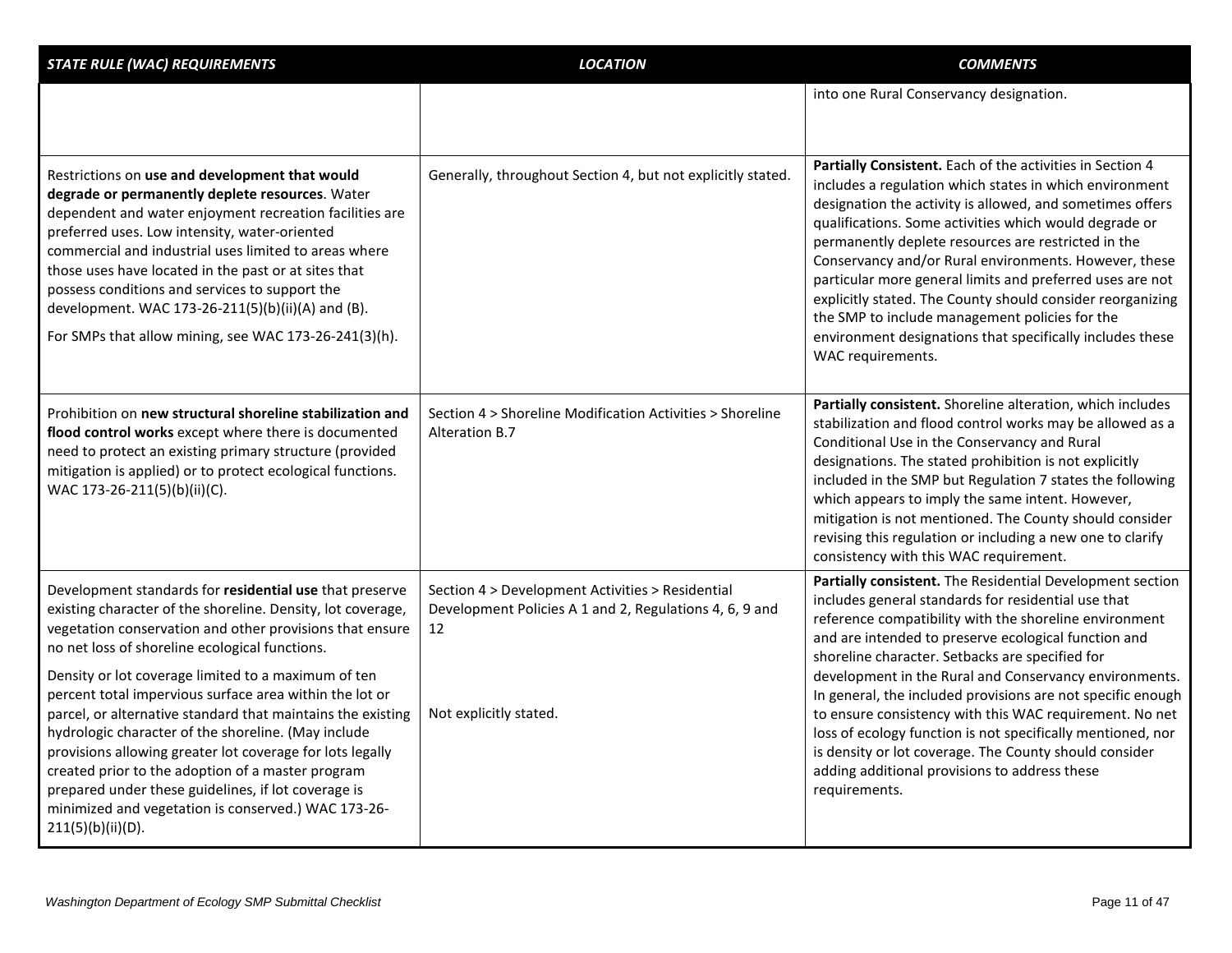| *STATE RULE (WAC) REQUIREMENTS* | *LOCATION* | *COMMENTS* |
|---|---|---|
| | | into one Rural Conservancy designation. |
| Restrictions on **use and development that would degrade or permanently deplete resources**. Water dependent and water enjoyment recreation facilities are preferred uses. Low intensity, water-oriented commercial and industrial uses limited to areas where those uses have located in the past or at sites that possess conditions and services to support the development. WAC 173-26-211(5)(b)(ii)(A) and (B).<br><br>For SMPs that allow mining, see WAC 173-26-241(3)(h). | Generally, throughout Section 4, but not explicitly stated. | **Partially Consistent.** Each of the activities in Section 4 includes a regulation which states in which environment designation the activity is allowed, and sometimes offers qualifications. Some activities which would degrade or permanently deplete resources are restricted in the Conservancy and/or Rural environments. However, these particular more general limits and preferred uses are not explicitly stated. The County should consider reorganizing the SMP to include management policies for the environment designations that specifically includes these WAC requirements. |
| Prohibition on **new structural shoreline stabilization and flood control works** except where there is documented need to protect an existing primary structure (provided mitigation is applied) or to protect ecological functions. WAC 173-26-211(5)(b)(ii)(C). | Section 4 > Shoreline Modification Activities > Shoreline Alteration B.7 | **Partially consistent.** Shoreline alteration, which includes stabilization and flood control works may be allowed as a Conditional Use in the Conservancy and Rural designations. The stated prohibition is not explicitly included in the SMP but Regulation 7 states the following which appears to imply the same intent. However, mitigation is not mentioned. The County should consider revising this regulation or including a new one to clarify consistency with this WAC requirement. |
| Development standards for **residential use** that preserve existing character of the shoreline. Density, lot coverage, vegetation conservation and other provisions that ensure no net loss of shoreline ecological functions.<br><br>Density or lot coverage limited to a maximum of ten percent total impervious surface area within the lot or parcel, or alternative standard that maintains the existing hydrologic character of the shoreline. (May include provisions allowing greater lot coverage for lots legally created prior to the adoption of a master program prepared under these guidelines, if lot coverage is minimized and vegetation is conserved.) WAC 173-26-211(5)(b)(ii)(D). | Section 4 > Development Activities > Residential Development Policies A 1 and 2, Regulations 4, 6, 9 and 12<br><br>Not explicitly stated. | **Partially consistent.** The Residential Development section includes general standards for residential use that reference compatibility with the shoreline environment and are intended to preserve ecological function and shoreline character. Setbacks are specified for development in the Rural and Conservancy environments. In general, the included provisions are not specific enough to ensure consistency with this WAC requirement. No net loss of ecology function is not specifically mentioned, nor is density or lot coverage. The County should consider adding additional provisions to address these requirements. |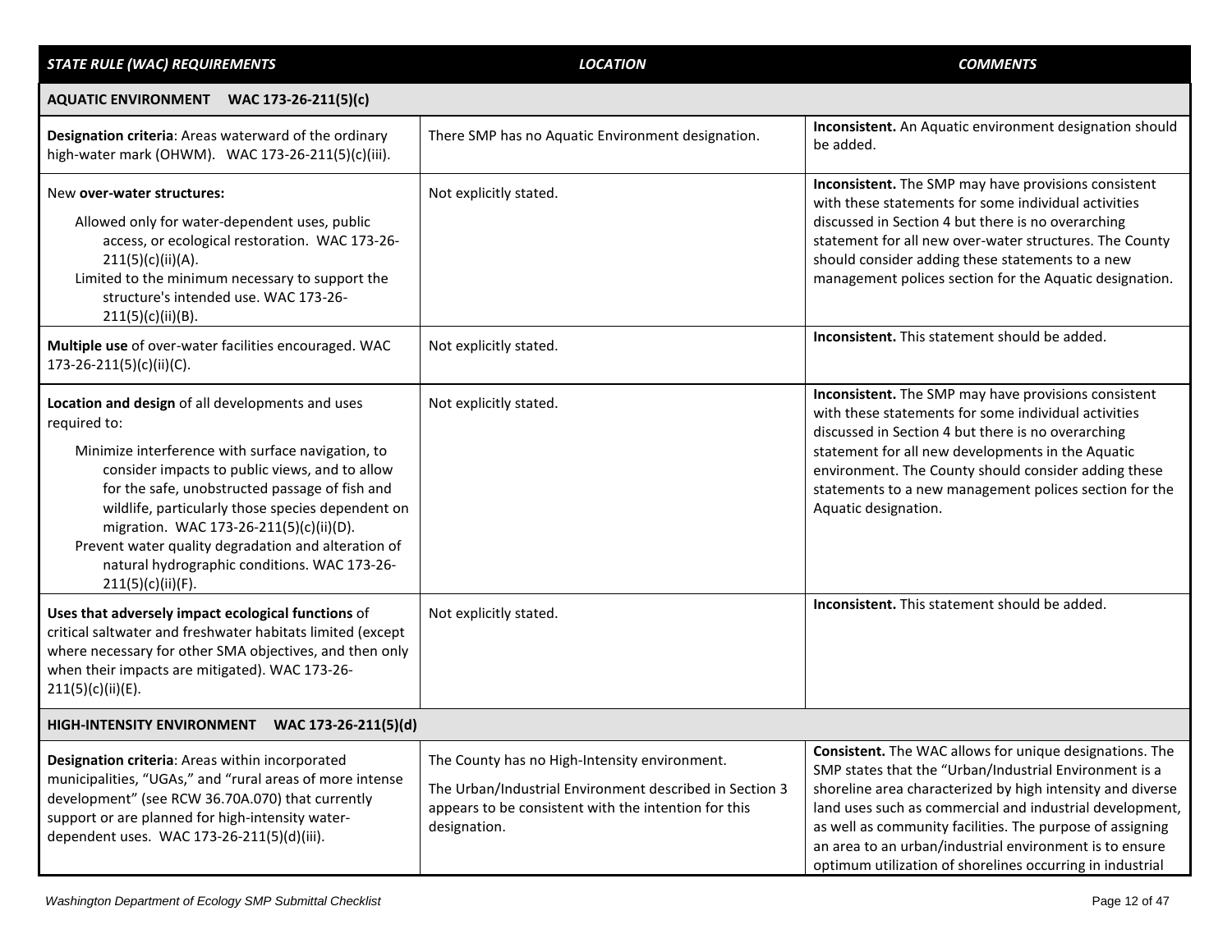| *STATE RULE (WAC) REQUIREMENTS* | *LOCATION* | *COMMENTS* |
|---|---|---|
| **AQUATIC ENVIRONMENT WAC 173-26-211(5)(c)** | | |
| **Designation criteria**: Areas waterward of the ordinary high-water mark (OHWM). WAC 173-26-211(5)(c)(iii). | There SMP has no Aquatic Environment designation. | **Inconsistent.** An Aquatic environment designation should be added. |
| New **over-water structures:**<br>Allowed only for water-dependent uses, public access, or ecological restoration. WAC 173-26-211(5)(c)(ii)(A).<br>Limited to the minimum necessary to support the structure's intended use. WAC 173-26-211(5)(c)(ii)(B). | Not explicitly stated. | **Inconsistent.** The SMP may have provisions consistent with these statements for some individual activities discussed in Section 4 but there is no overarching statement for all new over-water structures. The County should consider adding these statements to a new management polices section for the Aquatic designation. |
| **Multiple use** of over-water facilities encouraged. WAC 173-26-211(5)(c)(ii)(C). | Not explicitly stated. | **Inconsistent.** This statement should be added. |
| **Location and design** of all developments and uses required to:<br>Minimize interference with surface navigation, to consider impacts to public views, and to allow for the safe, unobstructed passage of fish and wildlife, particularly those species dependent on migration. WAC 173-26-211(5)(c)(ii)(D).<br>Prevent water quality degradation and alteration of natural hydrographic conditions. WAC 173-26-211(5)(c)(ii)(F). | Not explicitly stated. | **Inconsistent.** The SMP may have provisions consistent with these statements for some individual activities discussed in Section 4 but there is no overarching statement for all new developments in the Aquatic environment. The County should consider adding these statements to a new management polices section for the Aquatic designation. |
| **Uses that adversely impact ecological functions** of critical saltwater and freshwater habitats limited (except where necessary for other SMA objectives, and then only when their impacts are mitigated). WAC 173-26-211(5)(c)(ii)(E). | Not explicitly stated. | **Inconsistent.** This statement should be added. |
| **HIGH-INTENSITY ENVIRONMENT WAC 173-26-211(5)(d)** | | |
| **Designation criteria**: Areas within incorporated municipalities, "UGAs," and "rural areas of more intense development" (see RCW 36.70A.070) that currently support or are planned for high-intensity water-dependent uses. WAC 173-26-211(5)(d)(iii). | The County has no High-Intensity environment.<br>The Urban/Industrial Environment described in Section 3 appears to be consistent with the intention for this designation. | **Consistent.** The WAC allows for unique designations. The SMP states that the "Urban/Industrial Environment is a shoreline area characterized by high intensity and diverse land uses such as commercial and industrial development, as well as community facilities. The purpose of assigning an area to an urban/industrial environment is to ensure optimum utilization of shorelines occurring in industrial |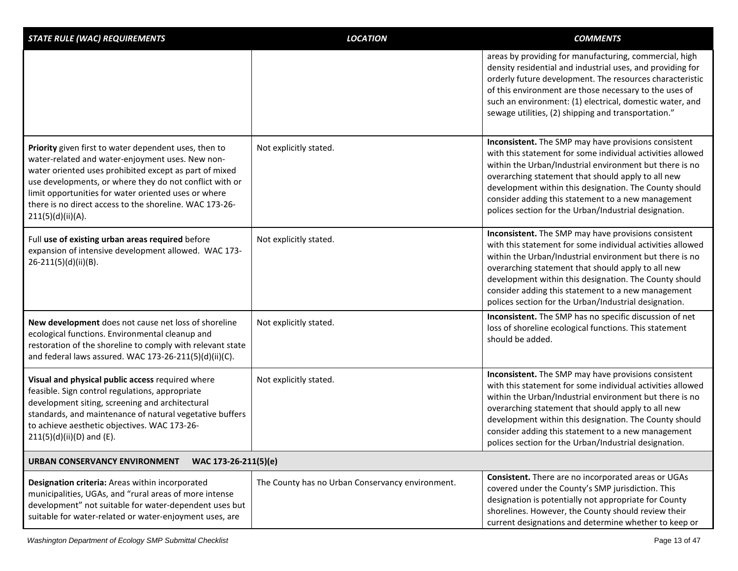| *STATE RULE (WAC) REQUIREMENTS* | *LOCATION* | *COMMENTS* |
|---|---|---|
| | | areas by providing for manufacturing, commercial, high density residential and industrial uses, and providing for orderly future development. The resources characteristic of this environment are those necessary to the uses of such an environment: (1) electrical, domestic water, and sewage utilities, (2) shipping and transportation." |
| **Priority** given first to water dependent uses, then to water-related and water-enjoyment uses. New non-water oriented uses prohibited except as part of mixed use developments, or where they do not conflict with or limit opportunities for water oriented uses or where there is no direct access to the shoreline. WAC 173-26-211(5)(d)(ii)(A). | Not explicitly stated. | **Inconsistent.** The SMP may have provisions consistent with this statement for some individual activities allowed within the Urban/Industrial environment but there is no overarching statement that should apply to all new development within this designation. The County should consider adding this statement to a new management polices section for the Urban/Industrial designation. |
| Full **use of existing urban areas required** before expansion of intensive development allowed. WAC 173-26-211(5)(d)(ii)(B). | Not explicitly stated. | **Inconsistent.** The SMP may have provisions consistent with this statement for some individual activities allowed within the Urban/Industrial environment but there is no overarching statement that should apply to all new development within this designation. The County should consider adding this statement to a new management polices section for the Urban/Industrial designation. |
| **New development** does not cause net loss of shoreline ecological functions. Environmental cleanup and restoration of the shoreline to comply with relevant state and federal laws assured. WAC 173-26-211(5)(d)(ii)(C). | Not explicitly stated. | **Inconsistent.** The SMP has no specific discussion of net loss of shoreline ecological functions. This statement should be added. |
| **Visual and physical public access** required where feasible. Sign control regulations, appropriate development siting, screening and architectural standards, and maintenance of natural vegetative buffers to achieve aesthetic objectives. WAC 173-26-211(5)(d)(ii)(D) and (E). | Not explicitly stated. | **Inconsistent.** The SMP may have provisions consistent with this statement for some individual activities allowed within the Urban/Industrial environment but there is no overarching statement that should apply to all new development within this designation. The County should consider adding this statement to a new management polices section for the Urban/Industrial designation. |
| **URBAN CONSERVANCY ENVIRONMENT WAC 173-26-211(5)(e)** | | |
| **Designation criteria:** Areas within incorporated municipalities, UGAs, and "rural areas of more intense development" not suitable for water-dependent uses but suitable for water-related or water-enjoyment uses, are | The County has no Urban Conservancy environment. | **Consistent.** There are no incorporated areas or UGAs covered under the County's SMP jurisdiction. This designation is potentially not appropriate for County shorelines. However, the County should review their current designations and determine whether to keep or |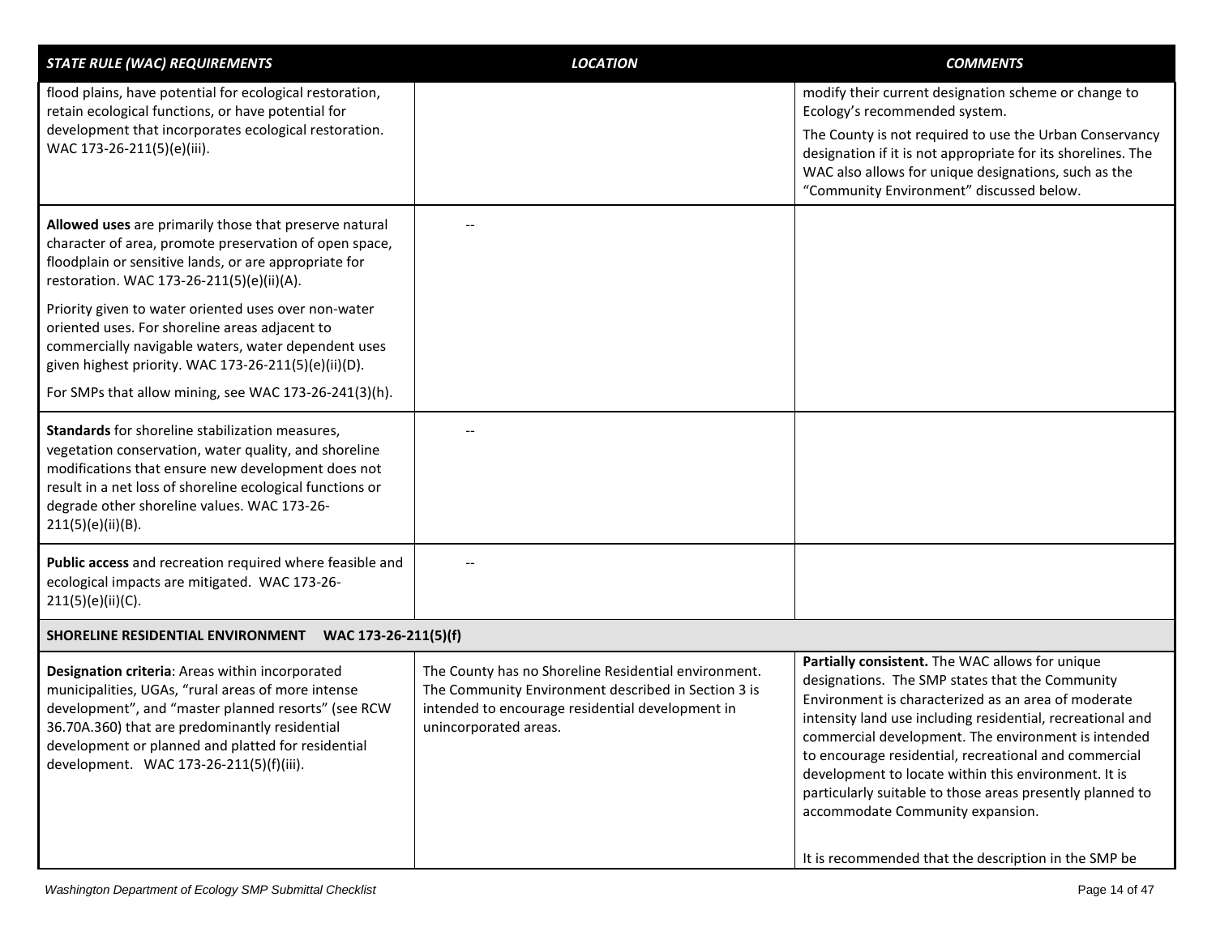| *STATE RULE (WAC) REQUIREMENTS* | *LOCATION* | *COMMENTS* |
|---|---|---|
| flood plains, have potential for ecological restoration, retain ecological functions, or have potential for development that incorporates ecological restoration. WAC 173-26-211(5)(e)(iii). | | modify their current designation scheme or change to Ecology's recommended system.<br><br>The County is not required to use the Urban Conservancy designation if it is not appropriate for its shorelines. The WAC also allows for unique designations, such as the "Community Environment" discussed below. |
| **Allowed uses** are primarily those that preserve natural character of area, promote preservation of open space, floodplain or sensitive lands, or are appropriate for restoration. WAC 173-26-211(5)(e)(ii)(A).<br><br>Priority given to water oriented uses over non-water oriented uses. For shoreline areas adjacent to commercially navigable waters, water dependent uses given highest priority. WAC 173-26-211(5)(e)(ii)(D).<br><br>For SMPs that allow mining, see WAC 173-26-241(3)(h). | -- | |
| **Standards** for shoreline stabilization measures, vegetation conservation, water quality, and shoreline modifications that ensure new development does not result in a net loss of shoreline ecological functions or degrade other shoreline values. WAC 173-26-211(5)(e)(ii)(B). | -- | |
| **Public access** and recreation required where feasible and ecological impacts are mitigated. WAC 173-26-211(5)(e)(ii)(C). | -- | |
| **SHORELINE RESIDENTIAL ENVIRONMENT WAC 173-26-211(5)(f)** | | |
| **Designation criteria**: Areas within incorporated municipalities, UGAs, "rural areas of more intense development", and "master planned resorts" (see RCW 36.70A.360) that are predominantly residential development or planned and platted for residential development. WAC 173-26-211(5)(f)(iii). | The County has no Shoreline Residential environment. The Community Environment described in Section 3 is intended to encourage residential development in unincorporated areas. | **Partially consistent.** The WAC allows for unique designations. The SMP states that the Community Environment is characterized as an area of moderate intensity land use including residential, recreational and commercial development. The environment is intended to encourage residential, recreational and commercial development to locate within this environment. It is particularly suitable to those areas presently planned to accommodate Community expansion.<br><br>It is recommended that the description in the SMP be |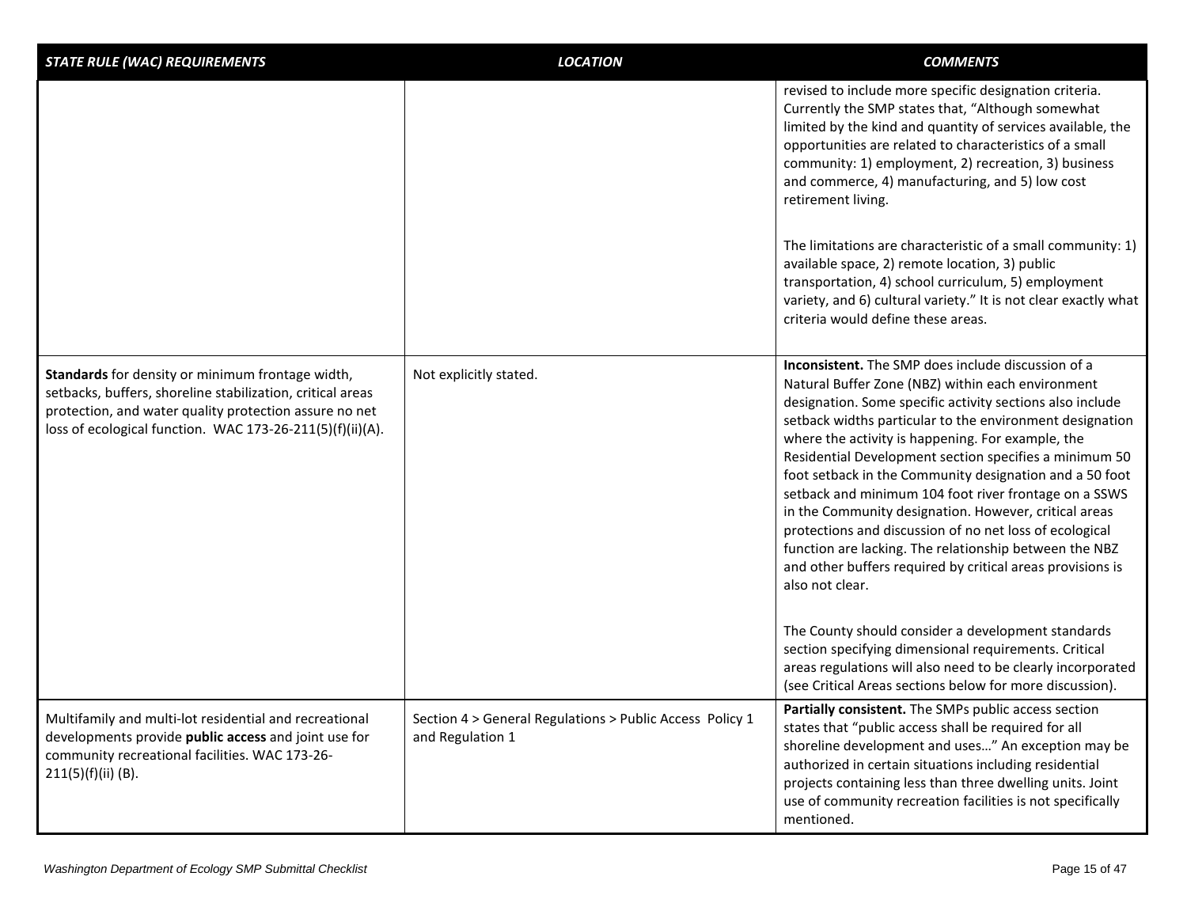| *STATE RULE (WAC) REQUIREMENTS* | *LOCATION* | *COMMENTS* |
|---|---|---|
| | | revised to include more specific designation criteria. Currently the SMP states that, "Although somewhat limited by the kind and quantity of services available, the opportunities are related to characteristics of a small community: 1) employment, 2) recreation, 3) business and commerce, 4) manufacturing, and 5) low cost retirement living.<br><br>The limitations are characteristic of a small community: 1) available space, 2) remote location, 3) public transportation, 4) school curriculum, 5) employment variety, and 6) cultural variety." It is not clear exactly what criteria would define these areas. |
| **Standards** for density or minimum frontage width, setbacks, buffers, shoreline stabilization, critical areas protection, and water quality protection assure no net loss of ecological function. WAC 173-26-211(5)(f)(ii)(A). | Not explicitly stated. | **Inconsistent.** The SMP does include discussion of a Natural Buffer Zone (NBZ) within each environment designation. Some specific activity sections also include setback widths particular to the environment designation where the activity is happening. For example, the Residential Development section specifies a minimum 50 foot setback in the Community designation and a 50 foot setback and minimum 104 foot river frontage on a SSWS in the Community designation. However, critical areas protections and discussion of no net loss of ecological function are lacking. The relationship between the NBZ and other buffers required by critical areas provisions is also not clear.<br><br>The County should consider a development standards section specifying dimensional requirements. Critical areas regulations will also need to be clearly incorporated (see Critical Areas sections below for more discussion). |
| Multifamily and multi-lot residential and recreational developments provide **public access** and joint use for community recreational facilities. WAC 173-26-211(5)(f)(ii) (B). | Section 4 > General Regulations > Public Access Policy 1 and Regulation 1 | **Partially consistent.** The SMPs public access section states that "public access shall be required for all shoreline development and uses…" An exception may be authorized in certain situations including residential projects containing less than three dwelling units. Joint use of community recreation facilities is not specifically mentioned. |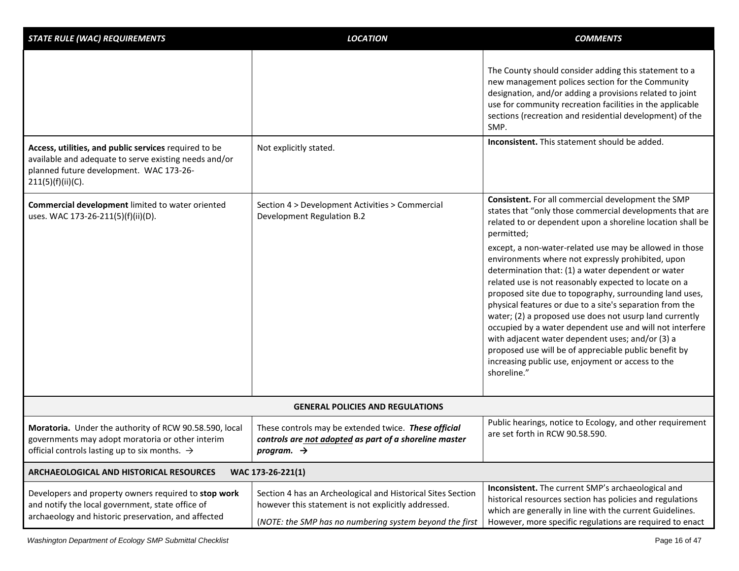| STATE RULE (WAC) REQUIREMENTS | LOCATION | COMMENTS |
|---|---|---|
| | | The County should consider adding this statement to a new management polices section for the Community designation, and/or adding a provisions related to joint use for community recreation facilities in the applicable sections (recreation and residential development) of the SMP. |
| **Access, utilities, and public services** required to be available and adequate to serve existing needs and/or planned future development. WAC 173-26-211(5)(f)(ii)(C). | Not explicitly stated. | **Inconsistent.** This statement should be added. |
| **Commercial development** limited to water oriented uses. WAC 173-26-211(5)(f)(ii)(D). | Section 4 > Development Activities > Commercial Development Regulation B.2 | **Consistent.** For all commercial development the SMP states that "only those commercial developments that are related to or dependent upon a shoreline location shall be permitted;<br><br>except, a non-water-related use may be allowed in those environments where not expressly prohibited, upon determination that: (1) a water dependent or water related use is not reasonably expected to locate on a proposed site due to topography, surrounding land uses, physical features or due to a site's separation from the water; (2) a proposed use does not usurp land currently occupied by a water dependent use and will not interfere with adjacent water dependent uses; and/or (3) a proposed use will be of appreciable public benefit by increasing public use, enjoyment or access to the shoreline." |
| **GENERAL POLICIES AND REGULATIONS** | | |
| **Moratoria.** Under the authority of RCW 90.58.590, local governments may adopt moratoria or other interim official controls lasting up to six months. → | These controls may be extended twice. ***These official controls are <u>not adopted</u> as part of a shoreline master program.*** **→** | Public hearings, notice to Ecology, and other requirement are set forth in RCW 90.58.590. |
| **ARCHAEOLOGICAL AND HISTORICAL RESOURCES WAC 173-26-221(1)** | | |
| Developers and property owners required to **stop work** and notify the local government, state office of archaeology and historic preservation, and affected | Section 4 has an Archeological and Historical Sites Section however this statement is not explicitly addressed.<br><br>(*NOTE: the SMP has no numbering system beyond the first* | **Inconsistent.** The current SMP's archaeological and historical resources section has policies and regulations which are generally in line with the current Guidelines. However, more specific regulations are required to enact |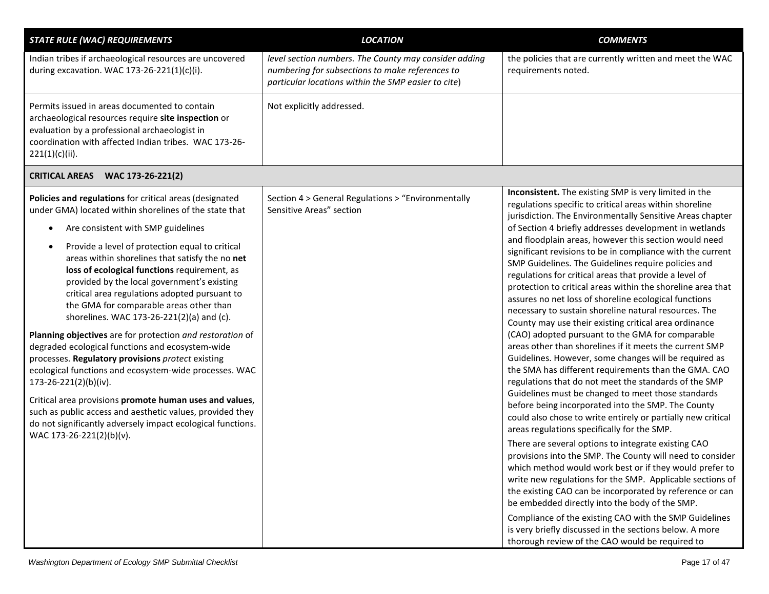| *STATE RULE (WAC) REQUIREMENTS* | *LOCATION* | *COMMENTS* |
|---|---|---|
| Indian tribes if archaeological resources are uncovered during excavation. WAC 173-26-221(1)(c)(i). | *level section numbers. The County may consider adding numbering for subsections to make references to particular locations within the SMP easier to cite*) | the policies that are currently written and meet the WAC requirements noted. |
| Permits issued in areas documented to contain archaeological resources require **site inspection** or evaluation by a professional archaeologist in coordination with affected Indian tribes. WAC 173-26-221(1)(c)(ii). | Not explicitly addressed. | |
| **CRITICAL AREAS WAC 173-26-221(2)** | | |
| **Policies and regulations** for critical areas (designated under GMA) located within shorelines of the state that<br>• Are consistent with SMP guidelines<br>• Provide a level of protection equal to critical areas within shorelines that satisfy the no **net loss of ecological functions** requirement, as provided by the local government's existing critical area regulations adopted pursuant to the GMA for comparable areas other than shorelines. WAC 173-26-221(2)(a) and (c).<br><br>**Planning objectives** are for protection *and restoration* of degraded ecological functions and ecosystem-wide processes. **Regulatory provisions** *protect* existing ecological functions and ecosystem-wide processes. WAC 173-26-221(2)(b)(iv).<br><br>Critical area provisions **promote human uses and values**, such as public access and aesthetic values, provided they do not significantly adversely impact ecological functions. WAC 173-26-221(2)(b)(v). | Section 4 > General Regulations > "Environmentally Sensitive Areas" section | **Inconsistent.** The existing SMP is very limited in the regulations specific to critical areas within shoreline jurisdiction. The Environmentally Sensitive Areas chapter of Section 4 briefly addresses development in wetlands and floodplain areas, however this section would need significant revisions to be in compliance with the current SMP Guidelines. The Guidelines require policies and regulations for critical areas that provide a level of protection to critical areas within the shoreline area that assures no net loss of shoreline ecological functions necessary to sustain shoreline natural resources. The County may use their existing critical area ordinance (CAO) adopted pursuant to the GMA for comparable areas other than shorelines if it meets the current SMP Guidelines. However, some changes will be required as the SMA has different requirements than the GMA. CAO regulations that do not meet the standards of the SMP Guidelines must be changed to meet those standards before being incorporated into the SMP. The County could also chose to write entirely or partially new critical areas regulations specifically for the SMP.<br><br>There are several options to integrate existing CAO provisions into the SMP. The County will need to consider which method would work best or if they would prefer to write new regulations for the SMP. Applicable sections of the existing CAO can be incorporated by reference or can be embedded directly into the body of the SMP.<br><br>Compliance of the existing CAO with the SMP Guidelines is very briefly discussed in the sections below. A more thorough review of the CAO would be required to |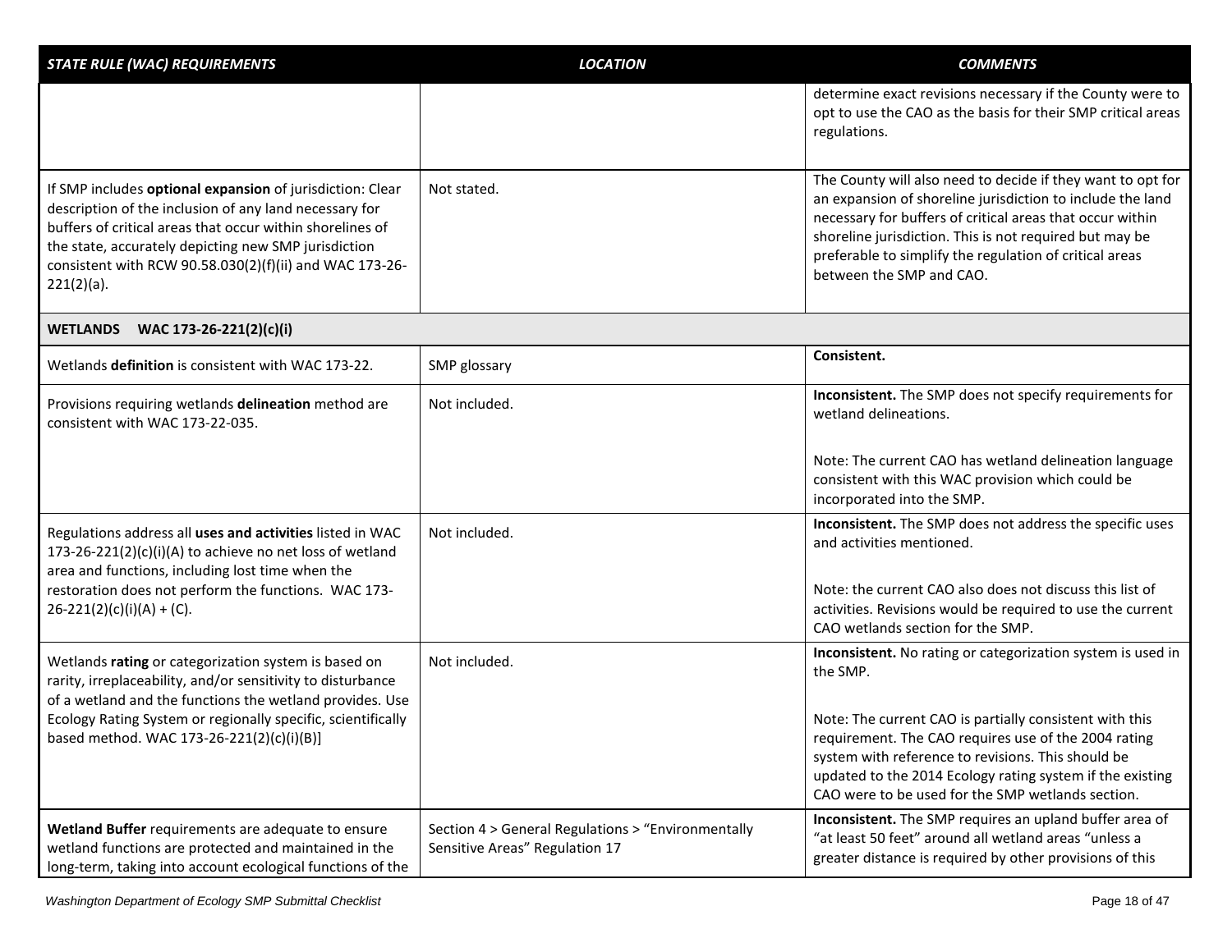| STATE RULE (WAC) REQUIREMENTS | LOCATION | COMMENTS |
|---|---|---|
| | | determine exact revisions necessary if the County were to opt to use the CAO as the basis for their SMP critical areas regulations. |
| If SMP includes **optional expansion** of jurisdiction: Clear description of the inclusion of any land necessary for buffers of critical areas that occur within shorelines of the state, accurately depicting new SMP jurisdiction consistent with RCW 90.58.030(2)(f)(ii) and WAC 173-26-221(2)(a). | Not stated. | The County will also need to decide if they want to opt for an expansion of shoreline jurisdiction to include the land necessary for buffers of critical areas that occur within shoreline jurisdiction. This is not required but may be preferable to simplify the regulation of critical areas between the SMP and CAO. |
| **WETLANDS WAC 173-26-221(2)(c)(i)** | | |
| Wetlands **definition** is consistent with WAC 173-22. | SMP glossary | **Consistent.** |
| Provisions requiring wetlands **delineation** method are consistent with WAC 173-22-035. | Not included. | **Inconsistent.** The SMP does not specify requirements for wetland delineations.<br><br>Note: The current CAO has wetland delineation language consistent with this WAC provision which could be incorporated into the SMP. |
| Regulations address all **uses and activities** listed in WAC 173-26-221(2)(c)(i)(A) to achieve no net loss of wetland area and functions, including lost time when the restoration does not perform the functions. WAC 173-26-221(2)(c)(i)(A) + (C). | Not included. | **Inconsistent.** The SMP does not address the specific uses and activities mentioned.<br><br>Note: the current CAO also does not discuss this list of activities. Revisions would be required to use the current CAO wetlands section for the SMP. |
| Wetlands **rating** or categorization system is based on rarity, irreplaceability, and/or sensitivity to disturbance of a wetland and the functions the wetland provides. Use Ecology Rating System or regionally specific, scientifically based method. WAC 173-26-221(2)(c)(i)(B)] | Not included. | **Inconsistent.** No rating or categorization system is used in the SMP.<br><br>Note: The current CAO is partially consistent with this requirement. The CAO requires use of the 2004 rating system with reference to revisions. This should be updated to the 2014 Ecology rating system if the existing CAO were to be used for the SMP wetlands section. |
| **Wetland Buffer** requirements are adequate to ensure wetland functions are protected and maintained in the long-term, taking into account ecological functions of the | Section 4 > General Regulations > "Environmentally Sensitive Areas" Regulation 17 | **Inconsistent.** The SMP requires an upland buffer area of "at least 50 feet" around all wetland areas "unless a greater distance is required by other provisions of this |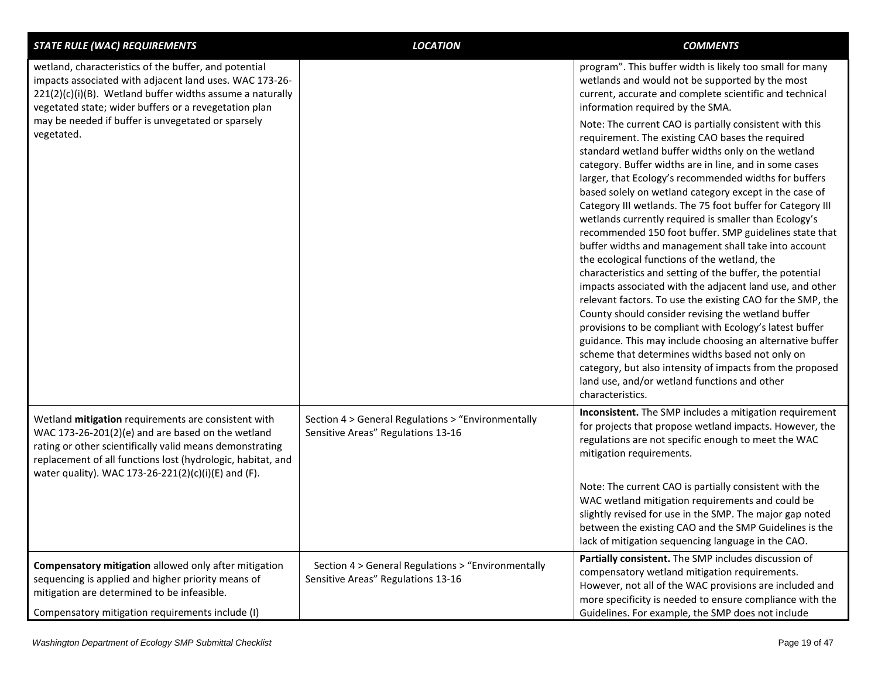| *STATE RULE (WAC) REQUIREMENTS* | *LOCATION* | *COMMENTS* |
|---|---|---|
| wetland, characteristics of the buffer, and potential impacts associated with adjacent land uses. WAC 173-26-221(2)(c)(i)(B). Wetland buffer widths assume a naturally vegetated state; wider buffers or a revegetation plan may be needed if buffer is unvegetated or sparsely vegetated. | | program". This buffer width is likely too small for many wetlands and would not be supported by the most current, accurate and complete scientific and technical information required by the SMA.<br><br>Note: The current CAO is partially consistent with this requirement. The existing CAO bases the required standard wetland buffer widths only on the wetland category. Buffer widths are in line, and in some cases larger, that Ecology's recommended widths for buffers based solely on wetland category except in the case of Category III wetlands. The 75 foot buffer for Category III wetlands currently required is smaller than Ecology's recommended 150 foot buffer. SMP guidelines state that buffer widths and management shall take into account the ecological functions of the wetland, the characteristics and setting of the buffer, the potential impacts associated with the adjacent land use, and other relevant factors. To use the existing CAO for the SMP, the County should consider revising the wetland buffer provisions to be compliant with Ecology's latest buffer guidance. This may include choosing an alternative buffer scheme that determines widths based not only on category, but also intensity of impacts from the proposed land use, and/or wetland functions and other characteristics. |
| Wetland **mitigation** requirements are consistent with WAC 173-26-201(2)(e) and are based on the wetland rating or other scientifically valid means demonstrating replacement of all functions lost (hydrologic, habitat, and water quality). WAC 173-26-221(2)(c)(i)(E) and (F). | Section 4 > General Regulations > "Environmentally Sensitive Areas" Regulations 13-16 | **Inconsistent.** The SMP includes a mitigation requirement for projects that propose wetland impacts. However, the regulations are not specific enough to meet the WAC mitigation requirements.<br><br>Note: The current CAO is partially consistent with the WAC wetland mitigation requirements and could be slightly revised for use in the SMP. The major gap noted between the existing CAO and the SMP Guidelines is the lack of mitigation sequencing language in the CAO. |
| **Compensatory mitigation** allowed only after mitigation sequencing is applied and higher priority means of mitigation are determined to be infeasible.<br><br>Compensatory mitigation requirements include (I) | Section 4 > General Regulations > "Environmentally Sensitive Areas" Regulations 13-16 | **Partially consistent.** The SMP includes discussion of compensatory wetland mitigation requirements. However, not all of the WAC provisions are included and more specificity is needed to ensure compliance with the Guidelines. For example, the SMP does not include |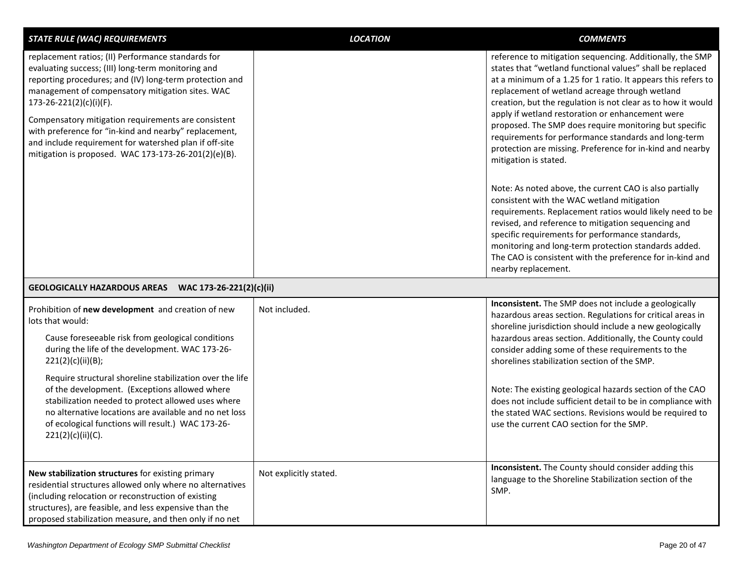| STATE RULE (WAC) REQUIREMENTS | LOCATION | COMMENTS |
|---|---|---|
| replacement ratios; (II) Performance standards for evaluating success; (III) long-term monitoring and reporting procedures; and (IV) long-term protection and management of compensatory mitigation sites. WAC 173-26-221(2)(c)(i)(F).<br><br>Compensatory mitigation requirements are consistent with preference for "in-kind and nearby" replacement, and include requirement for watershed plan if off-site mitigation is proposed. WAC 173-173-26-201(2)(e)(B). | | reference to mitigation sequencing. Additionally, the SMP states that "wetland functional values" shall be replaced at a minimum of a 1.25 for 1 ratio. It appears this refers to replacement of wetland acreage through wetland creation, but the regulation is not clear as to how it would apply if wetland restoration or enhancement were proposed. The SMP does require monitoring but specific requirements for performance standards and long-term protection are missing. Preference for in-kind and nearby mitigation is stated.<br><br>Note: As noted above, the current CAO is also partially consistent with the WAC wetland mitigation requirements. Replacement ratios would likely need to be revised, and reference to mitigation sequencing and specific requirements for performance standards, monitoring and long-term protection standards added. The CAO is consistent with the preference for in-kind and nearby replacement. |
| **GEOLOGICALLY HAZARDOUS AREAS WAC 173-26-221(2)(c)(ii)** | | |
| Prohibition of **new development** and creation of new lots that would:<br><br>Cause foreseeable risk from geological conditions during the life of the development. WAC 173-26-221(2)(c)(ii)(B);<br><br>Require structural shoreline stabilization over the life of the development. (Exceptions allowed where stabilization needed to protect allowed uses where no alternative locations are available and no net loss of ecological functions will result.) WAC 173-26-221(2)(c)(ii)(C). | Not included. | **Inconsistent.** The SMP does not include a geologically hazardous areas section. Regulations for critical areas in shoreline jurisdiction should include a new geologically hazardous areas section. Additionally, the County could consider adding some of these requirements to the shorelines stabilization section of the SMP.<br><br>Note: The existing geological hazards section of the CAO does not include sufficient detail to be in compliance with the stated WAC sections. Revisions would be required to use the current CAO section for the SMP. |
| **New stabilization structures** for existing primary residential structures allowed only where no alternatives (including relocation or reconstruction of existing structures), are feasible, and less expensive than the proposed stabilization measure, and then only if no net | Not explicitly stated. | **Inconsistent.** The County should consider adding this language to the Shoreline Stabilization section of the SMP. |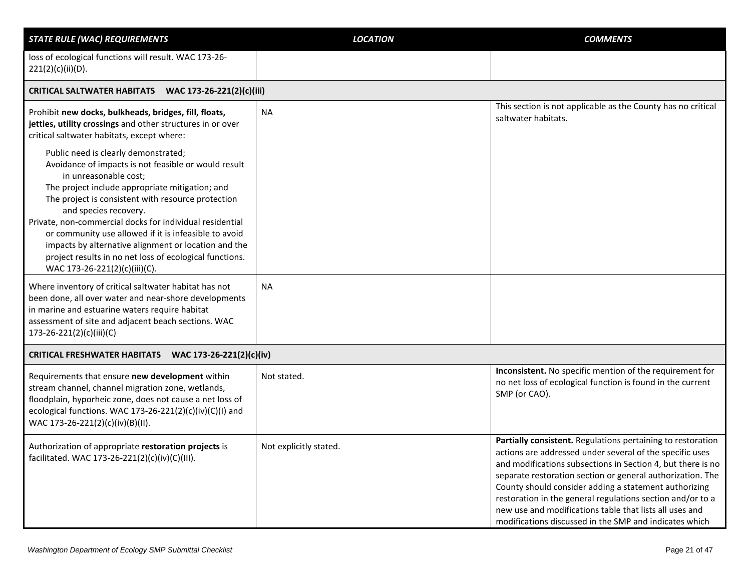| *STATE RULE (WAC) REQUIREMENTS* | *LOCATION* | *COMMENTS* |
|---|---|---|
| loss of ecological functions will result. WAC 173-26-221(2)(c)(ii)(D). | | |
| **CRITICAL SALTWATER HABITATS WAC 173-26-221(2)(c)(iii)** | | |
| Prohibit **new docks, bulkheads, bridges, fill, floats, jetties, utility crossings** and other structures in or over critical saltwater habitats, except where:<br><br>Public need is clearly demonstrated;<br>Avoidance of impacts is not feasible or would result in unreasonable cost;<br>The project include appropriate mitigation; and<br>The project is consistent with resource protection and species recovery.<br>Private, non-commercial docks for individual residential or community use allowed if it is infeasible to avoid impacts by alternative alignment or location and the project results in no net loss of ecological functions. WAC 173-26-221(2)(c)(iii)(C). | NA | This section is not applicable as the County has no critical saltwater habitats. |
| Where inventory of critical saltwater habitat has not been done, all over water and near-shore developments in marine and estuarine waters require habitat assessment of site and adjacent beach sections. WAC 173-26-221(2)(c)(iii)(C) | NA | |
| **CRITICAL FRESHWATER HABITATS WAC 173-26-221(2)(c)(iv)** | | |
| Requirements that ensure **new development** within stream channel, channel migration zone, wetlands, floodplain, hyporheic zone, does not cause a net loss of ecological functions. WAC 173-26-221(2)(c)(iv)(C)(I) and WAC 173-26-221(2)(c)(iv)(B)(II). | Not stated. | **Inconsistent.** No specific mention of the requirement for no net loss of ecological function is found in the current SMP (or CAO). |
| Authorization of appropriate **restoration projects** is facilitated. WAC 173-26-221(2)(c)(iv)(C)(III). | Not explicitly stated. | **Partially consistent.** Regulations pertaining to restoration actions are addressed under several of the specific uses and modifications subsections in Section 4, but there is no separate restoration section or general authorization. The County should consider adding a statement authorizing restoration in the general regulations section and/or to a new use and modifications table that lists all uses and modifications discussed in the SMP and indicates which |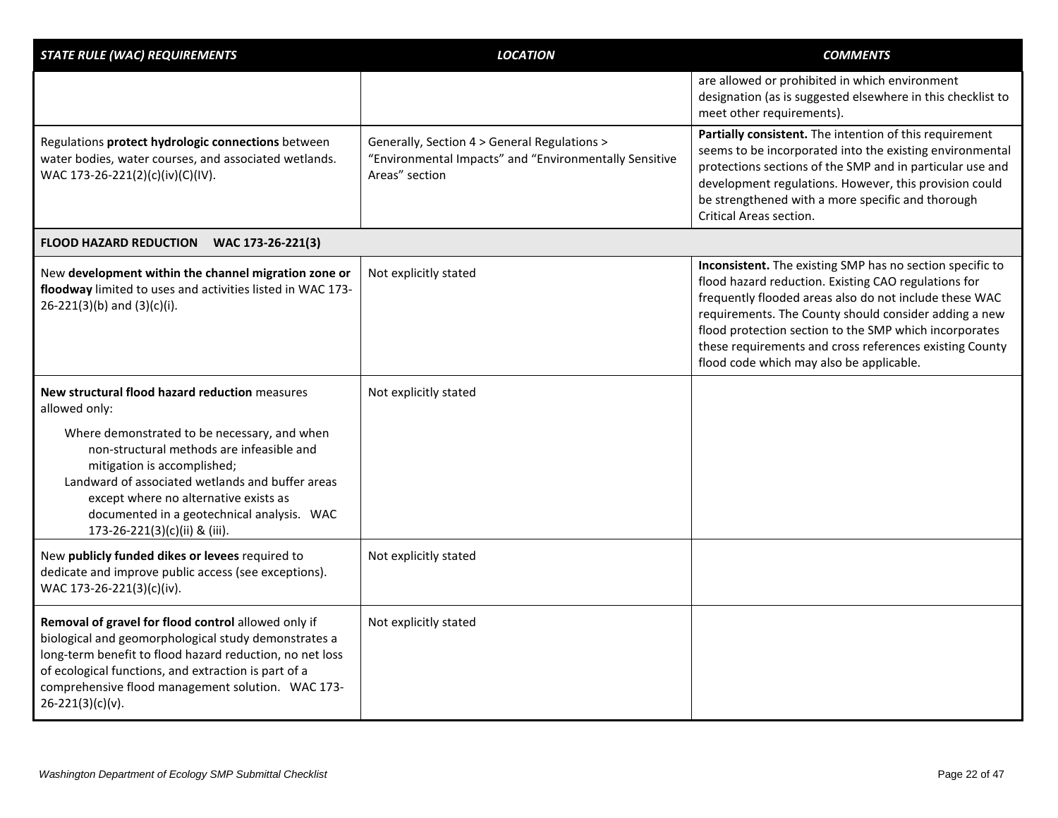| STATE RULE (WAC) REQUIREMENTS | LOCATION | COMMENTS |
|---|---|---|
| | | are allowed or prohibited in which environment designation (as is suggested elsewhere in this checklist to meet other requirements). |
| Regulations **protect hydrologic connections** between water bodies, water courses, and associated wetlands. WAC 173-26-221(2)(c)(iv)(C)(IV). | Generally, Section 4 > General Regulations > "Environmental Impacts" and "Environmentally Sensitive Areas" section | **Partially consistent.** The intention of this requirement seems to be incorporated into the existing environmental protections sections of the SMP and in particular use and development regulations. However, this provision could be strengthened with a more specific and thorough Critical Areas section. |
| **FLOOD HAZARD REDUCTION WAC 173-26-221(3)** | | |
| New **development within the channel migration zone or floodway** limited to uses and activities listed in WAC 173-26-221(3)(b) and (3)(c)(i). | Not explicitly stated | **Inconsistent.** The existing SMP has no section specific to flood hazard reduction. Existing CAO regulations for frequently flooded areas also do not include these WAC requirements. The County should consider adding a new flood protection section to the SMP which incorporates these requirements and cross references existing County flood code which may also be applicable. |
| **New structural flood hazard reduction** measures allowed only:<br>Where demonstrated to be necessary, and when non-structural methods are infeasible and mitigation is accomplished;<br>Landward of associated wetlands and buffer areas except where no alternative exists as documented in a geotechnical analysis. WAC 173-26-221(3)(c)(ii) & (iii). | Not explicitly stated | |
| New **publicly funded dikes or levees** required to dedicate and improve public access (see exceptions). WAC 173-26-221(3)(c)(iv). | Not explicitly stated | |
| **Removal of gravel for flood control** allowed only if biological and geomorphological study demonstrates a long-term benefit to flood hazard reduction, no net loss of ecological functions, and extraction is part of a comprehensive flood management solution. WAC 173-26-221(3)(c)(v). | Not explicitly stated | |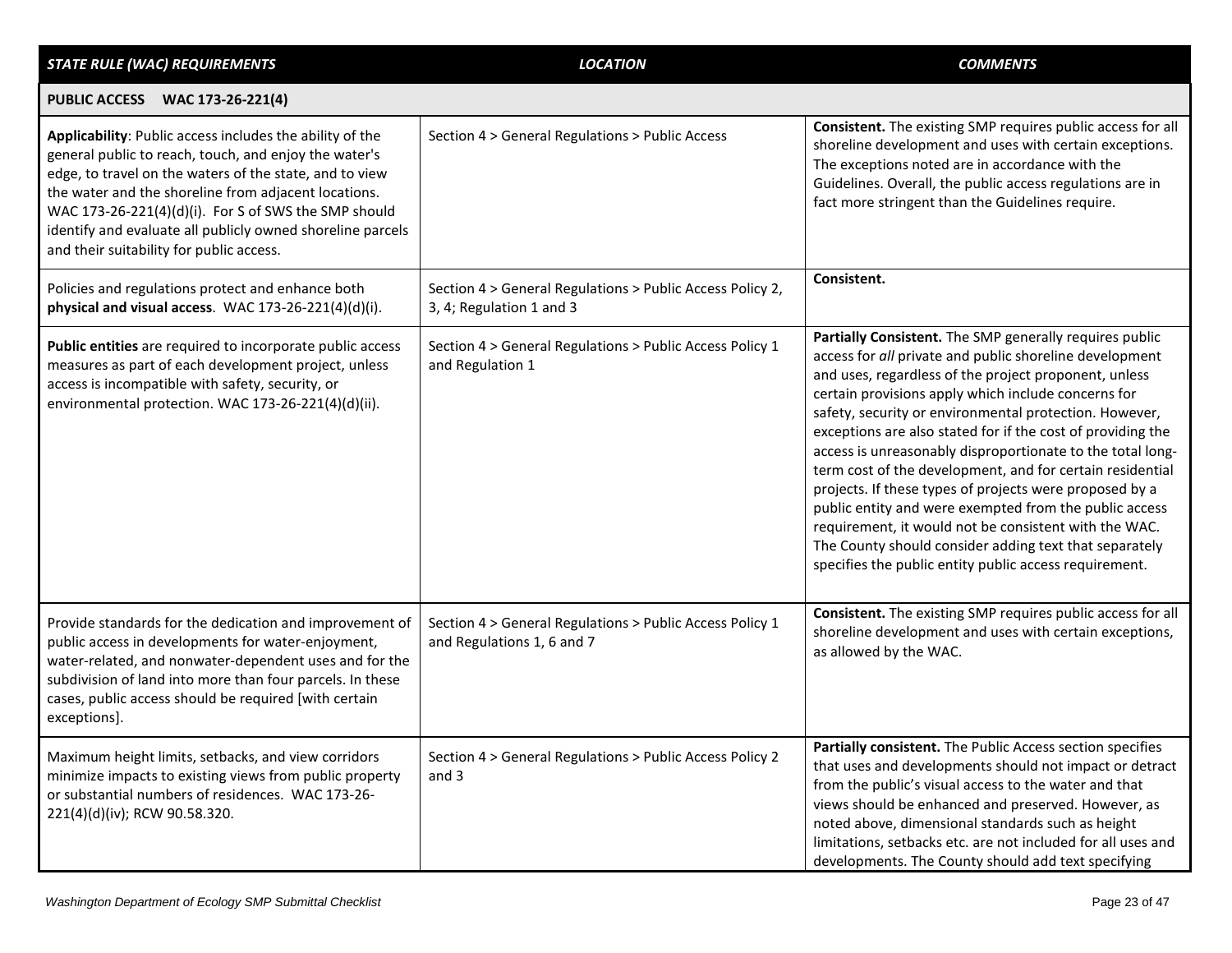| *STATE RULE (WAC) REQUIREMENTS* | *LOCATION* | *COMMENTS* |
|---|---|---|
| **PUBLIC ACCESS WAC 173-26-221(4)** | | |
| **Applicability**: Public access includes the ability of the general public to reach, touch, and enjoy the water's edge, to travel on the waters of the state, and to view the water and the shoreline from adjacent locations. WAC 173-26-221(4)(d)(i). For S of SWS the SMP should identify and evaluate all publicly owned shoreline parcels and their suitability for public access. | Section 4 > General Regulations > Public Access | **Consistent.** The existing SMP requires public access for all shoreline development and uses with certain exceptions. The exceptions noted are in accordance with the Guidelines. Overall, the public access regulations are in fact more stringent than the Guidelines require. |
| Policies and regulations protect and enhance both **physical and visual access**. WAC 173-26-221(4)(d)(i). | Section 4 > General Regulations > Public Access Policy 2, 3, 4; Regulation 1 and 3 | **Consistent.** |
| **Public entities** are required to incorporate public access measures as part of each development project, unless access is incompatible with safety, security, or environmental protection. WAC 173-26-221(4)(d)(ii). | Section 4 > General Regulations > Public Access Policy 1 and Regulation 1 | **Partially Consistent.** The SMP generally requires public access for *all* private and public shoreline development and uses, regardless of the project proponent, unless certain provisions apply which include concerns for safety, security or environmental protection. However, exceptions are also stated for if the cost of providing the access is unreasonably disproportionate to the total long-term cost of the development, and for certain residential projects. If these types of projects were proposed by a public entity and were exempted from the public access requirement, it would not be consistent with the WAC. The County should consider adding text that separately specifies the public entity public access requirement. |
| Provide standards for the dedication and improvement of public access in developments for water-enjoyment, water-related, and nonwater-dependent uses and for the subdivision of land into more than four parcels. In these cases, public access should be required [with certain exceptions]. | Section 4 > General Regulations > Public Access Policy 1 and Regulations 1, 6 and 7 | **Consistent.** The existing SMP requires public access for all shoreline development and uses with certain exceptions, as allowed by the WAC. |
| Maximum height limits, setbacks, and view corridors minimize impacts to existing views from public property or substantial numbers of residences. WAC 173-26-221(4)(d)(iv); RCW 90.58.320. | Section 4 > General Regulations > Public Access Policy 2 and 3 | **Partially consistent.** The Public Access section specifies that uses and developments should not impact or detract from the public's visual access to the water and that views should be enhanced and preserved. However, as noted above, dimensional standards such as height limitations, setbacks etc. are not included for all uses and developments. The County should add text specifying |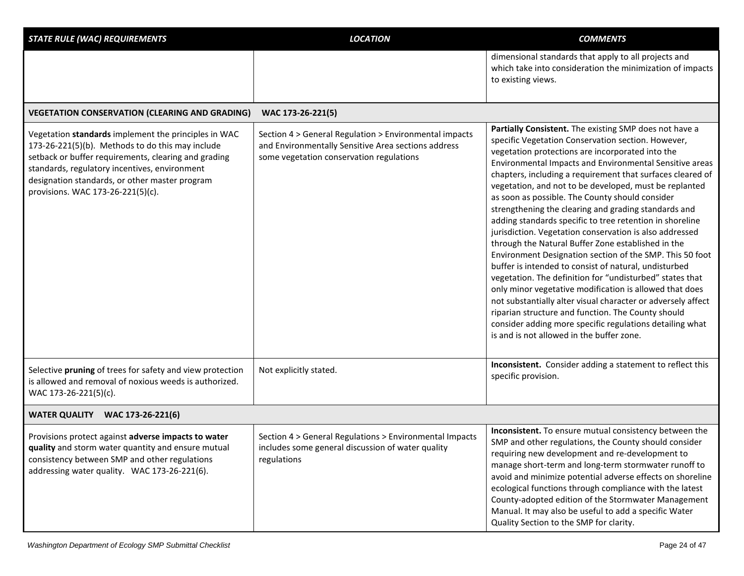| STATE RULE (WAC) REQUIREMENTS | LOCATION | COMMENTS |
|---|---|---|
| | | dimensional standards that apply to all projects and which take into consideration the minimization of impacts to existing views. |
| **VEGETATION CONSERVATION (CLEARING AND GRADING) WAC 173-26-221(5)** | | |
| Vegetation **standards** implement the principles in WAC 173-26-221(5)(b). Methods to do this may include setback or buffer requirements, clearing and grading standards, regulatory incentives, environment designation standards, or other master program provisions. WAC 173-26-221(5)(c). | Section 4 > General Regulation > Environmental impacts and Environmentally Sensitive Area sections address some vegetation conservation regulations | **Partially Consistent.** The existing SMP does not have a specific Vegetation Conservation section. However, vegetation protections are incorporated into the Environmental Impacts and Environmental Sensitive areas chapters, including a requirement that surfaces cleared of vegetation, and not to be developed, must be replanted as soon as possible. The County should consider strengthening the clearing and grading standards and adding standards specific to tree retention in shoreline jurisdiction. Vegetation conservation is also addressed through the Natural Buffer Zone established in the Environment Designation section of the SMP. This 50 foot buffer is intended to consist of natural, undisturbed vegetation. The definition for "undisturbed" states that only minor vegetative modification is allowed that does not substantially alter visual character or adversely affect riparian structure and function. The County should consider adding more specific regulations detailing what is and is not allowed in the buffer zone. |
| Selective **pruning** of trees for safety and view protection is allowed and removal of noxious weeds is authorized. WAC 173-26-221(5)(c). | Not explicitly stated. | **Inconsistent.** Consider adding a statement to reflect this specific provision. |
| **WATER QUALITY WAC 173-26-221(6)** | | |
| Provisions protect against **adverse impacts to water quality** and storm water quantity and ensure mutual consistency between SMP and other regulations addressing water quality. WAC 173-26-221(6). | Section 4 > General Regulations > Environmental Impacts includes some general discussion of water quality regulations | **Inconsistent.** To ensure mutual consistency between the SMP and other regulations, the County should consider requiring new development and re-development to manage short-term and long-term stormwater runoff to avoid and minimize potential adverse effects on shoreline ecological functions through compliance with the latest County-adopted edition of the Stormwater Management Manual. It may also be useful to add a specific Water Quality Section to the SMP for clarity. |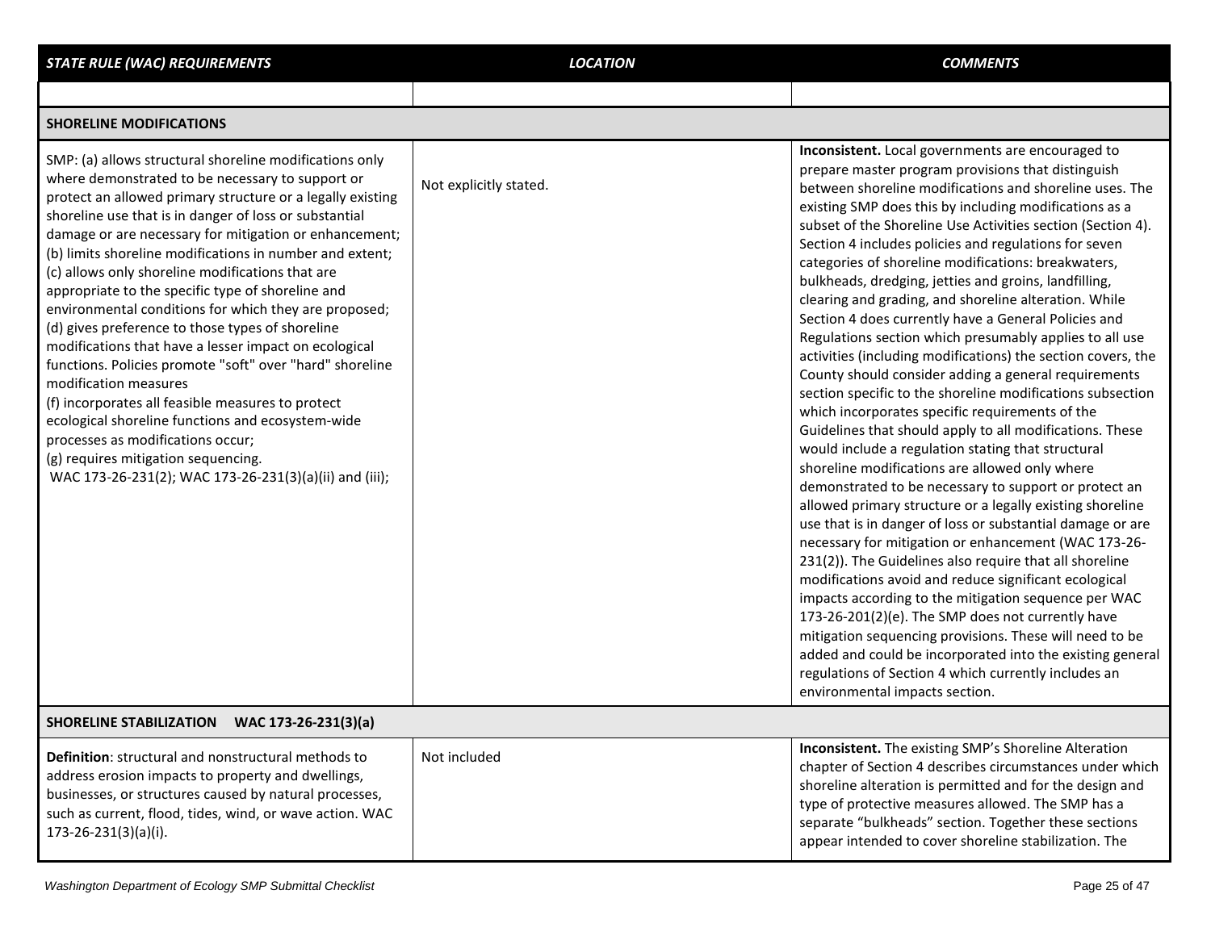| *STATE RULE (WAC) REQUIREMENTS* | *LOCATION* | *COMMENTS* |
|---|---|---|
| | | |
| **SHORELINE MODIFICATIONS** | | |
| SMP: (a) allows structural shoreline modifications only where demonstrated to be necessary to support or protect an allowed primary structure or a legally existing shoreline use that is in danger of loss or substantial damage or are necessary for mitigation or enhancement; (b) limits shoreline modifications in number and extent; (c) allows only shoreline modifications that are appropriate to the specific type of shoreline and environmental conditions for which they are proposed; (d) gives preference to those types of shoreline modifications that have a lesser impact on ecological functions. Policies promote "soft" over "hard" shoreline modification measures<br>(f) incorporates all feasible measures to protect ecological shoreline functions and ecosystem-wide processes as modifications occur;<br>(g) requires mitigation sequencing.<br>WAC 173-26-231(2); WAC 173-26-231(3)(a)(ii) and (iii); | Not explicitly stated. | **Inconsistent.** Local governments are encouraged to prepare master program provisions that distinguish between shoreline modifications and shoreline uses. The existing SMP does this by including modifications as a subset of the Shoreline Use Activities section (Section 4). Section 4 includes policies and regulations for seven categories of shoreline modifications: breakwaters, bulkheads, dredging, jetties and groins, landfilling, clearing and grading, and shoreline alteration. While Section 4 does currently have a General Policies and Regulations section which presumably applies to all use activities (including modifications) the section covers, the County should consider adding a general requirements section specific to the shoreline modifications subsection which incorporates specific requirements of the Guidelines that should apply to all modifications. These would include a regulation stating that structural shoreline modifications are allowed only where demonstrated to be necessary to support or protect an allowed primary structure or a legally existing shoreline use that is in danger of loss or substantial damage or are necessary for mitigation or enhancement (WAC 173-26-231(2)). The Guidelines also require that all shoreline modifications avoid and reduce significant ecological impacts according to the mitigation sequence per WAC 173-26-201(2)(e). The SMP does not currently have mitigation sequencing provisions. These will need to be added and could be incorporated into the existing general regulations of Section 4 which currently includes an environmental impacts section. |
| **SHORELINE STABILIZATION WAC 173-26-231(3)(a)** | | |
| **Definition**: structural and nonstructural methods to address erosion impacts to property and dwellings, businesses, or structures caused by natural processes, such as current, flood, tides, wind, or wave action. WAC 173-26-231(3)(a)(i). | Not included | **Inconsistent.** The existing SMP's Shoreline Alteration chapter of Section 4 describes circumstances under which shoreline alteration is permitted and for the design and type of protective measures allowed. The SMP has a separate "bulkheads" section. Together these sections appear intended to cover shoreline stabilization. The |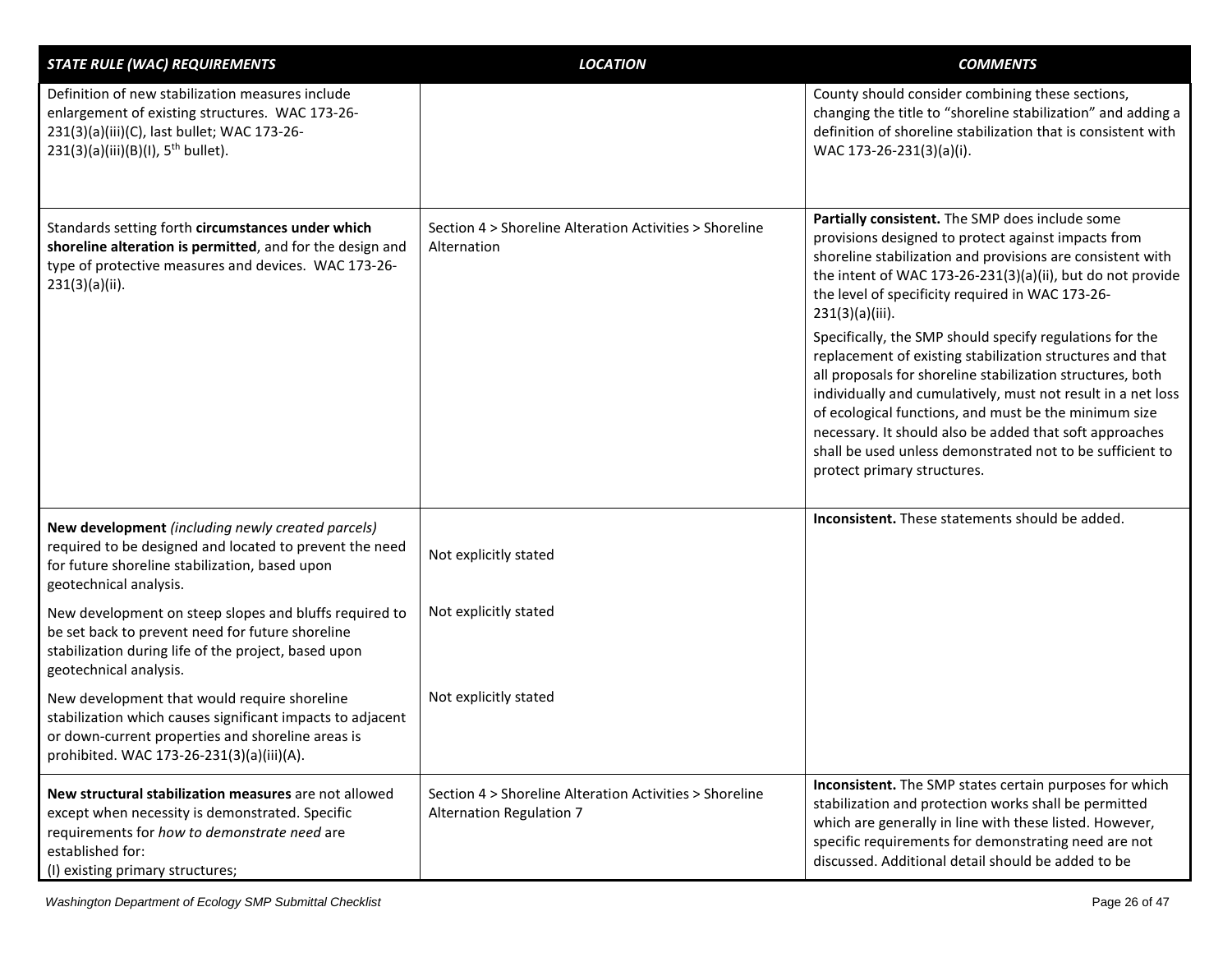| *STATE RULE (WAC) REQUIREMENTS* | *LOCATION* | *COMMENTS* |
|---|---|---|
| Definition of new stabilization measures include enlargement of existing structures. WAC 173-26-231(3)(a)(iii)(C), last bullet; WAC 173-26-231(3)(a)(iii)(B)(I), 5th bullet). | | County should consider combining these sections, changing the title to "shoreline stabilization" and adding a definition of shoreline stabilization that is consistent with WAC 173-26-231(3)(a)(i). |
| Standards setting forth **circumstances under which shoreline alteration is permitted**, and for the design and type of protective measures and devices. WAC 173-26-231(3)(a)(ii). | Section 4 > Shoreline Alteration Activities > Shoreline Alternation | **Partially consistent.** The SMP does include some provisions designed to protect against impacts from shoreline stabilization and provisions are consistent with the intent of WAC 173-26-231(3)(a)(ii), but do not provide the level of specificity required in WAC 173-26-231(3)(a)(iii).<br><br>Specifically, the SMP should specify regulations for the replacement of existing stabilization structures and that all proposals for shoreline stabilization structures, both individually and cumulatively, must not result in a net loss of ecological functions, and must be the minimum size necessary. It should also be added that soft approaches shall be used unless demonstrated not to be sufficient to protect primary structures. |
| **New development** *(including newly created parcels)* required to be designed and located to prevent the need for future shoreline stabilization, based upon geotechnical analysis.<br><br>New development on steep slopes and bluffs required to be set back to prevent need for future shoreline stabilization during life of the project, based upon geotechnical analysis.<br><br>New development that would require shoreline stabilization which causes significant impacts to adjacent or down-current properties and shoreline areas is prohibited. WAC 173-26-231(3)(a)(iii)(A). | Not explicitly stated<br><br>Not explicitly stated<br><br>Not explicitly stated | **Inconsistent.** These statements should be added. |
| **New structural stabilization measures** are not allowed except when necessity is demonstrated. Specific requirements for *how to demonstrate need* are established for:<br>(I) existing primary structures; | Section 4 > Shoreline Alteration Activities > Shoreline Alternation Regulation 7 | **Inconsistent.** The SMP states certain purposes for which stabilization and protection works shall be permitted which are generally in line with these listed. However, specific requirements for demonstrating need are not discussed. Additional detail should be added to be |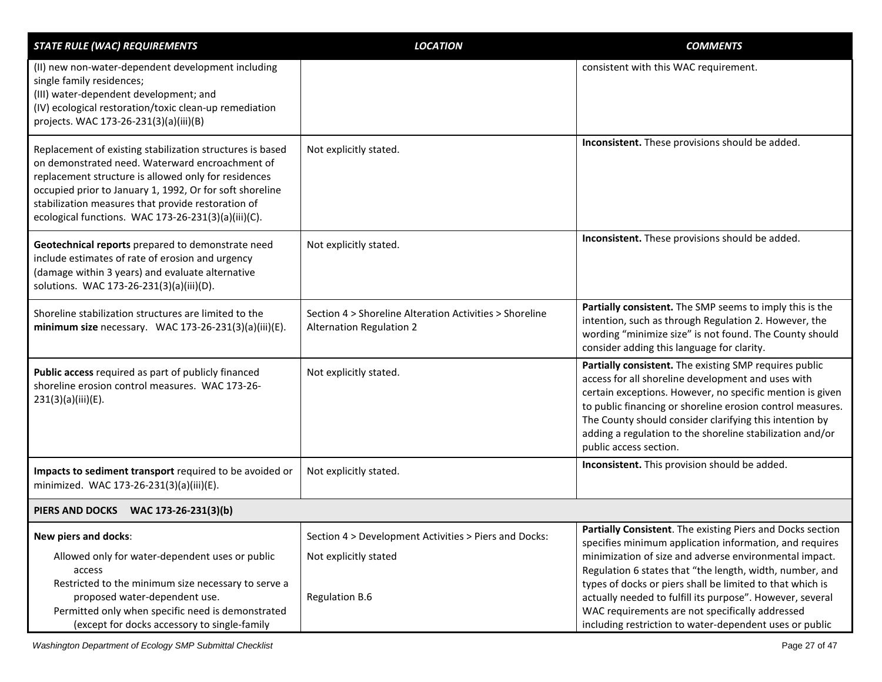| *STATE RULE (WAC) REQUIREMENTS* | *LOCATION* | *COMMENTS* |
|---|---|---|
| (II) new non-water-dependent development including single family residences;<br>(III) water-dependent development; and<br>(IV) ecological restoration/toxic clean-up remediation projects. WAC 173-26-231(3)(a)(iii)(B) | | consistent with this WAC requirement. |
| Replacement of existing stabilization structures is based on demonstrated need. Waterward encroachment of replacement structure is allowed only for residences occupied prior to January 1, 1992, Or for soft shoreline stabilization measures that provide restoration of ecological functions. WAC 173-26-231(3)(a)(iii)(C). | Not explicitly stated. | **Inconsistent.** These provisions should be added. |
| **Geotechnical reports** prepared to demonstrate need include estimates of rate of erosion and urgency (damage within 3 years) and evaluate alternative solutions. WAC 173-26-231(3)(a)(iii)(D). | Not explicitly stated. | **Inconsistent.** These provisions should be added. |
| Shoreline stabilization structures are limited to the **minimum size** necessary. WAC 173-26-231(3)(a)(iii)(E). | Section 4 > Shoreline Alteration Activities > Shoreline Alternation Regulation 2 | **Partially consistent.** The SMP seems to imply this is the intention, such as through Regulation 2. However, the wording "minimize size" is not found. The County should consider adding this language for clarity. |
| **Public access** required as part of publicly financed shoreline erosion control measures. WAC 173-26-231(3)(a)(iii)(E). | Not explicitly stated. | **Partially consistent.** The existing SMP requires public access for all shoreline development and uses with certain exceptions. However, no specific mention is given to public financing or shoreline erosion control measures. The County should consider clarifying this intention by adding a regulation to the shoreline stabilization and/or public access section. |
| **Impacts to sediment transport** required to be avoided or minimized. WAC 173-26-231(3)(a)(iii)(E). | Not explicitly stated. | **Inconsistent.** This provision should be added. |
| **PIERS AND DOCKS WAC 173-26-231(3)(b)** | | |
| **New piers and docks**:<br>Allowed only for water-dependent uses or public access<br>Restricted to the minimum size necessary to serve a proposed water-dependent use.<br>Permitted only when specific need is demonstrated (except for docks accessory to single-family | Section 4 > Development Activities > Piers and Docks:<br>Not explicitly stated<br><br>Regulation B.6 | **Partially Consistent**. The existing Piers and Docks section specifies minimum application information, and requires minimization of size and adverse environmental impact. Regulation 6 states that "the length, width, number, and types of docks or piers shall be limited to that which is actually needed to fulfill its purpose". However, several WAC requirements are not specifically addressed including restriction to water-dependent uses or public |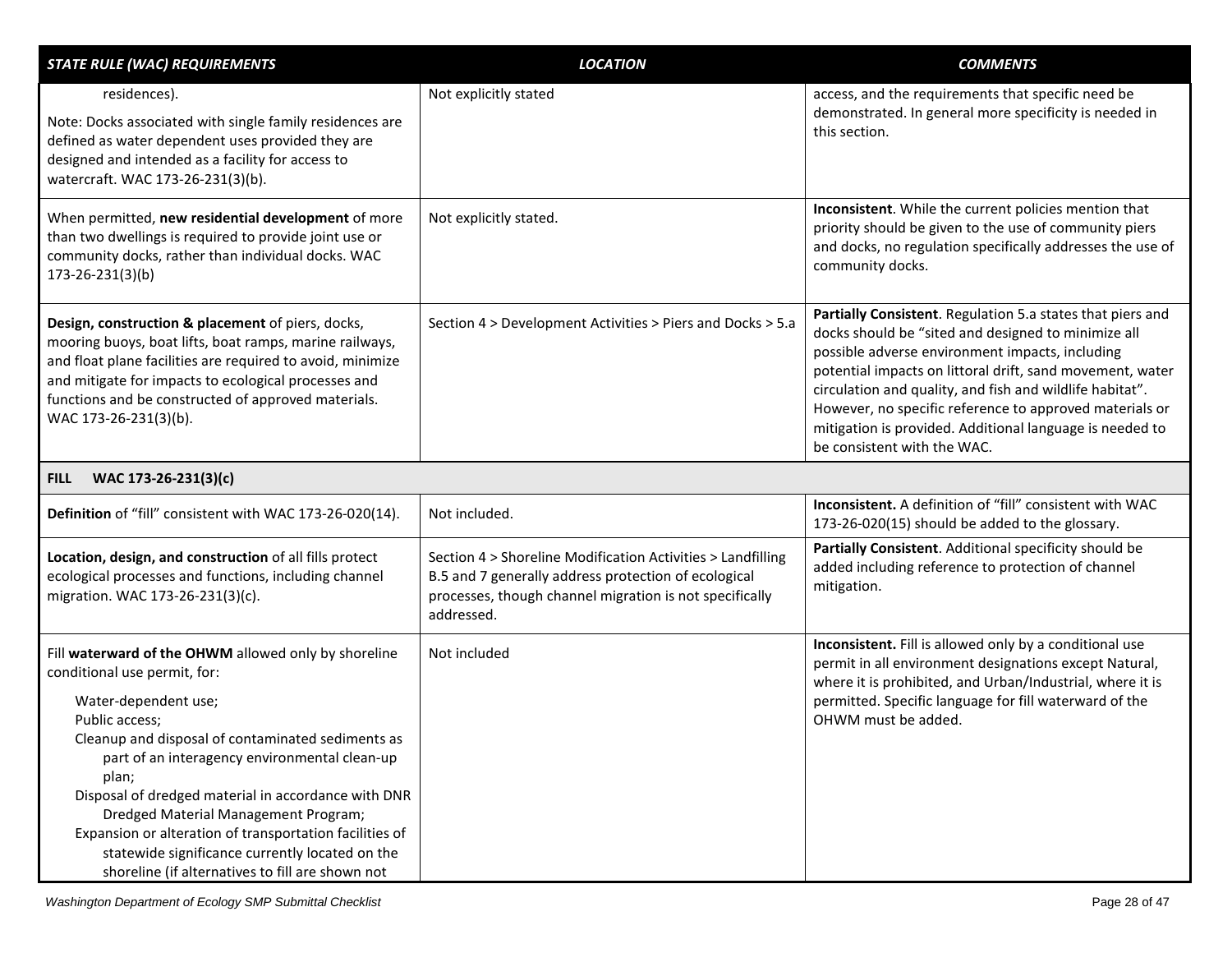| STATE RULE (WAC) REQUIREMENTS | LOCATION | COMMENTS |
|---|---|---|
| residences).<br><br>Note: Docks associated with single family residences are defined as water dependent uses provided they are designed and intended as a facility for access to watercraft. WAC 173-26-231(3)(b). | Not explicitly stated | access, and the requirements that specific need be demonstrated. In general more specificity is needed in this section. |
| When permitted, **new residential development** of more than two dwellings is required to provide joint use or community docks, rather than individual docks. WAC 173-26-231(3)(b) | Not explicitly stated. | **Inconsistent**. While the current policies mention that priority should be given to the use of community piers and docks, no regulation specifically addresses the use of community docks. |
| **Design, construction & placement** of piers, docks, mooring buoys, boat lifts, boat ramps, marine railways, and float plane facilities are required to avoid, minimize and mitigate for impacts to ecological processes and functions and be constructed of approved materials. WAC 173-26-231(3)(b). | Section 4 > Development Activities > Piers and Docks > 5.a | **Partially Consistent**. Regulation 5.a states that piers and docks should be "sited and designed to minimize all possible adverse environment impacts, including potential impacts on littoral drift, sand movement, water circulation and quality, and fish and wildlife habitat". However, no specific reference to approved materials or mitigation is provided. Additional language is needed to be consistent with the WAC. |
| **FILL WAC 173-26-231(3)(c)** | | |
| **Definition** of "fill" consistent with WAC 173-26-020(14). | Not included. | **Inconsistent.** A definition of "fill" consistent with WAC 173-26-020(15) should be added to the glossary. |
| **Location, design, and construction** of all fills protect ecological processes and functions, including channel migration. WAC 173-26-231(3)(c). | Section 4 > Shoreline Modification Activities > Landfilling B.5 and 7 generally address protection of ecological processes, though channel migration is not specifically addressed. | **Partially Consistent**. Additional specificity should be added including reference to protection of channel mitigation. |
| Fill **waterward of the OHWM** allowed only by shoreline conditional use permit, for:<br><br>Water-dependent use;<br>Public access;<br>Cleanup and disposal of contaminated sediments as part of an interagency environmental clean-up plan;<br>Disposal of dredged material in accordance with DNR Dredged Material Management Program;<br>Expansion or alteration of transportation facilities of statewide significance currently located on the shoreline (if alternatives to fill are shown not | Not included | **Inconsistent.** Fill is allowed only by a conditional use permit in all environment designations except Natural, where it is prohibited, and Urban/Industrial, where it is permitted. Specific language for fill waterward of the OHWM must be added. |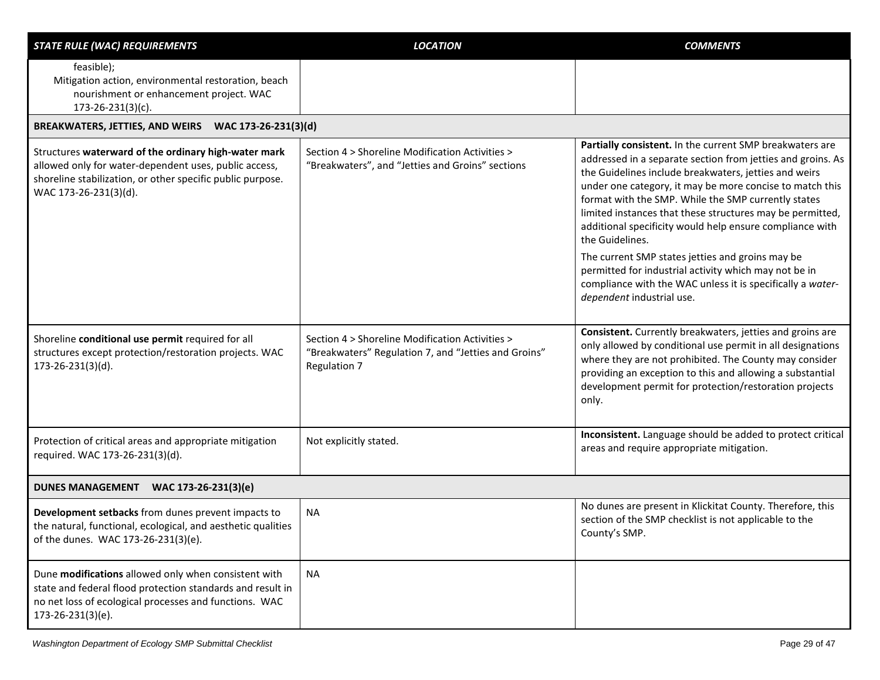| *STATE RULE (WAC) REQUIREMENTS* | *LOCATION* | *COMMENTS* |
|---|---|---|
| feasible); Mitigation action, environmental restoration, beach nourishment or enhancement project. WAC 173-26-231(3)(c). | | |
| **BREAKWATERS, JETTIES, AND WEIRS WAC 173-26-231(3)(d)** | | |
| Structures **waterward of the ordinary high-water mark** allowed only for water-dependent uses, public access, shoreline stabilization, or other specific public purpose. WAC 173-26-231(3)(d). | Section 4 > Shoreline Modification Activities > "Breakwaters", and "Jetties and Groins" sections | **Partially consistent.** In the current SMP breakwaters are addressed in a separate section from jetties and groins. As the Guidelines include breakwaters, jetties and weirs under one category, it may be more concise to match this format with the SMP. While the SMP currently states limited instances that these structures may be permitted, additional specificity would help ensure compliance with the Guidelines. The current SMP states jetties and groins may be permitted for industrial activity which may not be in compliance with the WAC unless it is specifically a *water-dependent* industrial use. |
| Shoreline **conditional use permit** required for all structures except protection/restoration projects. WAC 173-26-231(3)(d). | Section 4 > Shoreline Modification Activities > "Breakwaters" Regulation 7, and "Jetties and Groins" Regulation 7 | **Consistent.** Currently breakwaters, jetties and groins are only allowed by conditional use permit in all designations where they are not prohibited. The County may consider providing an exception to this and allowing a substantial development permit for protection/restoration projects only. |
| Protection of critical areas and appropriate mitigation required. WAC 173-26-231(3)(d). | Not explicitly stated. | **Inconsistent.** Language should be added to protect critical areas and require appropriate mitigation. |
| **DUNES MANAGEMENT WAC 173-26-231(3)(e)** | | |
| **Development setbacks** from dunes prevent impacts to the natural, functional, ecological, and aesthetic qualities of the dunes. WAC 173-26-231(3)(e). | NA | No dunes are present in Klickitat County. Therefore, this section of the SMP checklist is not applicable to the County's SMP. |
| Dune **modifications** allowed only when consistent with state and federal flood protection standards and result in no net loss of ecological processes and functions. WAC 173-26-231(3)(e). | NA | |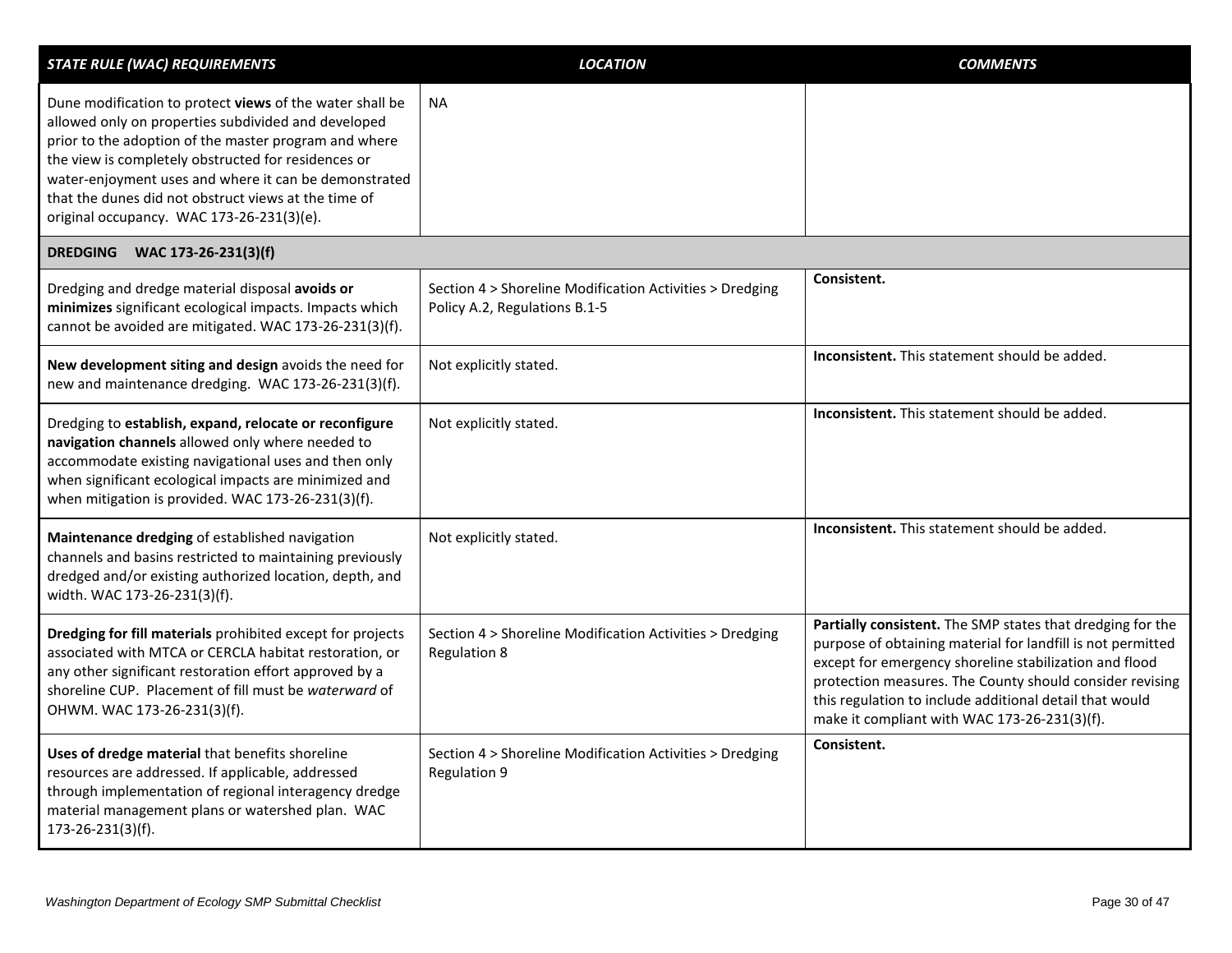| *STATE RULE (WAC) REQUIREMENTS* | *LOCATION* | *COMMENTS* |
|---|---|---|
| Dune modification to protect **views** of the water shall be allowed only on properties subdivided and developed prior to the adoption of the master program and where the view is completely obstructed for residences or water-enjoyment uses and where it can be demonstrated that the dunes did not obstruct views at the time of original occupancy. WAC 173-26-231(3)(e). | NA | |
| **DREDGING WAC 173-26-231(3)(f)** | | |
| Dredging and dredge material disposal **avoids or minimizes** significant ecological impacts. Impacts which cannot be avoided are mitigated. WAC 173-26-231(3)(f). | Section 4 > Shoreline Modification Activities > Dredging Policy A.2, Regulations B.1-5 | **Consistent.** |
| **New development siting and design** avoids the need for new and maintenance dredging. WAC 173-26-231(3)(f). | Not explicitly stated. | **Inconsistent.** This statement should be added. |
| Dredging to **establish, expand, relocate or reconfigure navigation channels** allowed only where needed to accommodate existing navigational uses and then only when significant ecological impacts are minimized and when mitigation is provided. WAC 173-26-231(3)(f). | Not explicitly stated. | **Inconsistent.** This statement should be added. |
| **Maintenance dredging** of established navigation channels and basins restricted to maintaining previously dredged and/or existing authorized location, depth, and width. WAC 173-26-231(3)(f). | Not explicitly stated. | **Inconsistent.** This statement should be added. |
| **Dredging for fill materials** prohibited except for projects associated with MTCA or CERCLA habitat restoration, or any other significant restoration effort approved by a shoreline CUP. Placement of fill must be *waterward* of OHWM. WAC 173-26-231(3)(f). | Section 4 > Shoreline Modification Activities > Dredging Regulation 8 | **Partially consistent.** The SMP states that dredging for the purpose of obtaining material for landfill is not permitted except for emergency shoreline stabilization and flood protection measures. The County should consider revising this regulation to include additional detail that would make it compliant with WAC 173-26-231(3)(f). |
| **Uses of dredge material** that benefits shoreline resources are addressed. If applicable, addressed through implementation of regional interagency dredge material management plans or watershed plan. WAC 173-26-231(3)(f). | Section 4 > Shoreline Modification Activities > Dredging Regulation 9 | **Consistent.** |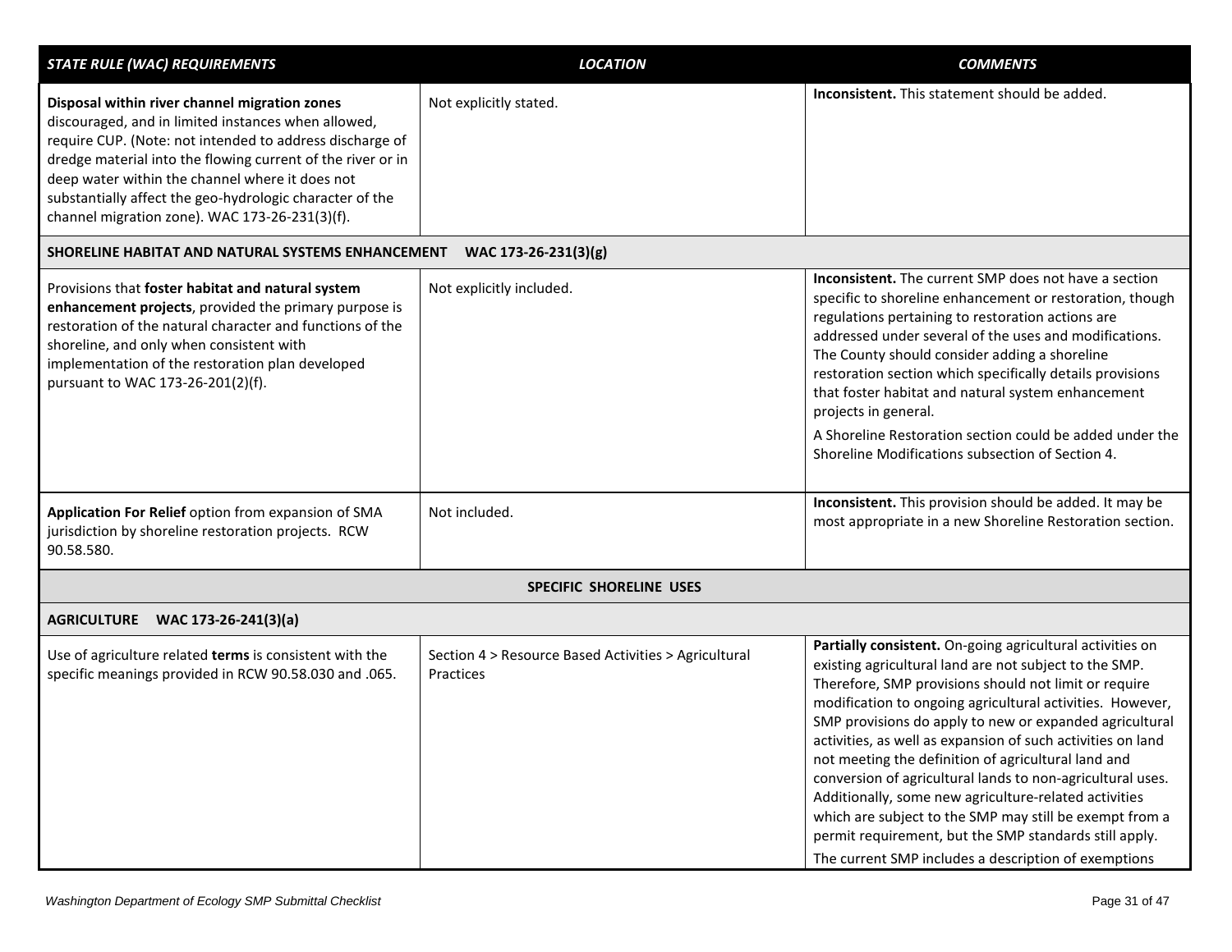| *STATE RULE (WAC) REQUIREMENTS* | *LOCATION* | *COMMENTS* |
|---|---|---|
| **Disposal within river channel migration zones** discouraged, and in limited instances when allowed, require CUP. (Note: not intended to address discharge of dredge material into the flowing current of the river or in deep water within the channel where it does not substantially affect the geo-hydrologic character of the channel migration zone). WAC 173-26-231(3)(f). | Not explicitly stated. | **Inconsistent.** This statement should be added. |
| **SHORELINE HABITAT AND NATURAL SYSTEMS ENHANCEMENT WAC 173-26-231(3)(g)** | | |
| Provisions that **foster habitat and natural system enhancement projects**, provided the primary purpose is restoration of the natural character and functions of the shoreline, and only when consistent with implementation of the restoration plan developed pursuant to WAC 173-26-201(2)(f). | Not explicitly included. | **Inconsistent.** The current SMP does not have a section specific to shoreline enhancement or restoration, though regulations pertaining to restoration actions are addressed under several of the uses and modifications. The County should consider adding a shoreline restoration section which specifically details provisions that foster habitat and natural system enhancement projects in general.<br><br>A Shoreline Restoration section could be added under the Shoreline Modifications subsection of Section 4. |
| **Application For Relief** option from expansion of SMA jurisdiction by shoreline restoration projects. RCW 90.58.580. | Not included. | **Inconsistent.** This provision should be added. It may be most appropriate in a new Shoreline Restoration section. |
| **SPECIFIC SHORELINE USES** | | |
| **AGRICULTURE WAC 173-26-241(3)(a)** | | |
| Use of agriculture related **terms** is consistent with the specific meanings provided in RCW 90.58.030 and .065. | Section 4 > Resource Based Activities > Agricultural Practices | **Partially consistent.** On-going agricultural activities on existing agricultural land are not subject to the SMP. Therefore, SMP provisions should not limit or require modification to ongoing agricultural activities. However, SMP provisions do apply to new or expanded agricultural activities, as well as expansion of such activities on land not meeting the definition of agricultural land and conversion of agricultural lands to non-agricultural uses. Additionally, some new agriculture-related activities which are subject to the SMP may still be exempt from a permit requirement, but the SMP standards still apply.<br><br>The current SMP includes a description of exemptions |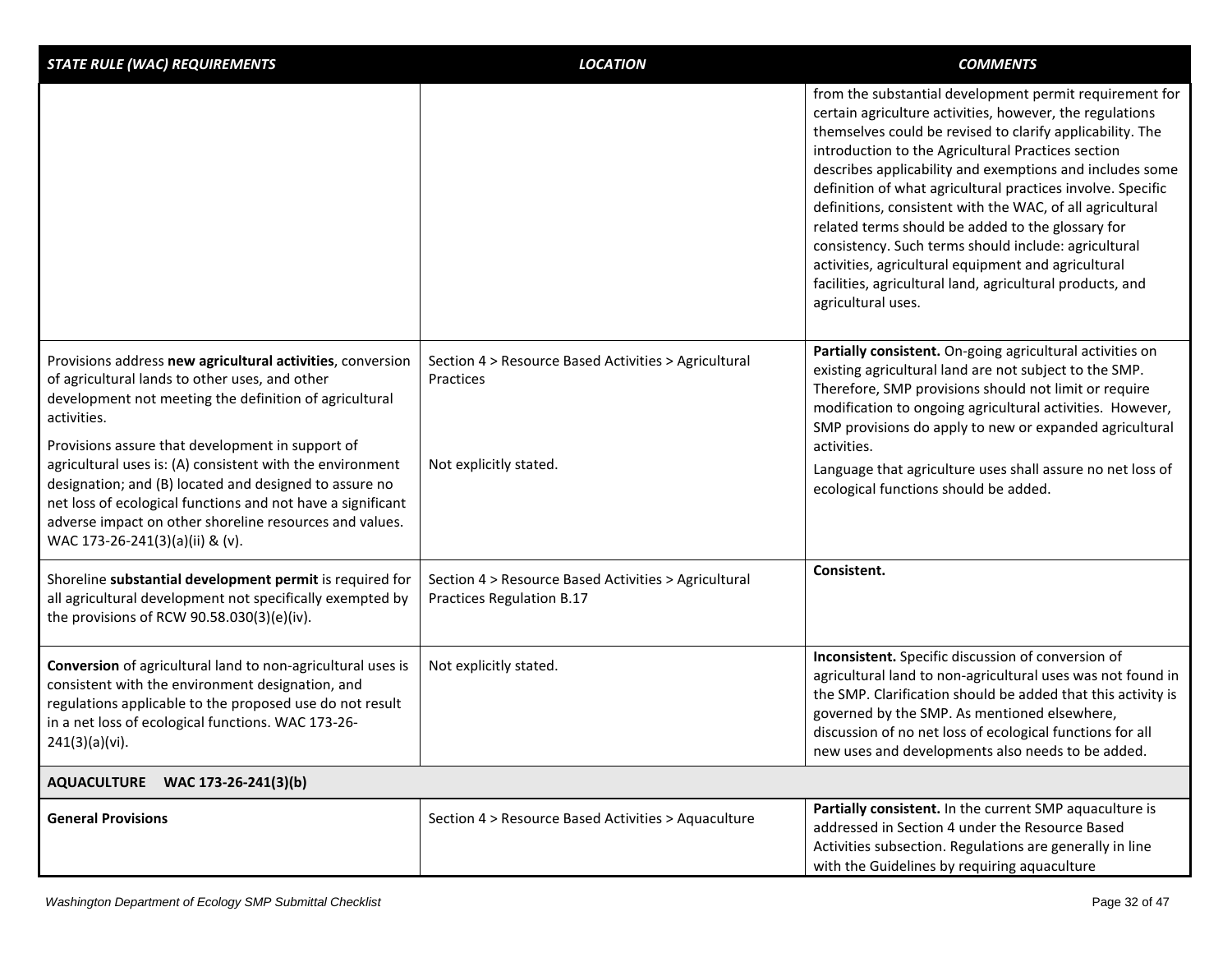| *STATE RULE (WAC) REQUIREMENTS* | *LOCATION* | *COMMENTS* |
|---|---|---|
| | | from the substantial development permit requirement for certain agriculture activities, however, the regulations themselves could be revised to clarify applicability. The introduction to the Agricultural Practices section describes applicability and exemptions and includes some definition of what agricultural practices involve. Specific definitions, consistent with the WAC, of all agricultural related terms should be added to the glossary for consistency. Such terms should include: agricultural activities, agricultural equipment and agricultural facilities, agricultural land, agricultural products, and agricultural uses. |
| Provisions address **new agricultural activities**, conversion of agricultural lands to other uses, and other development not meeting the definition of agricultural activities.<br><br>Provisions assure that development in support of agricultural uses is: (A) consistent with the environment designation; and (B) located and designed to assure no net loss of ecological functions and not have a significant adverse impact on other shoreline resources and values. WAC 173-26-241(3)(a)(ii) & (v). | Section 4 > Resource Based Activities > Agricultural Practices<br><br>Not explicitly stated. | **Partially consistent.** On-going agricultural activities on existing agricultural land are not subject to the SMP. Therefore, SMP provisions should not limit or require modification to ongoing agricultural activities. However, SMP provisions do apply to new or expanded agricultural activities.<br><br>Language that agriculture uses shall assure no net loss of ecological functions should be added. |
| Shoreline **substantial development permit** is required for all agricultural development not specifically exempted by the provisions of RCW 90.58.030(3)(e)(iv). | Section 4 > Resource Based Activities > Agricultural Practices Regulation B.17 | **Consistent.** |
| **Conversion** of agricultural land to non-agricultural uses is consistent with the environment designation, and regulations applicable to the proposed use do not result in a net loss of ecological functions. WAC 173-26-241(3)(a)(vi). | Not explicitly stated. | **Inconsistent.** Specific discussion of conversion of agricultural land to non-agricultural uses was not found in the SMP. Clarification should be added that this activity is governed by the SMP. As mentioned elsewhere, discussion of no net loss of ecological functions for all new uses and developments also needs to be added. |
| **AQUACULTURE WAC 173-26-241(3)(b)** | | |
| **General Provisions** | Section 4 > Resource Based Activities > Aquaculture | **Partially consistent.** In the current SMP aquaculture is addressed in Section 4 under the Resource Based Activities subsection. Regulations are generally in line with the Guidelines by requiring aquaculture |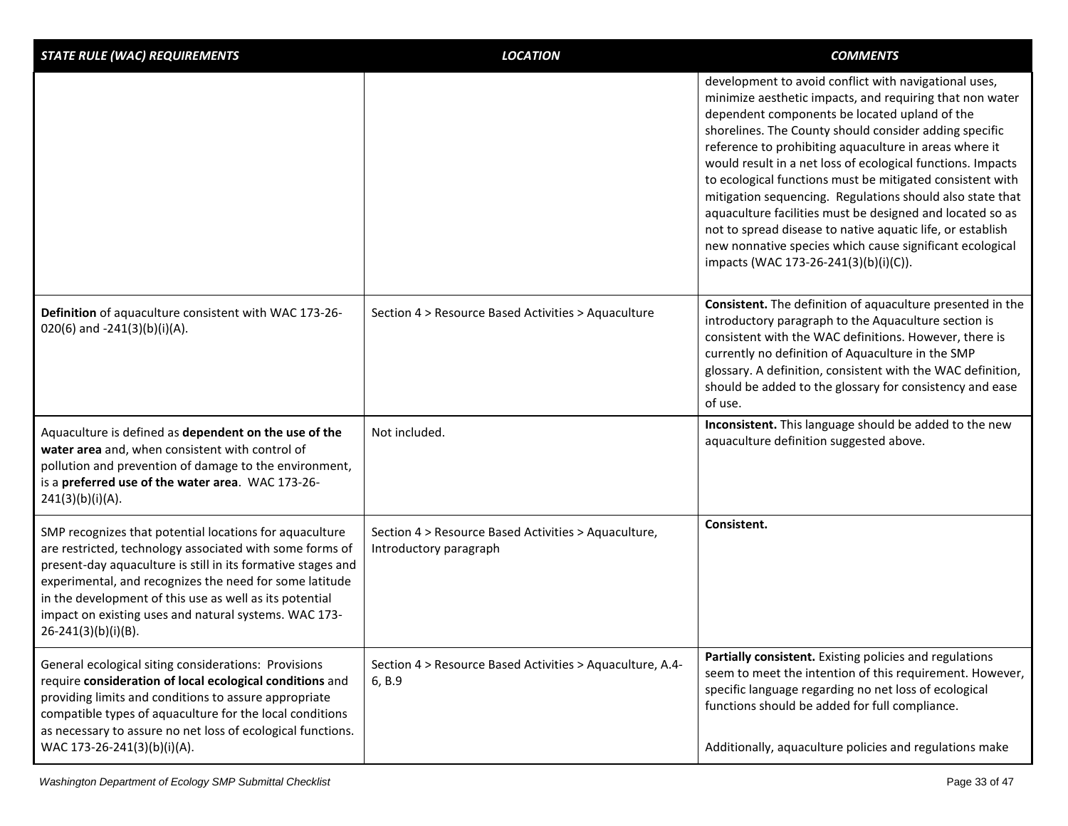| *STATE RULE (WAC) REQUIREMENTS* | *LOCATION* | *COMMENTS* |
|---|---|---|
| | | development to avoid conflict with navigational uses, minimize aesthetic impacts, and requiring that non water dependent components be located upland of the shorelines. The County should consider adding specific reference to prohibiting aquaculture in areas where it would result in a net loss of ecological functions. Impacts to ecological functions must be mitigated consistent with mitigation sequencing. Regulations should also state that aquaculture facilities must be designed and located so as not to spread disease to native aquatic life, or establish new nonnative species which cause significant ecological impacts (WAC 173-26-241(3)(b)(i)(C)). |
| **Definition** of aquaculture consistent with WAC 173-26-020(6) and -241(3)(b)(i)(A). | Section 4 > Resource Based Activities > Aquaculture | **Consistent.** The definition of aquaculture presented in the introductory paragraph to the Aquaculture section is consistent with the WAC definitions. However, there is currently no definition of Aquaculture in the SMP glossary. A definition, consistent with the WAC definition, should be added to the glossary for consistency and ease of use. |
| Aquaculture is defined as **dependent on the use of the water area** and, when consistent with control of pollution and prevention of damage to the environment, is a **preferred use of the water area**. WAC 173-26-241(3)(b)(i)(A). | Not included. | **Inconsistent.** This language should be added to the new aquaculture definition suggested above. |
| SMP recognizes that potential locations for aquaculture are restricted, technology associated with some forms of present-day aquaculture is still in its formative stages and experimental, and recognizes the need for some latitude in the development of this use as well as its potential impact on existing uses and natural systems. WAC 173-26-241(3)(b)(i)(B). | Section 4 > Resource Based Activities > Aquaculture, Introductory paragraph | **Consistent.** |
| General ecological siting considerations: Provisions require **consideration of local ecological conditions** and providing limits and conditions to assure appropriate compatible types of aquaculture for the local conditions as necessary to assure no net loss of ecological functions. WAC 173-26-241(3)(b)(i)(A). | Section 4 > Resource Based Activities > Aquaculture, A.4-6, B.9 | **Partially consistent.** Existing policies and regulations seem to meet the intention of this requirement. However, specific language regarding no net loss of ecological functions should be added for full compliance.<br><br>Additionally, aquaculture policies and regulations make |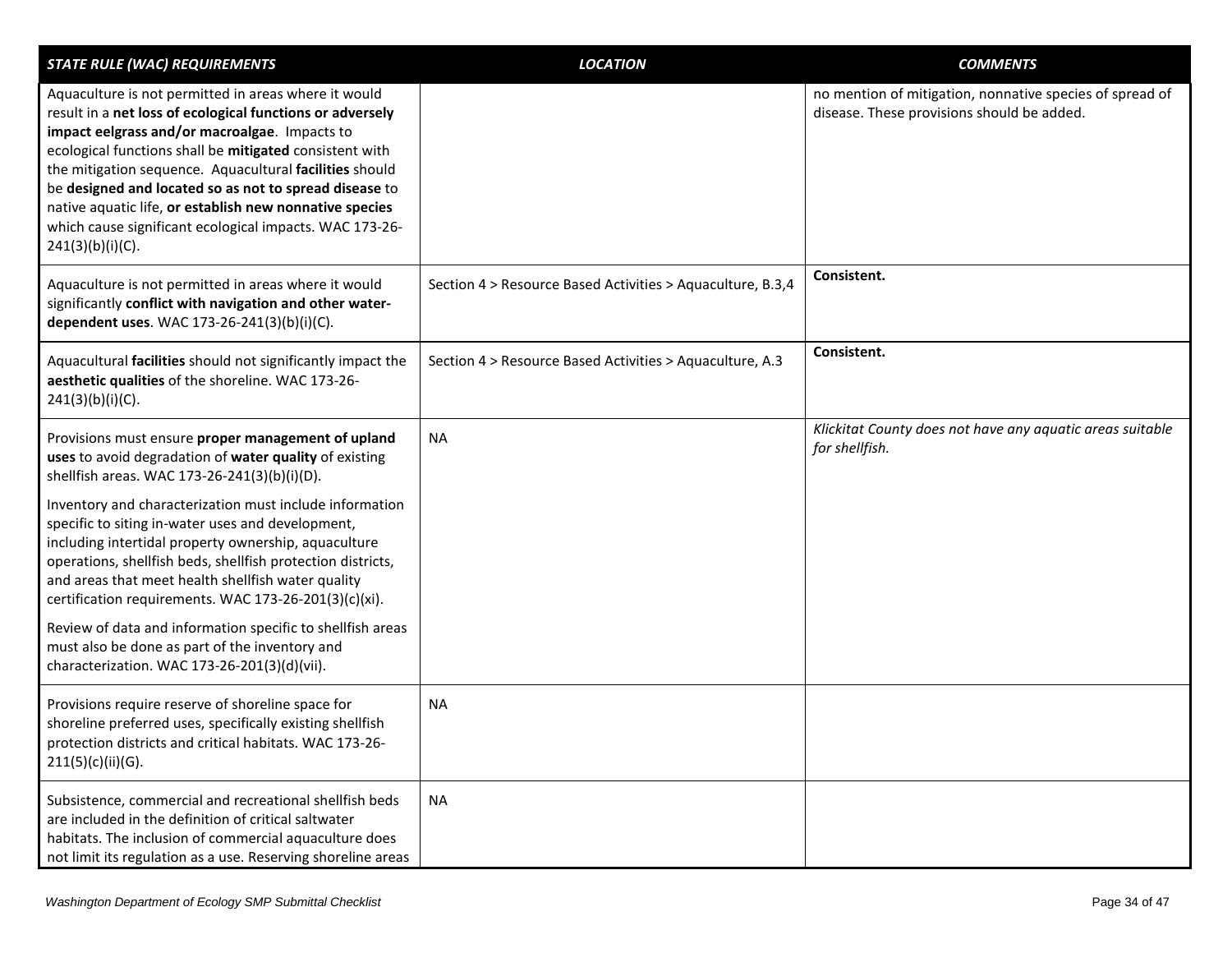| *STATE RULE (WAC) REQUIREMENTS* | *LOCATION* | *COMMENTS* |
|---|---|---|
| Aquaculture is not permitted in areas where it would result in a **net loss of ecological functions or adversely impact eelgrass and/or macroalgae**. Impacts to ecological functions shall be **mitigated** consistent with the mitigation sequence. Aquacultural **facilities** should be **designed and located so as not to spread disease** to native aquatic life, **or establish new nonnative species** which cause significant ecological impacts. WAC 173-26-241(3)(b)(i)(C). | | no mention of mitigation, nonnative species of spread of disease. These provisions should be added. |
| Aquaculture is not permitted in areas where it would significantly **conflict with navigation and other water-dependent uses**. WAC 173-26-241(3)(b)(i)(C). | Section 4 > Resource Based Activities > Aquaculture, B.3,4 | **Consistent.** |
| Aquacultural **facilities** should not significantly impact the **aesthetic qualities** of the shoreline. WAC 173-26-241(3)(b)(i)(C). | Section 4 > Resource Based Activities > Aquaculture, A.3 | **Consistent.** |
| Provisions must ensure **proper management of upland uses** to avoid degradation of **water quality** of existing shellfish areas. WAC 173-26-241(3)(b)(i)(D).<br><br>Inventory and characterization must include information specific to siting in-water uses and development, including intertidal property ownership, aquaculture operations, shellfish beds, shellfish protection districts, and areas that meet health shellfish water quality certification requirements. WAC 173-26-201(3)(c)(xi).<br><br>Review of data and information specific to shellfish areas must also be done as part of the inventory and characterization. WAC 173-26-201(3)(d)(vii). | NA | *Klickitat County does not have any aquatic areas suitable for shellfish.* |
| Provisions require reserve of shoreline space for shoreline preferred uses, specifically existing shellfish protection districts and critical habitats. WAC 173-26-211(5)(c)(ii)(G). | NA | |
| Subsistence, commercial and recreational shellfish beds are included in the definition of critical saltwater habitats. The inclusion of commercial aquaculture does not limit its regulation as a use. Reserving shoreline areas | NA | |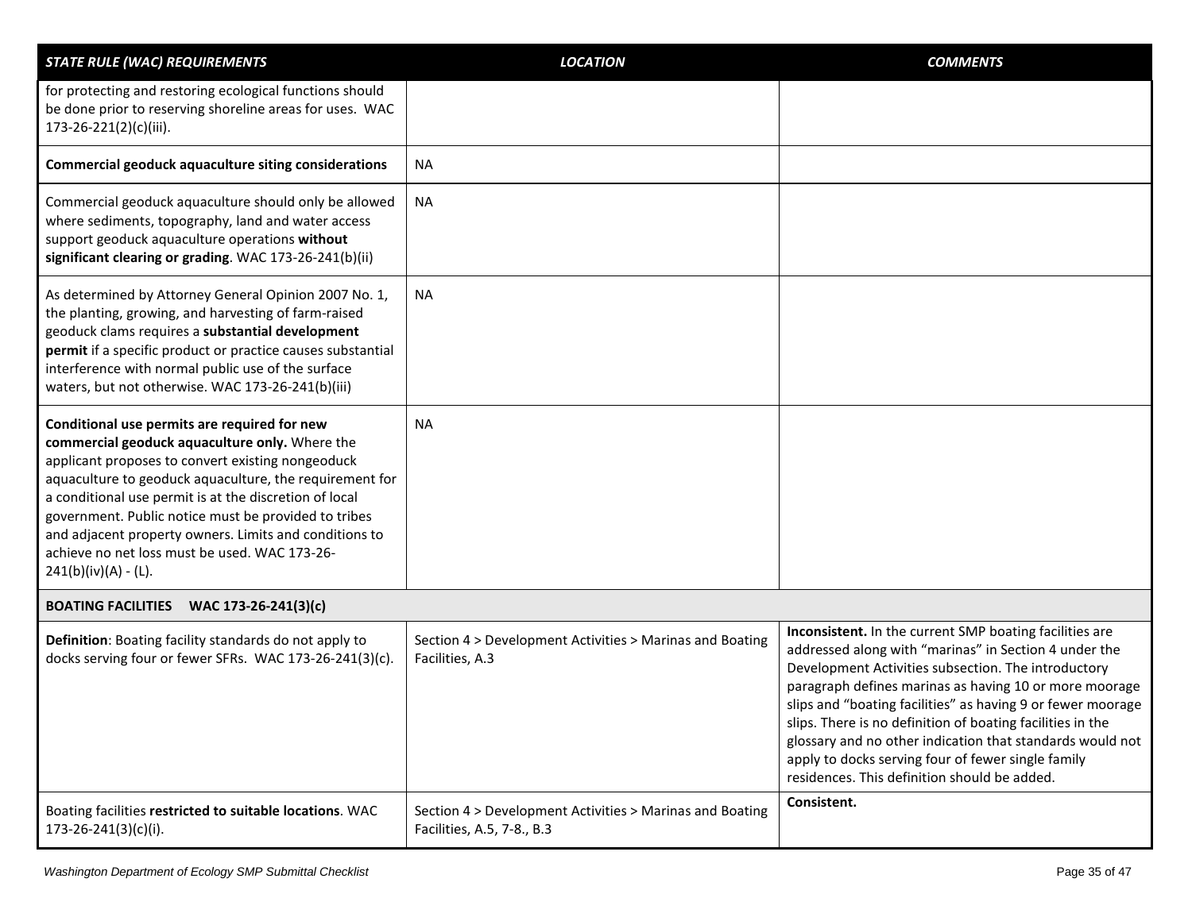| *STATE RULE (WAC) REQUIREMENTS* | *LOCATION* | *COMMENTS* |
|---|---|---|
| for protecting and restoring ecological functions should be done prior to reserving shoreline areas for uses. WAC 173-26-221(2)(c)(iii). | | |
| **Commercial geoduck aquaculture siting considerations** | NA | |
| Commercial geoduck aquaculture should only be allowed where sediments, topography, land and water access support geoduck aquaculture operations **without significant clearing or grading**. WAC 173-26-241(b)(ii) | NA | |
| As determined by Attorney General Opinion 2007 No. 1, the planting, growing, and harvesting of farm-raised geoduck clams requires a **substantial development permit** if a specific product or practice causes substantial interference with normal public use of the surface waters, but not otherwise. WAC 173-26-241(b)(iii) | NA | |
| **Conditional use permits are required for new commercial geoduck aquaculture only.** Where the applicant proposes to convert existing nongeoduck aquaculture to geoduck aquaculture, the requirement for a conditional use permit is at the discretion of local government. Public notice must be provided to tribes and adjacent property owners. Limits and conditions to achieve no net loss must be used. WAC 173-26-241(b)(iv)(A) - (L). | NA | |
| **BOATING FACILITIES WAC 173-26-241(3)(c)** | | |
| **Definition**: Boating facility standards do not apply to docks serving four or fewer SFRs. WAC 173-26-241(3)(c). | Section 4 > Development Activities > Marinas and Boating Facilities, A.3 | **Inconsistent.** In the current SMP boating facilities are addressed along with "marinas" in Section 4 under the Development Activities subsection. The introductory paragraph defines marinas as having 10 or more moorage slips and "boating facilities" as having 9 or fewer moorage slips. There is no definition of boating facilities in the glossary and no other indication that standards would not apply to docks serving four of fewer single family residences. This definition should be added. |
| Boating facilities **restricted to suitable locations**. WAC 173-26-241(3)(c)(i). | Section 4 > Development Activities > Marinas and Boating Facilities, A.5, 7-8., B.3 | **Consistent.** |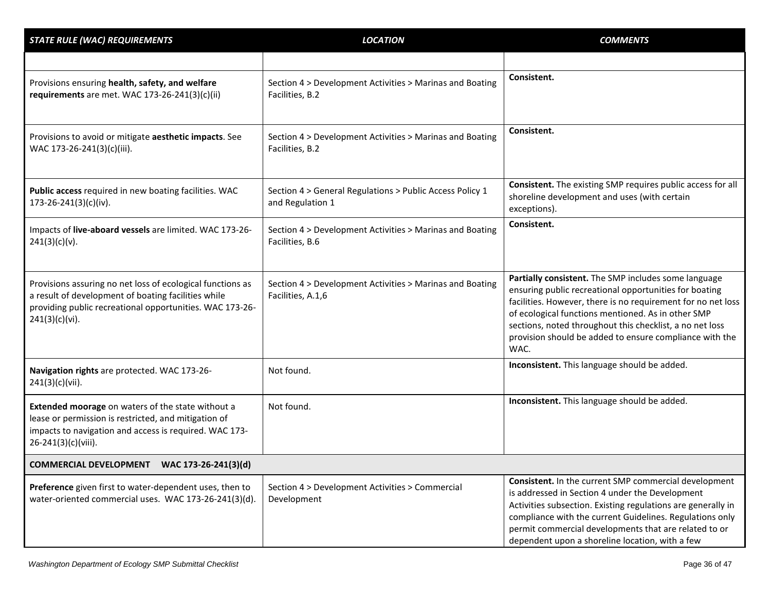| *STATE RULE (WAC) REQUIREMENTS* | *LOCATION* | *COMMENTS* |
|---|---|---|
| | | |
| Provisions ensuring **health, safety, and welfare requirements** are met. WAC 173-26-241(3)(c)(ii) | Section 4 > Development Activities > Marinas and Boating Facilities, B.2 | **Consistent.** |
| Provisions to avoid or mitigate **aesthetic impacts**. See WAC 173-26-241(3)(c)(iii). | Section 4 > Development Activities > Marinas and Boating Facilities, B.2 | **Consistent.** |
| **Public access** required in new boating facilities. WAC 173-26-241(3)(c)(iv). | Section 4 > General Regulations > Public Access Policy 1 and Regulation 1 | **Consistent.** The existing SMP requires public access for all shoreline development and uses (with certain exceptions). |
| Impacts of **live-aboard vessels** are limited. WAC 173-26-241(3)(c)(v). | Section 4 > Development Activities > Marinas and Boating Facilities, B.6 | **Consistent.** |
| Provisions assuring no net loss of ecological functions as a result of development of boating facilities while providing public recreational opportunities. WAC 173-26-241(3)(c)(vi). | Section 4 > Development Activities > Marinas and Boating Facilities, A.1,6 | **Partially consistent.** The SMP includes some language ensuring public recreational opportunities for boating facilities. However, there is no requirement for no net loss of ecological functions mentioned. As in other SMP sections, noted throughout this checklist, a no net loss provision should be added to ensure compliance with the WAC. |
| **Navigation rights** are protected. WAC 173-26-241(3)(c)(vii). | Not found. | **Inconsistent.** This language should be added. |
| **Extended moorage** on waters of the state without a lease or permission is restricted, and mitigation of impacts to navigation and access is required. WAC 173-26-241(3)(c)(viii). | Not found. | **Inconsistent.** This language should be added. |
| **COMMERCIAL DEVELOPMENT WAC 173-26-241(3)(d)** | | |
| **Preference** given first to water-dependent uses, then to water-oriented commercial uses. WAC 173-26-241(3)(d). | Section 4 > Development Activities > Commercial Development | **Consistent.** In the current SMP commercial development is addressed in Section 4 under the Development Activities subsection. Existing regulations are generally in compliance with the current Guidelines. Regulations only permit commercial developments that are related to or dependent upon a shoreline location, with a few |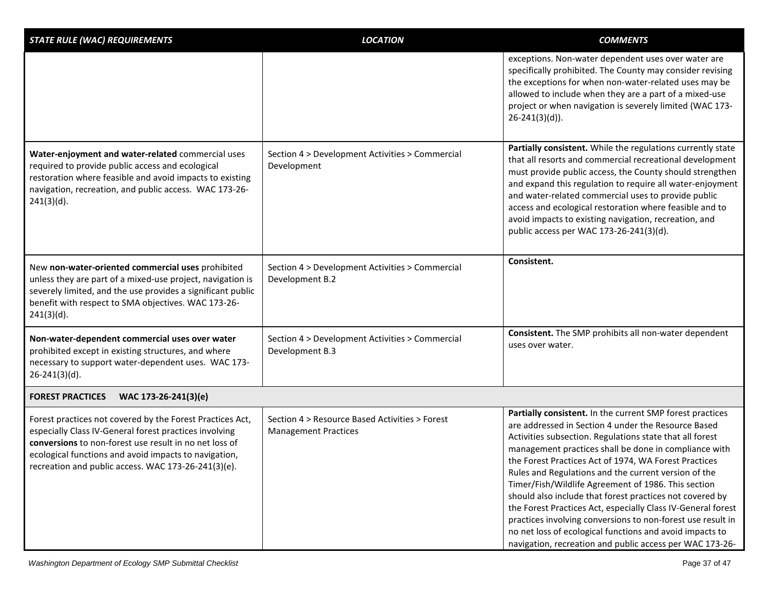| *STATE RULE (WAC) REQUIREMENTS* | *LOCATION* | *COMMENTS* |
|---|---|---|
| | | exceptions. Non-water dependent uses over water are specifically prohibited. The County may consider revising the exceptions for when non-water-related uses may be allowed to include when they are a part of a mixed-use project or when navigation is severely limited (WAC 173-26-241(3)(d)). |
| **Water-enjoyment and water-related** commercial uses required to provide public access and ecological restoration where feasible and avoid impacts to existing navigation, recreation, and public access. WAC 173-26-241(3)(d). | Section 4 > Development Activities > Commercial Development | **Partially consistent.** While the regulations currently state that all resorts and commercial recreational development must provide public access, the County should strengthen and expand this regulation to require all water-enjoyment and water-related commercial uses to provide public access and ecological restoration where feasible and to avoid impacts to existing navigation, recreation, and public access per WAC 173-26-241(3)(d). |
| New **non-water-oriented commercial uses** prohibited unless they are part of a mixed-use project, navigation is severely limited, and the use provides a significant public benefit with respect to SMA objectives. WAC 173-26-241(3)(d). | Section 4 > Development Activities > Commercial Development B.2 | **Consistent.** |
| **Non-water-dependent commercial uses over water** prohibited except in existing structures, and where necessary to support water-dependent uses. WAC 173-26-241(3)(d). | Section 4 > Development Activities > Commercial Development B.3 | **Consistent.** The SMP prohibits all non-water dependent uses over water. |
| **FOREST PRACTICES WAC 173-26-241(3)(e)** | | |
| Forest practices not covered by the Forest Practices Act, especially Class IV-General forest practices involving **conversions** to non-forest use result in no net loss of ecological functions and avoid impacts to navigation, recreation and public access. WAC 173-26-241(3)(e). | Section 4 > Resource Based Activities > Forest Management Practices | **Partially consistent.** In the current SMP forest practices are addressed in Section 4 under the Resource Based Activities subsection. Regulations state that all forest management practices shall be done in compliance with the Forest Practices Act of 1974, WA Forest Practices Rules and Regulations and the current version of the Timer/Fish/Wildlife Agreement of 1986. This section should also include that forest practices not covered by the Forest Practices Act, especially Class IV-General forest practices involving conversions to non-forest use result in no net loss of ecological functions and avoid impacts to navigation, recreation and public access per WAC 173-26- |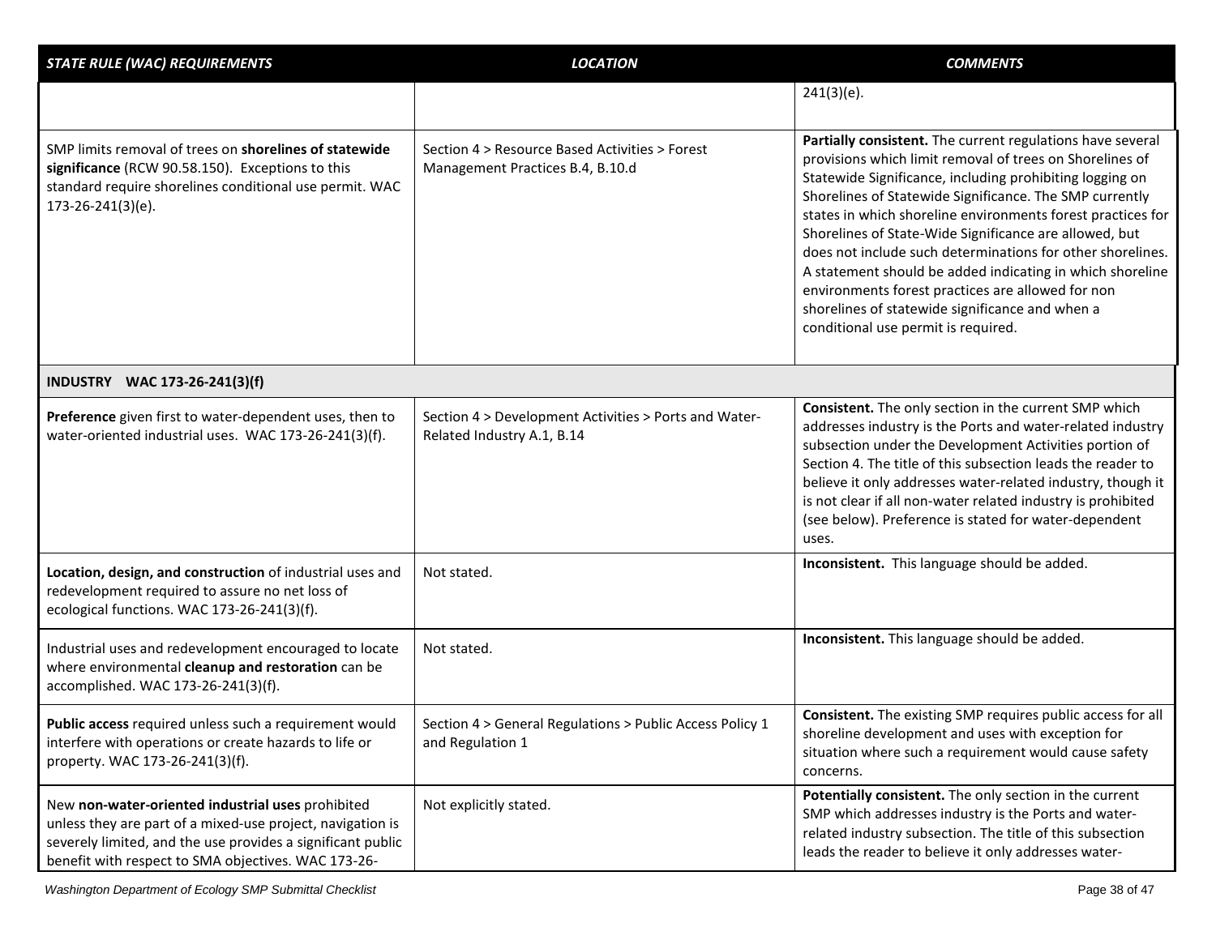| STATE RULE (WAC) REQUIREMENTS | LOCATION | COMMENTS |
|---|---|---|
| | | 241(3)(e). |
| SMP limits removal of trees on **shorelines of statewide significance** (RCW 90.58.150). Exceptions to this standard require shorelines conditional use permit. WAC 173-26-241(3)(e). | Section 4 > Resource Based Activities > Forest Management Practices B.4, B.10.d | **Partially consistent.** The current regulations have several provisions which limit removal of trees on Shorelines of Statewide Significance, including prohibiting logging on Shorelines of Statewide Significance. The SMP currently states in which shoreline environments forest practices for Shorelines of State-Wide Significance are allowed, but does not include such determinations for other shorelines. A statement should be added indicating in which shoreline environments forest practices are allowed for non shorelines of statewide significance and when a conditional use permit is required. |
| **INDUSTRY WAC 173-26-241(3)(f)** | | |
| **Preference** given first to water-dependent uses, then to water-oriented industrial uses. WAC 173-26-241(3)(f). | Section 4 > Development Activities > Ports and Water-Related Industry A.1, B.14 | **Consistent.** The only section in the current SMP which addresses industry is the Ports and water-related industry subsection under the Development Activities portion of Section 4. The title of this subsection leads the reader to believe it only addresses water-related industry, though it is not clear if all non-water related industry is prohibited (see below). Preference is stated for water-dependent uses. |
| **Location, design, and construction** of industrial uses and redevelopment required to assure no net loss of ecological functions. WAC 173-26-241(3)(f). | Not stated. | **Inconsistent.** This language should be added. |
| Industrial uses and redevelopment encouraged to locate where environmental **cleanup and restoration** can be accomplished. WAC 173-26-241(3)(f). | Not stated. | **Inconsistent.** This language should be added. |
| **Public access** required unless such a requirement would interfere with operations or create hazards to life or property. WAC 173-26-241(3)(f). | Section 4 > General Regulations > Public Access Policy 1 and Regulation 1 | **Consistent.** The existing SMP requires public access for all shoreline development and uses with exception for situation where such a requirement would cause safety concerns. |
| New **non-water-oriented industrial uses** prohibited unless they are part of a mixed-use project, navigation is severely limited, and the use provides a significant public benefit with respect to SMA objectives. WAC 173-26- | Not explicitly stated. | **Potentially consistent.** The only section in the current SMP which addresses industry is the Ports and water-related industry subsection. The title of this subsection leads the reader to believe it only addresses water- |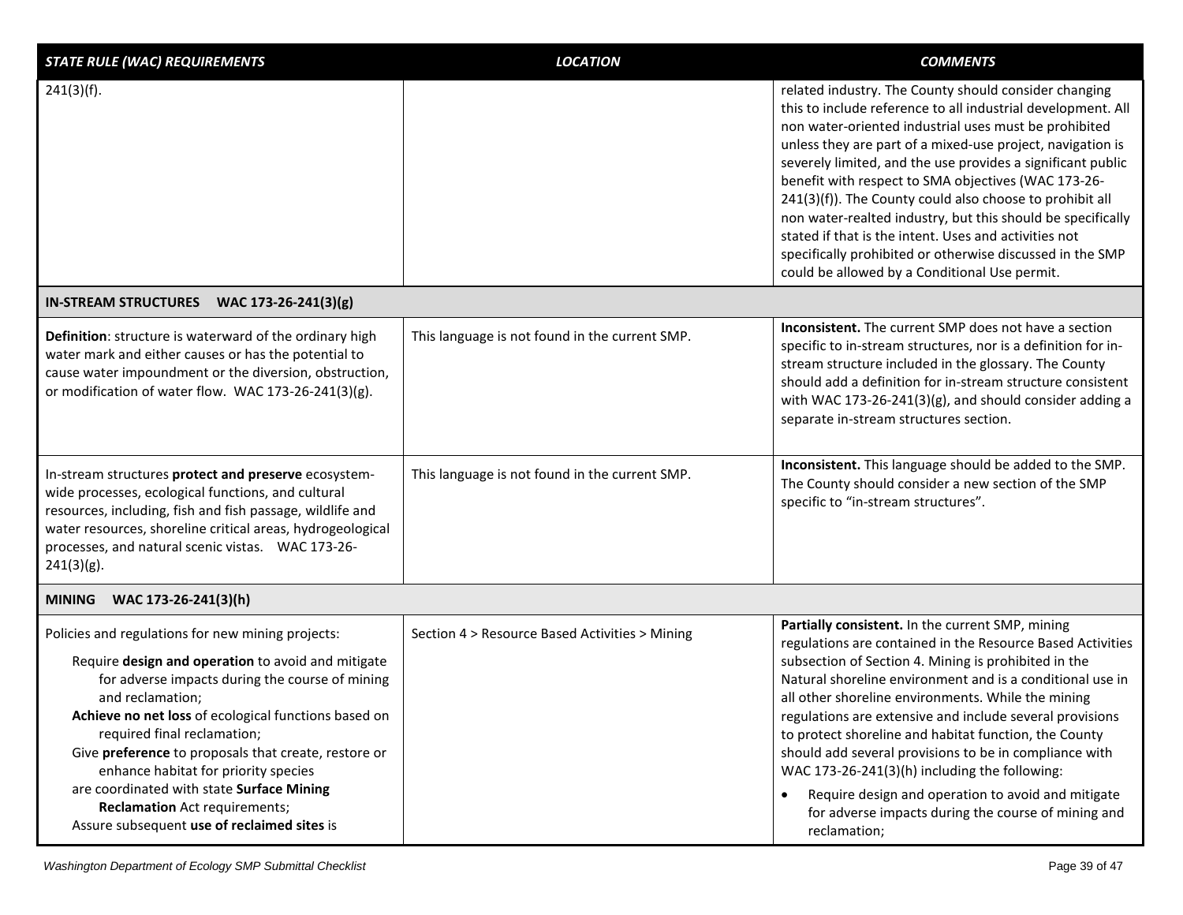| *STATE RULE (WAC) REQUIREMENTS* | *LOCATION* | *COMMENTS* |
|---|---|---|
| 241(3)(f). | | related industry. The County should consider changing this to include reference to all industrial development. All non water-oriented industrial uses must be prohibited unless they are part of a mixed-use project, navigation is severely limited, and the use provides a significant public benefit with respect to SMA objectives (WAC 173-26-241(3)(f)). The County could also choose to prohibit all non water-realted industry, but this should be specifically stated if that is the intent. Uses and activities not specifically prohibited or otherwise discussed in the SMP could be allowed by a Conditional Use permit. |
| **IN-STREAM STRUCTURES WAC 173-26-241(3)(g)** | | |
| **Definition**: structure is waterward of the ordinary high water mark and either causes or has the potential to cause water impoundment or the diversion, obstruction, or modification of water flow. WAC 173-26-241(3)(g). | This language is not found in the current SMP. | **Inconsistent.** The current SMP does not have a section specific to in-stream structures, nor is a definition for in-stream structure included in the glossary. The County should add a definition for in-stream structure consistent with WAC 173-26-241(3)(g), and should consider adding a separate in-stream structures section. |
| In-stream structures **protect and preserve** ecosystem-wide processes, ecological functions, and cultural resources, including, fish and fish passage, wildlife and water resources, shoreline critical areas, hydrogeological processes, and natural scenic vistas. WAC 173-26-241(3)(g). | This language is not found in the current SMP. | **Inconsistent.** This language should be added to the SMP. The County should consider a new section of the SMP specific to "in-stream structures". |
| **MINING WAC 173-26-241(3)(h)** | | |
| Policies and regulations for new mining projects:<br>Require **design and operation** to avoid and mitigate for adverse impacts during the course of mining and reclamation;<br>**Achieve no net loss** of ecological functions based on required final reclamation;<br>Give **preference** to proposals that create, restore or enhance habitat for priority species<br>are coordinated with state **Surface Mining Reclamation** Act requirements;<br>Assure subsequent **use of reclaimed sites** is | Section 4 > Resource Based Activities > Mining | **Partially consistent.** In the current SMP, mining regulations are contained in the Resource Based Activities subsection of Section 4. Mining is prohibited in the Natural shoreline environment and is a conditional use in all other shoreline environments. While the mining regulations are extensive and include several provisions to protect shoreline and habitat function, the County should add several provisions to be in compliance with WAC 173-26-241(3)(h) including the following:<br>• Require design and operation to avoid and mitigate for adverse impacts during the course of mining and reclamation; |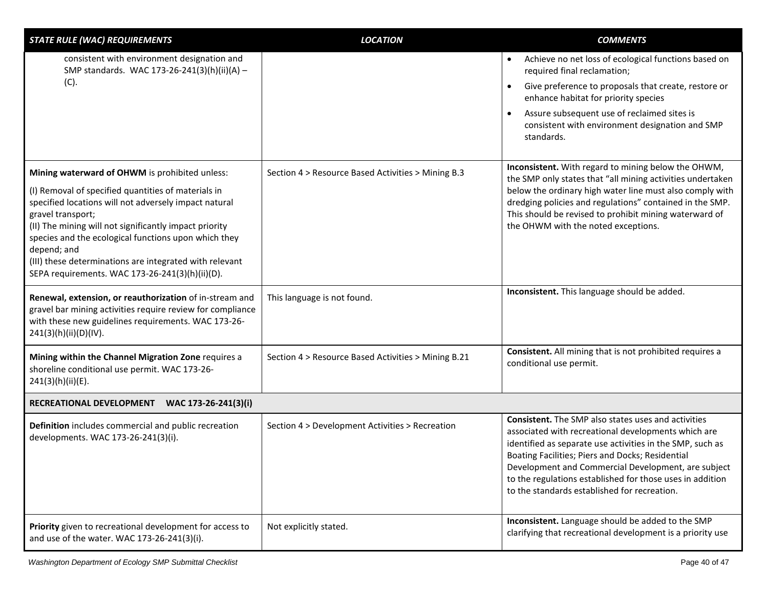| *STATE RULE (WAC) REQUIREMENTS* | *LOCATION* | *COMMENTS* |
|---|---|---|
| consistent with environment designation and SMP standards. WAC 173-26-241(3)(h)(ii)(A) – (C). | | • Achieve no net loss of ecological functions based on required final reclamation;<br>• Give preference to proposals that create, restore or enhance habitat for priority species<br>• Assure subsequent use of reclaimed sites is consistent with environment designation and SMP standards. |
| **Mining waterward of OHWM** is prohibited unless:<br>(I) Removal of specified quantities of materials in specified locations will not adversely impact natural gravel transport;<br>(II) The mining will not significantly impact priority species and the ecological functions upon which they depend; and<br>(III) these determinations are integrated with relevant SEPA requirements. WAC 173-26-241(3)(h)(ii)(D). | Section 4 > Resource Based Activities > Mining B.3 | **Inconsistent.** With regard to mining below the OHWM, the SMP only states that "all mining activities undertaken below the ordinary high water line must also comply with dredging policies and regulations" contained in the SMP. This should be revised to prohibit mining waterward of the OHWM with the noted exceptions. |
| **Renewal, extension, or reauthorization** of in-stream and gravel bar mining activities require review for compliance with these new guidelines requirements. WAC 173-26-241(3)(h)(ii)(D)(IV). | This language is not found. | **Inconsistent.** This language should be added. |
| **Mining within the Channel Migration Zone** requires a shoreline conditional use permit. WAC 173-26-241(3)(h)(ii)(E). | Section 4 > Resource Based Activities > Mining B.21 | **Consistent.** All mining that is not prohibited requires a conditional use permit. |
| **RECREATIONAL DEVELOPMENT WAC 173-26-241(3)(i)** | | |
| **Definition** includes commercial and public recreation developments. WAC 173-26-241(3)(i). | Section 4 > Development Activities > Recreation | **Consistent.** The SMP also states uses and activities associated with recreational developments which are identified as separate use activities in the SMP, such as Boating Facilities; Piers and Docks; Residential Development and Commercial Development, are subject to the regulations established for those uses in addition to the standards established for recreation. |
| **Priority** given to recreational development for access to and use of the water. WAC 173-26-241(3)(i). | Not explicitly stated. | **Inconsistent.** Language should be added to the SMP clarifying that recreational development is a priority use |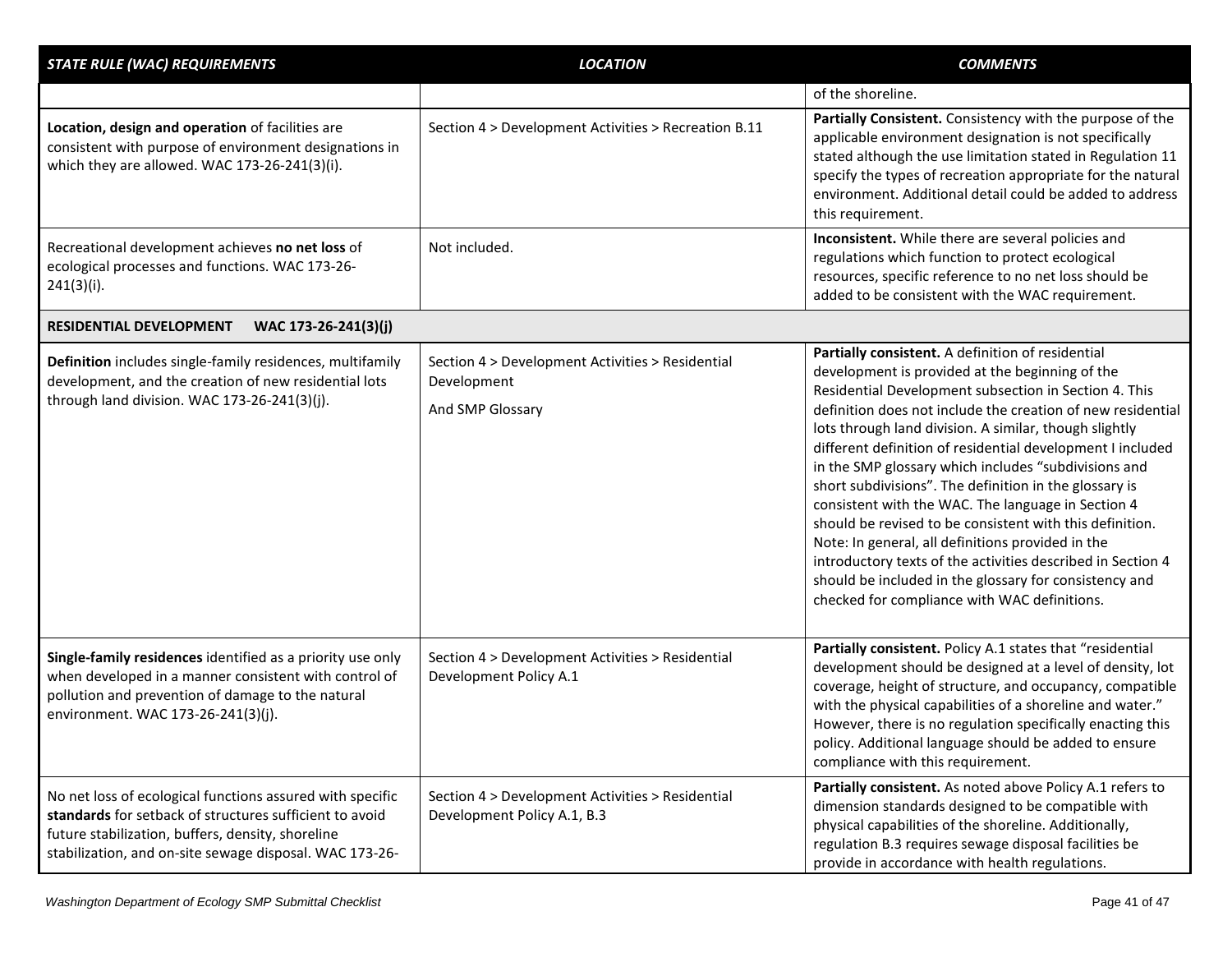| STATE RULE (WAC) REQUIREMENTS | LOCATION | COMMENTS |
|---|---|---|
| | | of the shoreline. |
| **Location, design and operation** of facilities are consistent with purpose of environment designations in which they are allowed. WAC 173-26-241(3)(i). | Section 4 > Development Activities > Recreation B.11 | **Partially Consistent.** Consistency with the purpose of the applicable environment designation is not specifically stated although the use limitation stated in Regulation 11 specify the types of recreation appropriate for the natural environment. Additional detail could be added to address this requirement. |
| Recreational development achieves **no net loss** of ecological processes and functions. WAC 173-26-241(3)(i). | Not included. | **Inconsistent.** While there are several policies and regulations which function to protect ecological resources, specific reference to no net loss should be added to be consistent with the WAC requirement. |
| **RESIDENTIAL DEVELOPMENT WAC 173-26-241(3)(j)** | | |
| **Definition** includes single-family residences, multifamily development, and the creation of new residential lots through land division. WAC 173-26-241(3)(j). | Section 4 > Development Activities > Residential Development<br><br>And SMP Glossary | **Partially consistent.** A definition of residential development is provided at the beginning of the Residential Development subsection in Section 4. This definition does not include the creation of new residential lots through land division. A similar, though slightly different definition of residential development I included in the SMP glossary which includes "subdivisions and short subdivisions". The definition in the glossary is consistent with the WAC. The language in Section 4 should be revised to be consistent with this definition. Note: In general, all definitions provided in the introductory texts of the activities described in Section 4 should be included in the glossary for consistency and checked for compliance with WAC definitions. |
| **Single-family residences** identified as a priority use only when developed in a manner consistent with control of pollution and prevention of damage to the natural environment. WAC 173-26-241(3)(j). | Section 4 > Development Activities > Residential Development Policy A.1 | **Partially consistent.** Policy A.1 states that "residential development should be designed at a level of density, lot coverage, height of structure, and occupancy, compatible with the physical capabilities of a shoreline and water." However, there is no regulation specifically enacting this policy. Additional language should be added to ensure compliance with this requirement. |
| No net loss of ecological functions assured with specific **standards** for setback of structures sufficient to avoid future stabilization, buffers, density, shoreline stabilization, and on-site sewage disposal. WAC 173-26- | Section 4 > Development Activities > Residential Development Policy A.1, B.3 | **Partially consistent.** As noted above Policy A.1 refers to dimension standards designed to be compatible with physical capabilities of the shoreline. Additionally, regulation B.3 requires sewage disposal facilities be provide in accordance with health regulations. |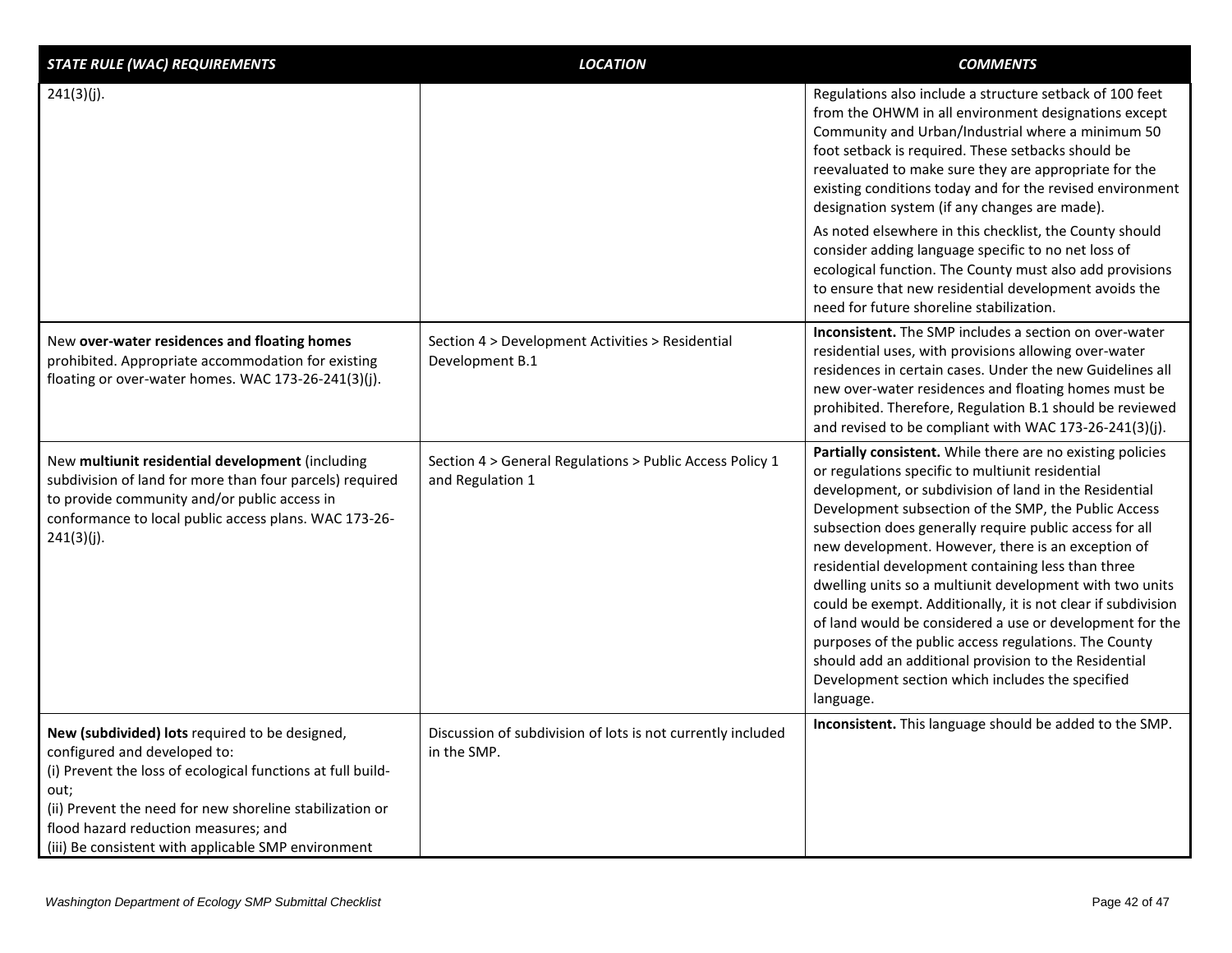| *STATE RULE (WAC) REQUIREMENTS* | *LOCATION* | *COMMENTS* |
|---|---|---|
| 241(3)(j). | | Regulations also include a structure setback of 100 feet from the OHWM in all environment designations except Community and Urban/Industrial where a minimum 50 foot setback is required. These setbacks should be reevaluated to make sure they are appropriate for the existing conditions today and for the revised environment designation system (if any changes are made).<br><br>As noted elsewhere in this checklist, the County should consider adding language specific to no net loss of ecological function. The County must also add provisions to ensure that new residential development avoids the need for future shoreline stabilization. |
| New **over-water residences and floating homes** prohibited. Appropriate accommodation for existing floating or over-water homes. WAC 173-26-241(3)(j). | Section 4 > Development Activities > Residential Development B.1 | **Inconsistent.** The SMP includes a section on over-water residential uses, with provisions allowing over-water residences in certain cases. Under the new Guidelines all new over-water residences and floating homes must be prohibited. Therefore, Regulation B.1 should be reviewed and revised to be compliant with WAC 173-26-241(3)(j). |
| New **multiunit residential development** (including subdivision of land for more than four parcels) required to provide community and/or public access in conformance to local public access plans. WAC 173-26-241(3)(j). | Section 4 > General Regulations > Public Access Policy 1 and Regulation 1 | **Partially consistent.** While there are no existing policies or regulations specific to multiunit residential development, or subdivision of land in the Residential Development subsection of the SMP, the Public Access subsection does generally require public access for all new development. However, there is an exception of residential development containing less than three dwelling units so a multiunit development with two units could be exempt. Additionally, it is not clear if subdivision of land would be considered a use or development for the purposes of the public access regulations. The County should add an additional provision to the Residential Development section which includes the specified language. |
| **New (subdivided) lots** required to be designed, configured and developed to:<br>(i) Prevent the loss of ecological functions at full build-out;<br>(ii) Prevent the need for new shoreline stabilization or flood hazard reduction measures; and<br>(iii) Be consistent with applicable SMP environment | Discussion of subdivision of lots is not currently included in the SMP. | **Inconsistent.** This language should be added to the SMP. |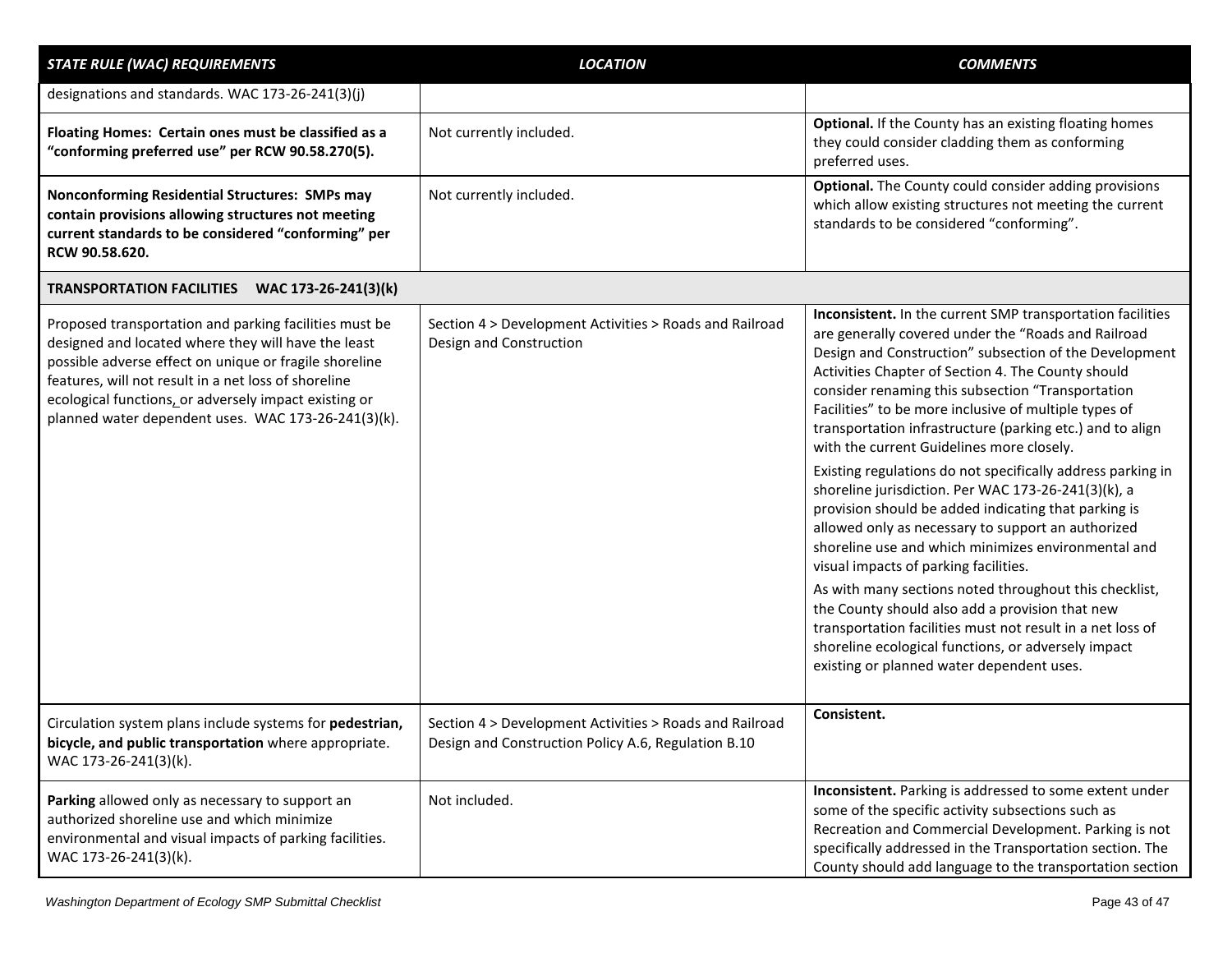| *STATE RULE (WAC) REQUIREMENTS* | *LOCATION* | *COMMENTS* |
|---|---|---|
| designations and standards. WAC 173-26-241(3)(j) | | |
| **Floating Homes: Certain ones must be classified as a "conforming preferred use" per RCW 90.58.270(5).** | Not currently included. | **Optional.** If the County has an existing floating homes they could consider cladding them as conforming preferred uses. |
| **Nonconforming Residential Structures: SMPs may contain provisions allowing structures not meeting current standards to be considered "conforming" per RCW 90.58.620.** | Not currently included. | **Optional.** The County could consider adding provisions which allow existing structures not meeting the current standards to be considered "conforming". |
| **TRANSPORTATION FACILITIES WAC 173-26-241(3)(k)** | | |
| Proposed transportation and parking facilities must be designed and located where they will have the least possible adverse effect on unique or fragile shoreline features, will not result in a net loss of shoreline ecological functions, or adversely impact existing or planned water dependent uses. WAC 173-26-241(3)(k). | Section 4 > Development Activities > Roads and Railroad Design and Construction | **Inconsistent.** In the current SMP transportation facilities are generally covered under the "Roads and Railroad Design and Construction" subsection of the Development Activities Chapter of Section 4. The County should consider renaming this subsection "Transportation Facilities" to be more inclusive of multiple types of transportation infrastructure (parking etc.) and to align with the current Guidelines more closely.<br><br>Existing regulations do not specifically address parking in shoreline jurisdiction. Per WAC 173-26-241(3)(k), a provision should be added indicating that parking is allowed only as necessary to support an authorized shoreline use and which minimizes environmental and visual impacts of parking facilities.<br><br>As with many sections noted throughout this checklist, the County should also add a provision that new transportation facilities must not result in a net loss of shoreline ecological functions, or adversely impact existing or planned water dependent uses. |
| Circulation system plans include systems for **pedestrian, bicycle, and public transportation** where appropriate. WAC 173-26-241(3)(k). | Section 4 > Development Activities > Roads and Railroad Design and Construction Policy A.6, Regulation B.10 | **Consistent.** |
| **Parking** allowed only as necessary to support an authorized shoreline use and which minimize environmental and visual impacts of parking facilities. WAC 173-26-241(3)(k). | Not included. | **Inconsistent.** Parking is addressed to some extent under some of the specific activity subsections such as Recreation and Commercial Development. Parking is not specifically addressed in the Transportation section. The County should add language to the transportation section |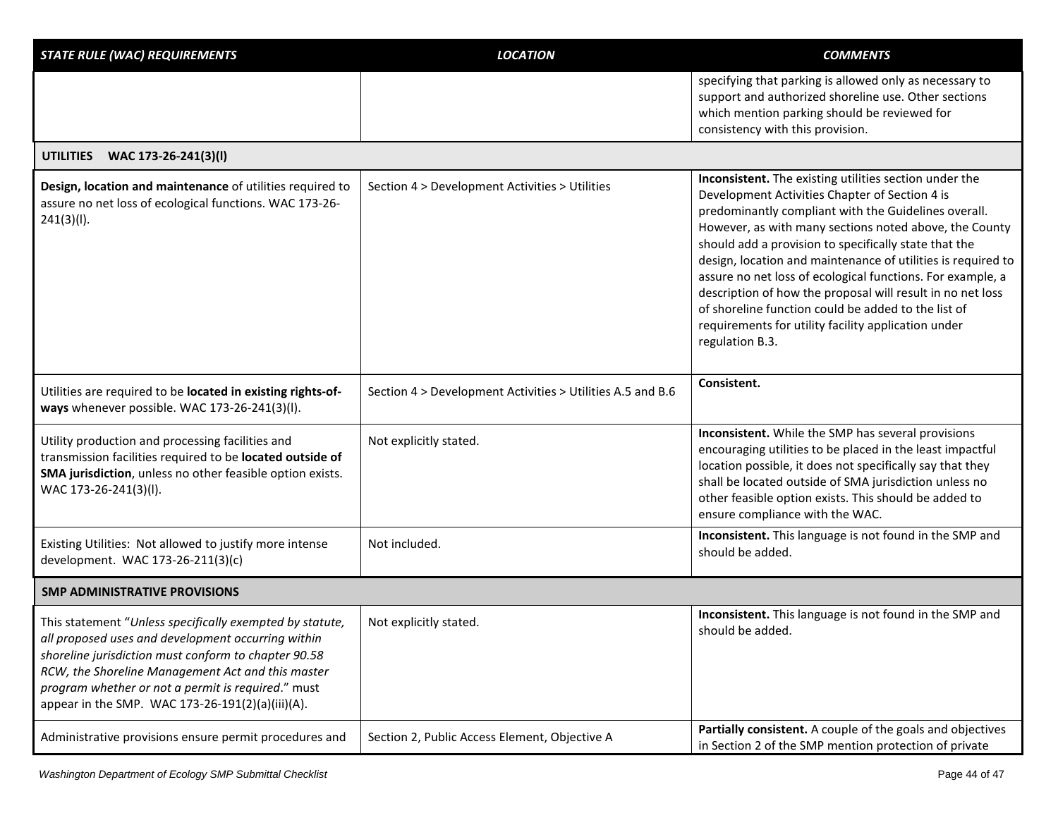| *STATE RULE (WAC) REQUIREMENTS* | *LOCATION* | *COMMENTS* |
|---|---|---|
| | | specifying that parking is allowed only as necessary to support and authorized shoreline use. Other sections which mention parking should be reviewed for consistency with this provision. |
| **UTILITIES WAC 173-26-241(3)(l)** | | |
| **Design, location and maintenance** of utilities required to assure no net loss of ecological functions. WAC 173-26-241(3)(l). | Section 4 > Development Activities > Utilities | **Inconsistent.** The existing utilities section under the Development Activities Chapter of Section 4 is predominantly compliant with the Guidelines overall. However, as with many sections noted above, the County should add a provision to specifically state that the design, location and maintenance of utilities is required to assure no net loss of ecological functions. For example, a description of how the proposal will result in no net loss of shoreline function could be added to the list of requirements for utility facility application under regulation B.3. |
| Utilities are required to be **located in existing rights-of-ways** whenever possible. WAC 173-26-241(3)(l). | Section 4 > Development Activities > Utilities A.5 and B.6 | **Consistent.** |
| Utility production and processing facilities and transmission facilities required to be **located outside of SMA jurisdiction**, unless no other feasible option exists. WAC 173-26-241(3)(l). | Not explicitly stated. | **Inconsistent.** While the SMP has several provisions encouraging utilities to be placed in the least impactful location possible, it does not specifically say that they shall be located outside of SMA jurisdiction unless no other feasible option exists. This should be added to ensure compliance with the WAC. |
| Existing Utilities: Not allowed to justify more intense development. WAC 173-26-211(3)(c) | Not included. | **Inconsistent.** This language is not found in the SMP and should be added. |
| **SMP ADMINISTRATIVE PROVISIONS** | | |
| This statement "*Unless specifically exempted by statute, all proposed uses and development occurring within shoreline jurisdiction must conform to chapter 90.58 RCW, the Shoreline Management Act and this master program whether or not a permit is required*." must appear in the SMP. WAC 173-26-191(2)(a)(iii)(A). | Not explicitly stated. | **Inconsistent.** This language is not found in the SMP and should be added. |
| Administrative provisions ensure permit procedures and | Section 2, Public Access Element, Objective A | **Partially consistent.** A couple of the goals and objectives in Section 2 of the SMP mention protection of private |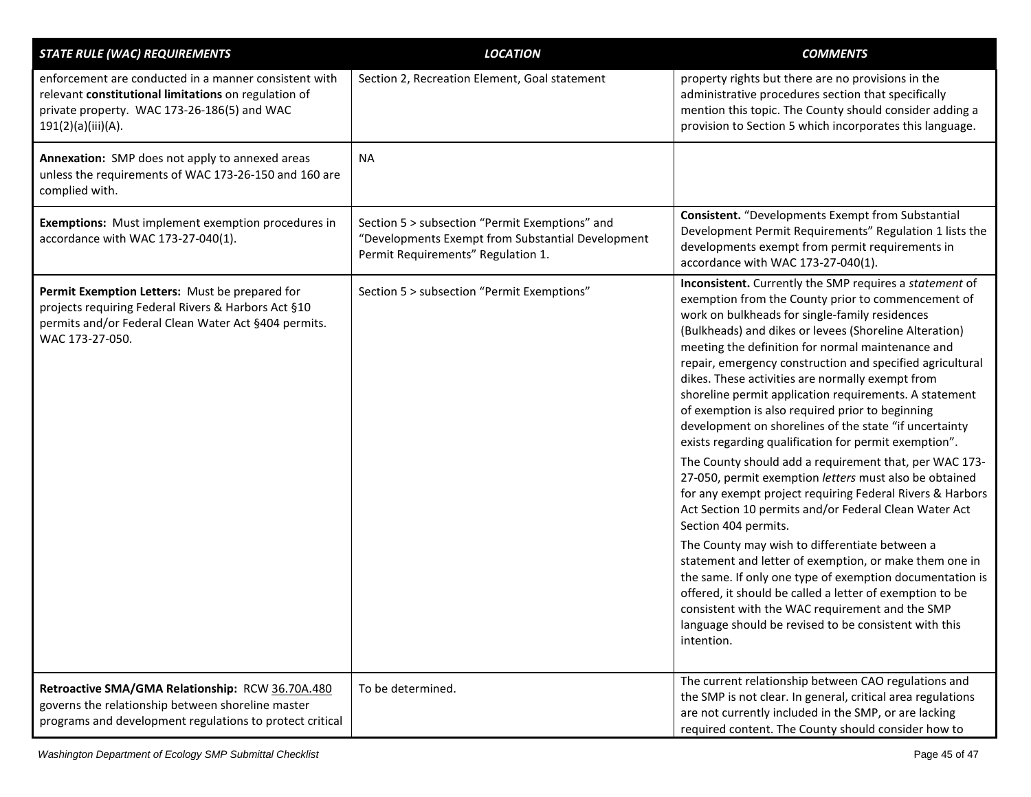| *STATE RULE (WAC) REQUIREMENTS* | *LOCATION* | *COMMENTS* |
|---|---|---|
| enforcement are conducted in a manner consistent with relevant **constitutional limitations** on regulation of private property. WAC 173-26-186(5) and WAC 191(2)(a)(iii)(A). | Section 2, Recreation Element, Goal statement | property rights but there are no provisions in the administrative procedures section that specifically mention this topic. The County should consider adding a provision to Section 5 which incorporates this language. |
| **Annexation:** SMP does not apply to annexed areas unless the requirements of WAC 173-26-150 and 160 are complied with. | NA | |
| **Exemptions:** Must implement exemption procedures in accordance with WAC 173-27-040(1). | Section 5 > subsection "Permit Exemptions" and "Developments Exempt from Substantial Development Permit Requirements" Regulation 1. | **Consistent.** "Developments Exempt from Substantial Development Permit Requirements" Regulation 1 lists the developments exempt from permit requirements in accordance with WAC 173-27-040(1). |
| **Permit Exemption Letters:** Must be prepared for projects requiring Federal Rivers & Harbors Act §10 permits and/or Federal Clean Water Act §404 permits. WAC 173-27-050. | Section 5 > subsection "Permit Exemptions" | **Inconsistent.** Currently the SMP requires a *statement* of exemption from the County prior to commencement of work on bulkheads for single-family residences (Bulkheads) and dikes or levees (Shoreline Alteration) meeting the definition for normal maintenance and repair, emergency construction and specified agricultural dikes. These activities are normally exempt from shoreline permit application requirements. A statement of exemption is also required prior to beginning development on shorelines of the state "if uncertainty exists regarding qualification for permit exemption".<br><br>The County should add a requirement that, per WAC 173-27-050, permit exemption *letters* must also be obtained for any exempt project requiring Federal Rivers & Harbors Act Section 10 permits and/or Federal Clean Water Act Section 404 permits.<br><br>The County may wish to differentiate between a statement and letter of exemption, or make them one in the same. If only one type of exemption documentation is offered, it should be called a letter of exemption to be consistent with the WAC requirement and the SMP language should be revised to be consistent with this intention. |
| **Retroactive SMA/GMA Relationship:** RCW 36.70A.480 governs the relationship between shoreline master programs and development regulations to protect critical | To be determined. | The current relationship between CAO regulations and the SMP is not clear. In general, critical area regulations are not currently included in the SMP, or are lacking required content. The County should consider how to |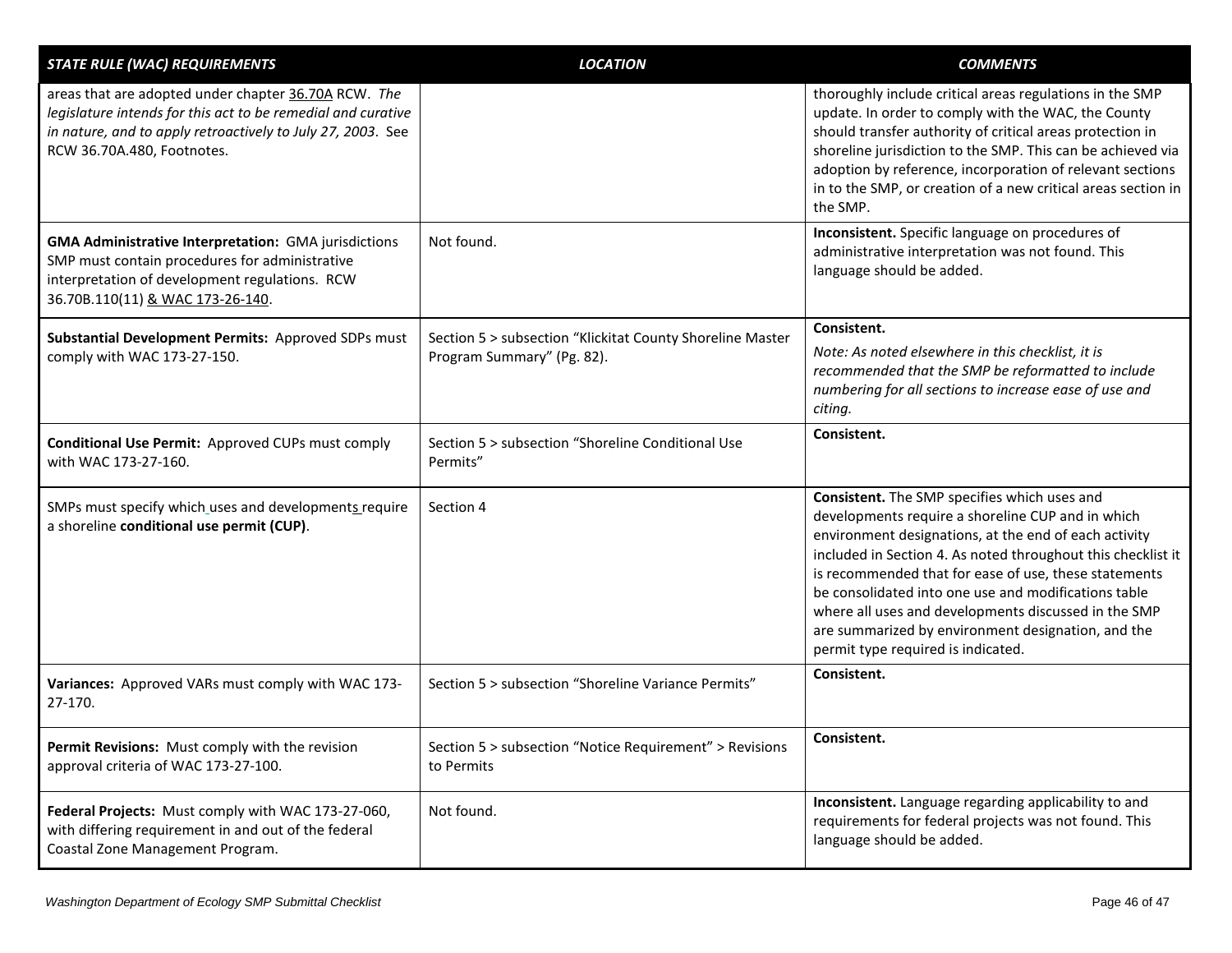| *STATE RULE (WAC) REQUIREMENTS* | *LOCATION* | *COMMENTS* |
|---|---|---|
| areas that are adopted under chapter 36.70A RCW. *The legislature intends for this act to be remedial and curative in nature, and to apply retroactively to July 27, 2003*. See RCW 36.70A.480, Footnotes. | | thoroughly include critical areas regulations in the SMP update. In order to comply with the WAC, the County should transfer authority of critical areas protection in shoreline jurisdiction to the SMP. This can be achieved via adoption by reference, incorporation of relevant sections in to the SMP, or creation of a new critical areas section in the SMP. |
| **GMA Administrative Interpretation:** GMA jurisdictions SMP must contain procedures for administrative interpretation of development regulations. RCW 36.70B.110(11) & WAC 173-26-140. | Not found. | **Inconsistent.** Specific language on procedures of administrative interpretation was not found. This language should be added. |
| **Substantial Development Permits:** Approved SDPs must comply with WAC 173-27-150. | Section 5 > subsection "Klickitat County Shoreline Master Program Summary" (Pg. 82). | **Consistent.** *Note: As noted elsewhere in this checklist, it is recommended that the SMP be reformatted to include numbering for all sections to increase ease of use and citing.* |
| **Conditional Use Permit:** Approved CUPs must comply with WAC 173-27-160. | Section 5 > subsection "Shoreline Conditional Use Permits" | **Consistent.** |
| SMPs must specify which uses and developments require a shoreline **conditional use permit (CUP)**. | Section 4 | **Consistent.** The SMP specifies which uses and developments require a shoreline CUP and in which environment designations, at the end of each activity included in Section 4. As noted throughout this checklist it is recommended that for ease of use, these statements be consolidated into one use and modifications table where all uses and developments discussed in the SMP are summarized by environment designation, and the permit type required is indicated. |
| **Variances:** Approved VARs must comply with WAC 173-27-170. | Section 5 > subsection "Shoreline Variance Permits" | **Consistent.** |
| **Permit Revisions:** Must comply with the revision approval criteria of WAC 173-27-100. | Section 5 > subsection "Notice Requirement" > Revisions to Permits | **Consistent.** |
| **Federal Projects:** Must comply with WAC 173-27-060, with differing requirement in and out of the federal Coastal Zone Management Program. | Not found. | **Inconsistent.** Language regarding applicability to and requirements for federal projects was not found. This language should be added. |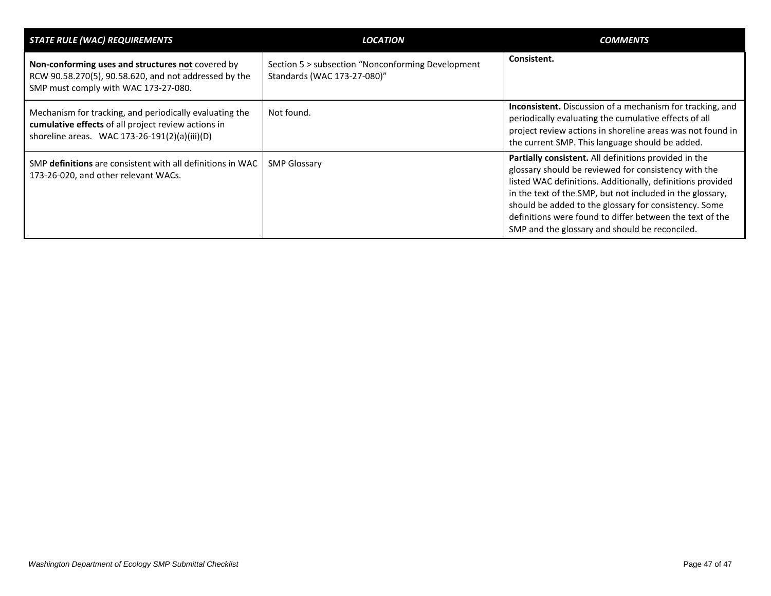| ***STATE RULE (WAC) REQUIREMENTS*** | ***LOCATION*** | ***COMMENTS*** |
|---|---|---|
| **Non-conforming uses and structures <u>not</u>** covered by RCW 90.58.270(5), 90.58.620, and not addressed by the SMP must comply with WAC 173-27-080. | Section 5 > subsection "Nonconforming Development Standards (WAC 173-27-080)" | **Consistent.** |
| Mechanism for tracking, and periodically evaluating the **cumulative effects** of all project review actions in shoreline areas. WAC 173-26-191(2)(a)(iii)(D) | Not found. | **Inconsistent.** Discussion of a mechanism for tracking, and periodically evaluating the cumulative effects of all project review actions in shoreline areas was not found in the current SMP. This language should be added. |
| SMP **definitions** are consistent with all definitions in WAC 173-26-020, and other relevant WACs. | SMP Glossary | **Partially consistent.** All definitions provided in the glossary should be reviewed for consistency with the listed WAC definitions. Additionally, definitions provided in the text of the SMP, but not included in the glossary, should be added to the glossary for consistency. Some definitions were found to differ between the text of the SMP and the glossary and should be reconciled. |